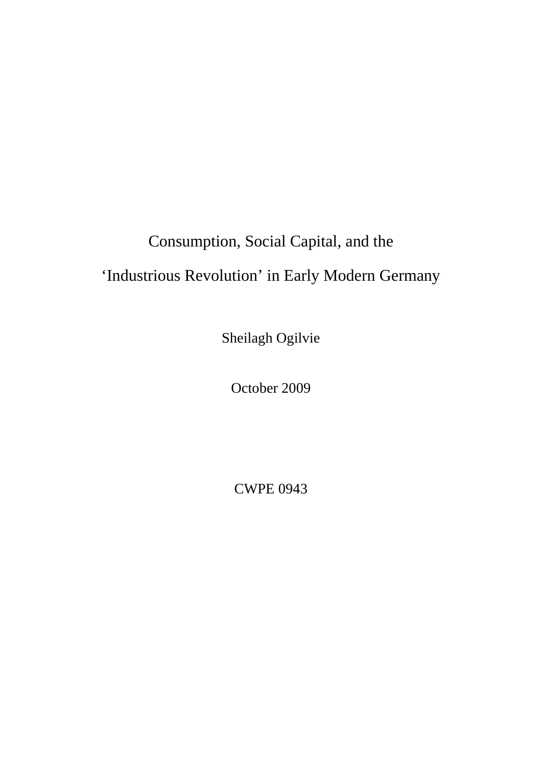# Consumption, Social Capital, and the ‘Industrious Revolution’ in Early Modern Germany

Sheilagh Ogilvie

October 2009

CWPE 0943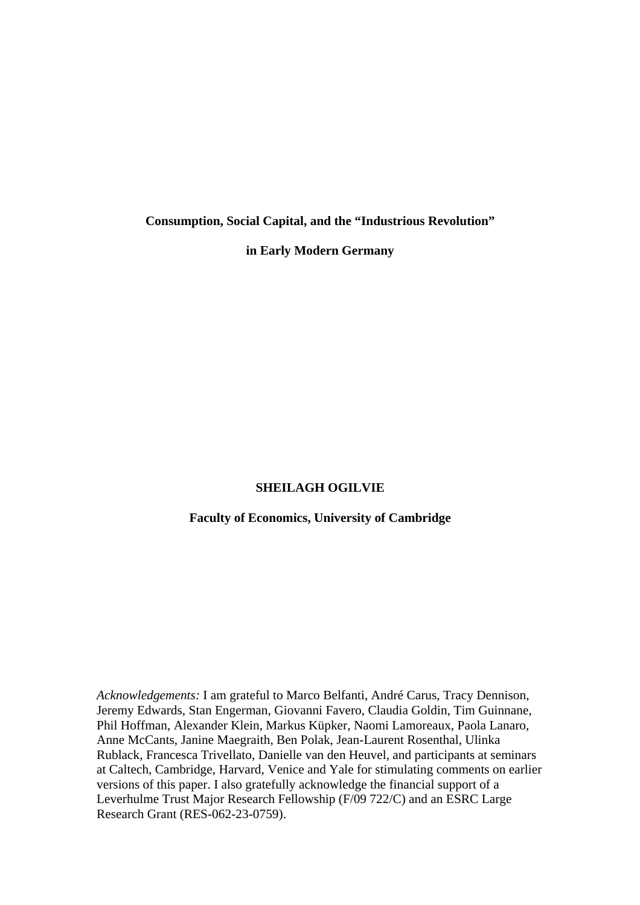**Consumption, Social Capital, and the "Industrious Revolution"**

**in Early Modern Germany**

**SHEILAGH OGILVIE**

**Faculty of Economics, University of Cambridge**

*Acknowledgements:* I am grateful to Marco Belfanti, André Carus, Tracy Dennison, Jeremy Edwards, Stan Engerman, Giovanni Favero, Claudia Goldin, Tim Guinnane, Phil Hoffman, Alexander Klein, Markus Küpker, Naomi Lamoreaux, Paola Lanaro, Anne McCants, Janine Maegraith, Ben Polak, Jean-Laurent Rosenthal, Ulinka Rublack, Francesca Trivellato, Danielle van den Heuvel, and participants at seminars at Caltech, Cambridge, Harvard, Venice and Yale for stimulating comments on earlier versions of this paper. I also gratefully acknowledge the financial support of a Leverhulme Trust Major Research Fellowship (F/09 722/C) and an ESRC Large Research Grant (RES-062-23-0759).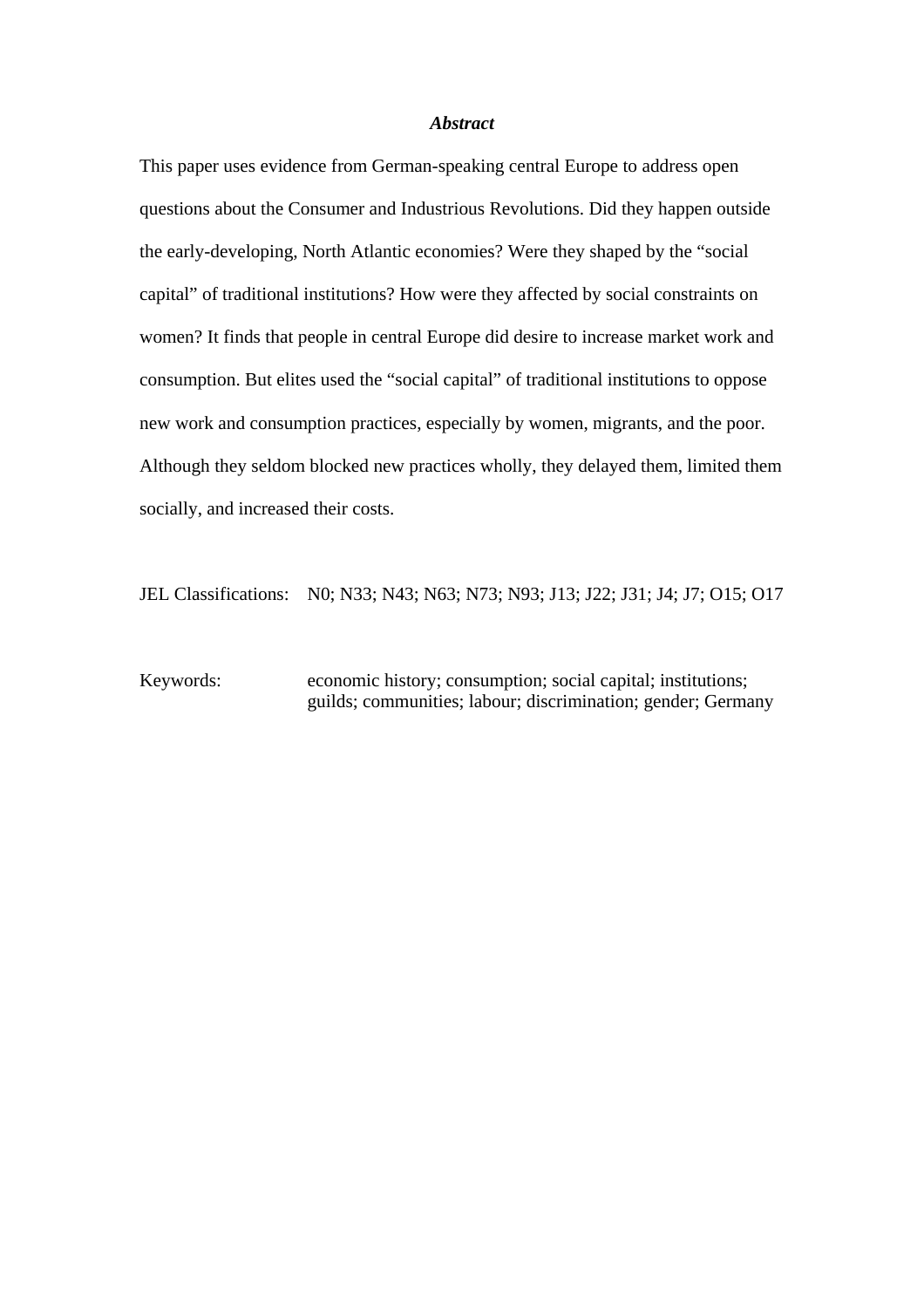## *Abstract*

This paper uses evidence from German-speaking central Europe to address open questions about the Consumer and Industrious Revolutions. Did they happen outside the early-developing, North Atlantic economies? Were they shaped by the "social capital" of traditional institutions? How were they affected by social constraints on women? It finds that people in central Europe did desire to increase market work and consumption. But elites used the "social capital" of traditional institutions to oppose new work and consumption practices, especially by women, migrants, and the poor. Although they seldom blocked new practices wholly, they delayed them, limited them socially, and increased their costs.

JEL Classifications: N0; N33; N43; N63; N73; N93; J13; J22; J31; J4; J7; O15; O17

Keywords: economic history; consumption; social capital; institutions; guilds; communities; labour; discrimination; gender; Germany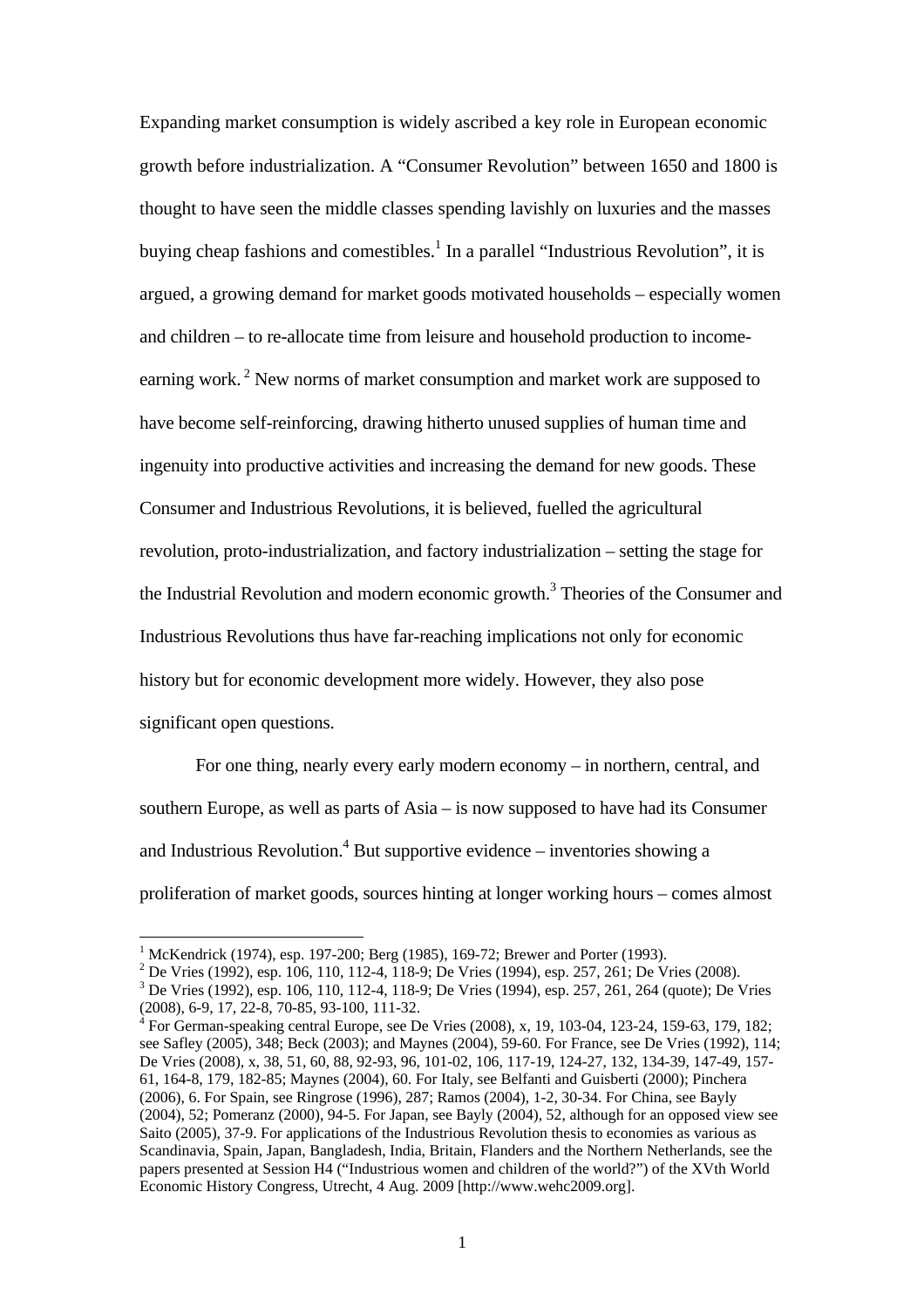Expanding market consumption is widely ascribed a key role in European economic growth before industrialization. A "Consumer Revolution" between 1650 and 1800 is thought to have seen the middle classes spending lavishly on luxuries and the masses buying cheap fashions and comestibles.[1] In a parallel "Industrious Revolution", it is argued, a growing demand for market goods motivated households – especially women and children – to re-allocate time from leisure and household production to income-earning work.[2] New norms of market consumption and market work are supposed to have become self-reinforcing, drawing hitherto unused supplies of human time and ingenuity into productive activities and increasing the demand for new goods. These Consumer and Industrious Revolutions, it is believed, fuelled the agricultural revolution, proto-industrialization, and factory industrialization – setting the stage for the Industrial Revolution and modern economic growth.[3] Theories of the Consumer and Industrious Revolutions thus have far-reaching implications not only for economic history but for economic development more widely. However, they also pose significant open questions.

For one thing, nearly every early modern economy – in northern, central, and southern Europe, as well as parts of Asia – is now supposed to have had its Consumer and Industrious Revolution.[4] But supportive evidence – inventories showing a proliferation of market goods, sources hinting at longer working hours – comes almost

---

[1] McKendrick (1974), esp. 197-200; Berg (1985), 169-72; Brewer and Porter (1993).

[2] De Vries (1992), esp. 106, 110, 112-4, 118-9; De Vries (1994), esp. 257, 261; De Vries (2008).

[3] De Vries (1992), esp. 106, 110, 112-4, 118-9; De Vries (1994), esp. 257, 261, 264 (quote); De Vries (2008), 6-9, 17, 22-8, 70-85, 93-100, 111-32.

[4] For German-speaking central Europe, see De Vries (2008), x, 19, 103-04, 123-24, 159-63, 179, 182; see Safley (2005), 348; Beck (2003); and Maynes (2004), 59-60. For France, see De Vries (1992), 114; De Vries (2008), x, 38, 51, 60, 88, 92-93, 96, 101-02, 106, 117-19, 124-27, 132, 134-39, 147-49, 157-61, 164-8, 179, 182-85; Maynes (2004), 60. For Italy, see Belfanti and Guisberti (2000); Pinchera (2006), 6. For Spain, see Ringrose (1996), 287; Ramos (2004), 1-2, 30-34. For China, see Bayly (2004), 52; Pomeranz (2000), 94-5. For Japan, see Bayly (2004), 52, although for an opposed view see Saito (2005), 37-9. For applications of the Industrious Revolution thesis to economies as various as Scandinavia, Spain, Japan, Bangladesh, India, Britain, Flanders and the Northern Netherlands, see the papers presented at Session H4 ("Industrious women and children of the world?") of the XVth World Economic History Congress, Utrecht, 4 Aug. 2009 [http://www.wehc2009.org].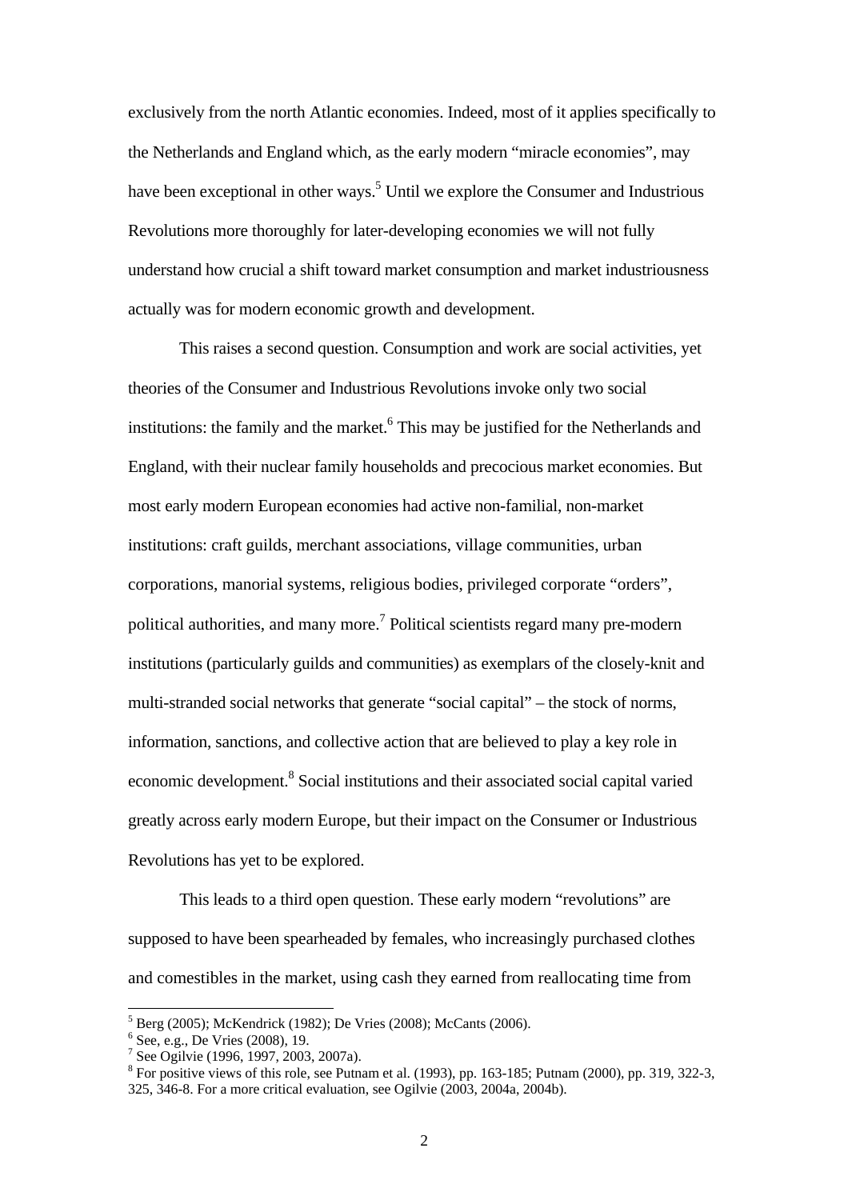exclusively from the north Atlantic economies. Indeed, most of it applies specifically to the Netherlands and England which, as the early modern "miracle economies", may have been exceptional in other ways.[5] Until we explore the Consumer and Industrious Revolutions more thoroughly for later-developing economies we will not fully understand how crucial a shift toward market consumption and market industriousness actually was for modern economic growth and development.

This raises a second question. Consumption and work are social activities, yet theories of the Consumer and Industrious Revolutions invoke only two social institutions: the family and the market.[6] This may be justified for the Netherlands and England, with their nuclear family households and precocious market economies. But most early modern European economies had active non-familial, non-market institutions: craft guilds, merchant associations, village communities, urban corporations, manorial systems, religious bodies, privileged corporate "orders", political authorities, and many more.[7] Political scientists regard many pre-modern institutions (particularly guilds and communities) as exemplars of the closely-knit and multi-stranded social networks that generate "social capital" – the stock of norms, information, sanctions, and collective action that are believed to play a key role in economic development.[8] Social institutions and their associated social capital varied greatly across early modern Europe, but their impact on the Consumer or Industrious Revolutions has yet to be explored.

This leads to a third open question. These early modern "revolutions" are supposed to have been spearheaded by females, who increasingly purchased clothes and comestibles in the market, using cash they earned from reallocating time from

---

[5] Berg (2005); McKendrick (1982); De Vries (2008); McCants (2006).

[6] See, e.g., De Vries (2008), 19.

[7] See Ogilvie (1996, 1997, 2003, 2007a).

[8] For positive views of this role, see Putnam et al. (1993), pp. 163-185; Putnam (2000), pp. 319, 322-3, 325, 346-8. For a more critical evaluation, see Ogilvie (2003, 2004a, 2004b).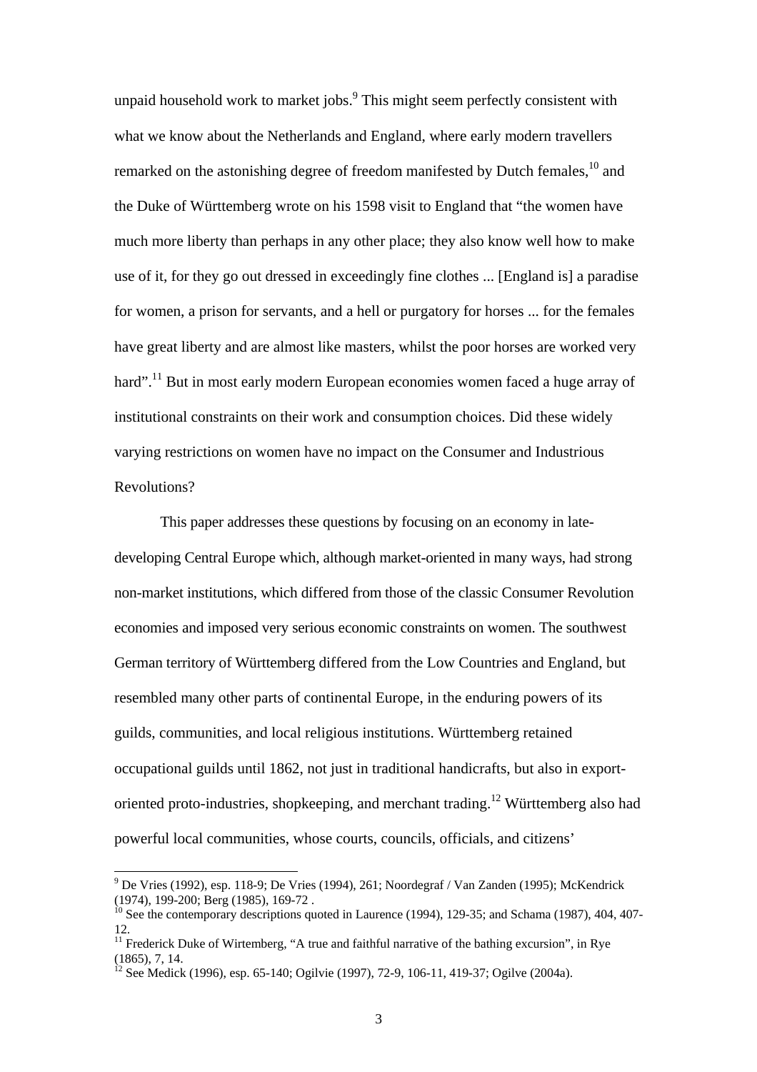unpaid household work to market jobs.[9] This might seem perfectly consistent with what we know about the Netherlands and England, where early modern travellers remarked on the astonishing degree of freedom manifested by Dutch females,[10] and the Duke of Württemberg wrote on his 1598 visit to England that "the women have much more liberty than perhaps in any other place; they also know well how to make use of it, for they go out dressed in exceedingly fine clothes ... [England is] a paradise for women, a prison for servants, and a hell or purgatory for horses ... for the females have great liberty and are almost like masters, whilst the poor horses are worked very hard".[11] But in most early modern European economies women faced a huge array of institutional constraints on their work and consumption choices. Did these widely varying restrictions on women have no impact on the Consumer and Industrious Revolutions?

This paper addresses these questions by focusing on an economy in late-developing Central Europe which, although market-oriented in many ways, had strong non-market institutions, which differed from those of the classic Consumer Revolution economies and imposed very serious economic constraints on women. The southwest German territory of Württemberg differed from the Low Countries and England, but resembled many other parts of continental Europe, in the enduring powers of its guilds, communities, and local religious institutions. Württemberg retained occupational guilds until 1862, not just in traditional handicrafts, but also in export-oriented proto-industries, shopkeeping, and merchant trading.[12] Württemberg also had powerful local communities, whose courts, councils, officials, and citizens'

---

[9] De Vries (1992), esp. 118-9; De Vries (1994), 261; Noordegraf / Van Zanden (1995); McKendrick (1974), 199-200; Berg (1985), 169-72 .

[10] See the contemporary descriptions quoted in Laurence (1994), 129-35; and Schama (1987), 404, 407-12.

[11] Frederick Duke of Wirtemberg, "A true and faithful narrative of the bathing excursion", in Rye (1865), 7, 14.

[12] See Medick (1996), esp. 65-140; Ogilvie (1997), 72-9, 106-11, 419-37; Ogilve (2004a).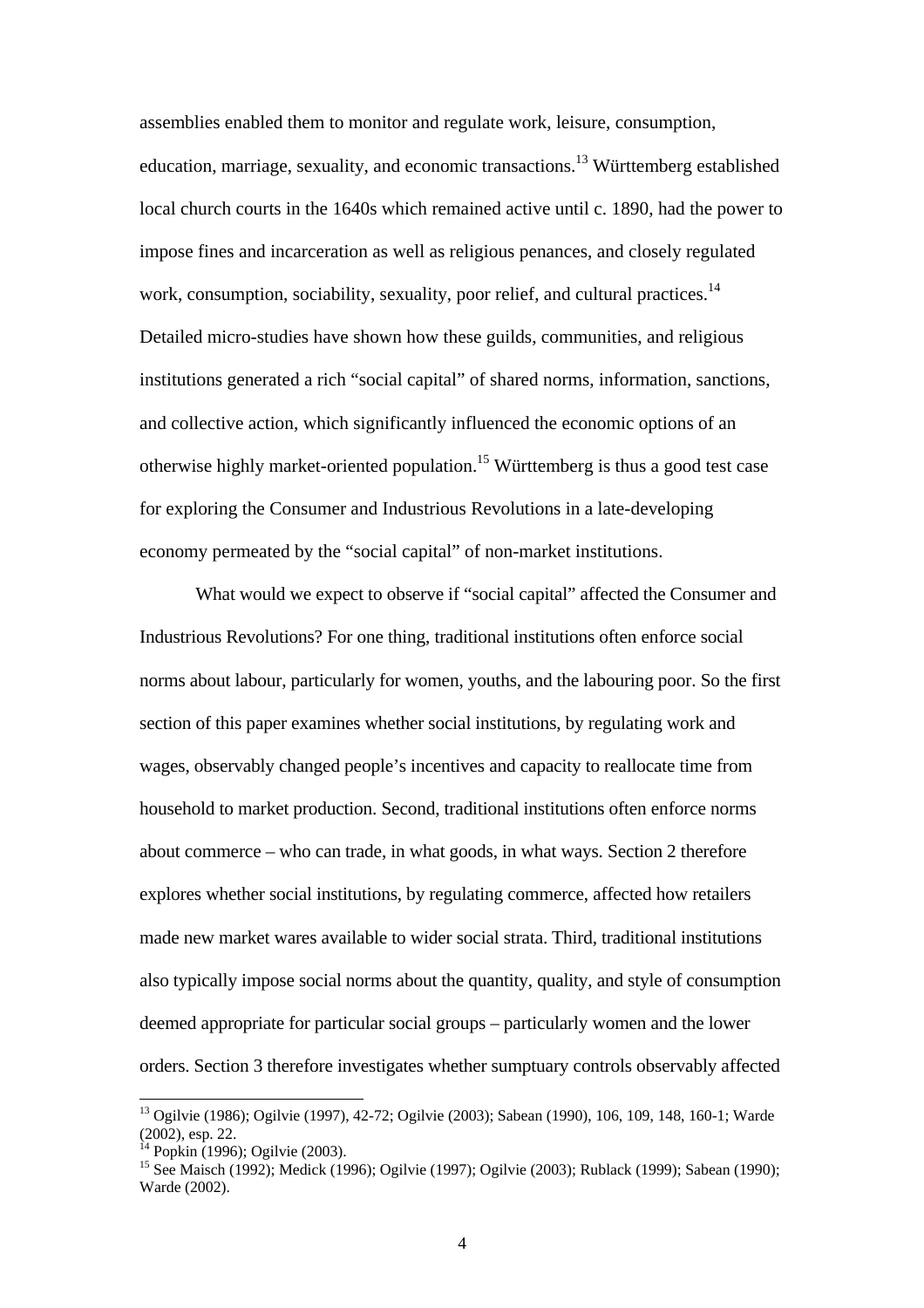assemblies enabled them to monitor and regulate work, leisure, consumption, education, marriage, sexuality, and economic transactions.[13] Württemberg established local church courts in the 1640s which remained active until c. 1890, had the power to impose fines and incarceration as well as religious penances, and closely regulated work, consumption, sociability, sexuality, poor relief, and cultural practices.[14] Detailed micro-studies have shown how these guilds, communities, and religious institutions generated a rich "social capital" of shared norms, information, sanctions, and collective action, which significantly influenced the economic options of an otherwise highly market-oriented population.[15] Württemberg is thus a good test case for exploring the Consumer and Industrious Revolutions in a late-developing economy permeated by the "social capital" of non-market institutions.

What would we expect to observe if "social capital" affected the Consumer and Industrious Revolutions? For one thing, traditional institutions often enforce social norms about labour, particularly for women, youths, and the labouring poor. So the first section of this paper examines whether social institutions, by regulating work and wages, observably changed people's incentives and capacity to reallocate time from household to market production. Second, traditional institutions often enforce norms about commerce – who can trade, in what goods, in what ways. Section 2 therefore explores whether social institutions, by regulating commerce, affected how retailers made new market wares available to wider social strata. Third, traditional institutions also typically impose social norms about the quantity, quality, and style of consumption deemed appropriate for particular social groups – particularly women and the lower orders. Section 3 therefore investigates whether sumptuary controls observably affected

---

[13] Ogilvie (1986); Ogilvie (1997), 42-72; Ogilvie (2003); Sabean (1990), 106, 109, 148, 160-1; Warde (2002), esp. 22.

[14] Popkin (1996); Ogilvie (2003).

[15] See Maisch (1992); Medick (1996); Ogilvie (1997); Ogilvie (2003); Rublack (1999); Sabean (1990); Warde (2002).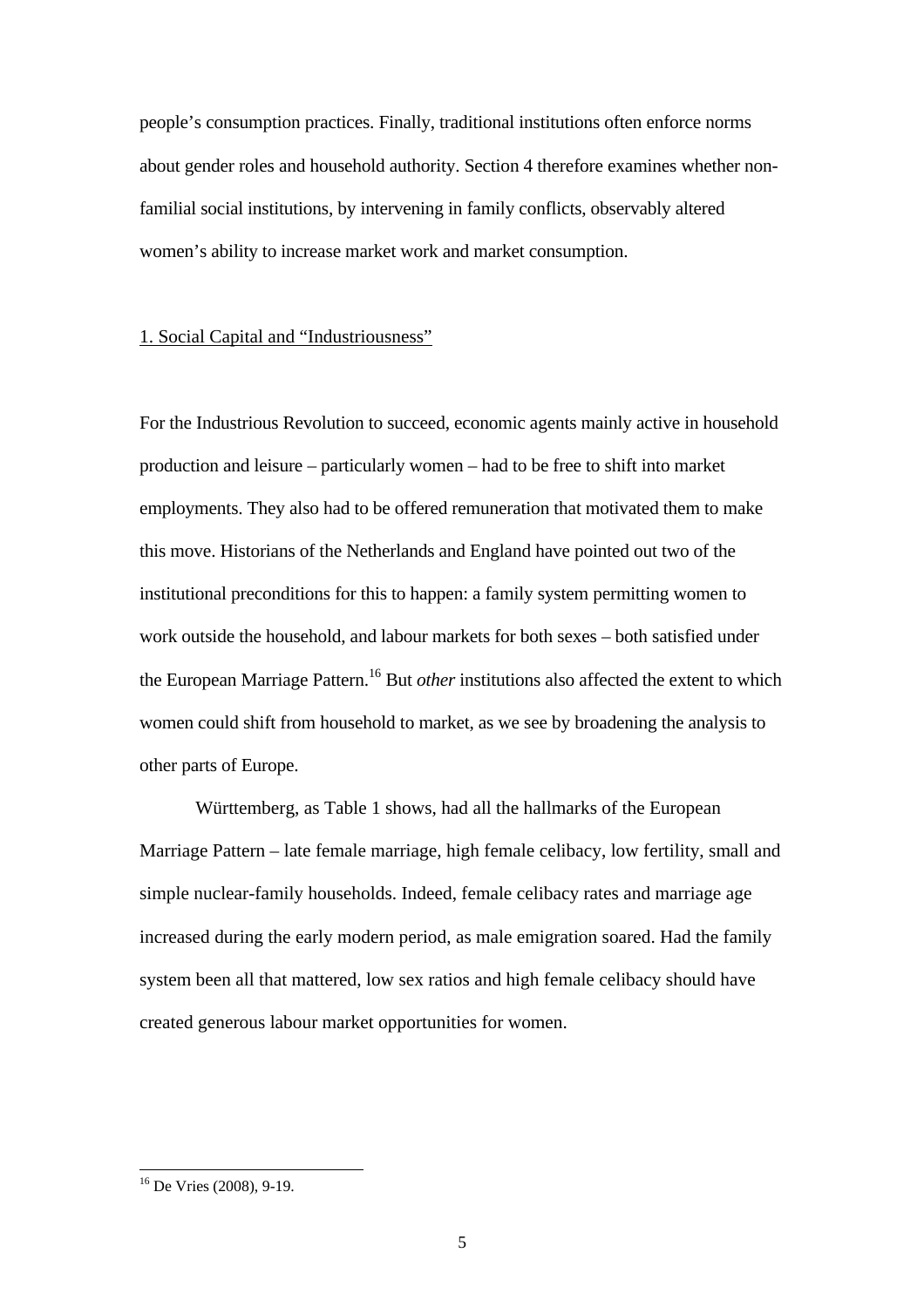people's consumption practices. Finally, traditional institutions often enforce norms about gender roles and household authority. Section 4 therefore examines whether non-familial social institutions, by intervening in family conflicts, observably altered women's ability to increase market work and market consumption.

## 1. Social Capital and "Industriousness"

For the Industrious Revolution to succeed, economic agents mainly active in household production and leisure – particularly women – had to be free to shift into market employments. They also had to be offered remuneration that motivated them to make this move. Historians of the Netherlands and England have pointed out two of the institutional preconditions for this to happen: a family system permitting women to work outside the household, and labour markets for both sexes – both satisfied under the European Marriage Pattern.[16] But *other* institutions also affected the extent to which women could shift from household to market, as we see by broadening the analysis to other parts of Europe.

Württemberg, as Table 1 shows, had all the hallmarks of the European Marriage Pattern – late female marriage, high female celibacy, low fertility, small and simple nuclear-family households. Indeed, female celibacy rates and marriage age increased during the early modern period, as male emigration soared. Had the family system been all that mattered, low sex ratios and high female celibacy should have created generous labour market opportunities for women.

[16] De Vries (2008), 9-19.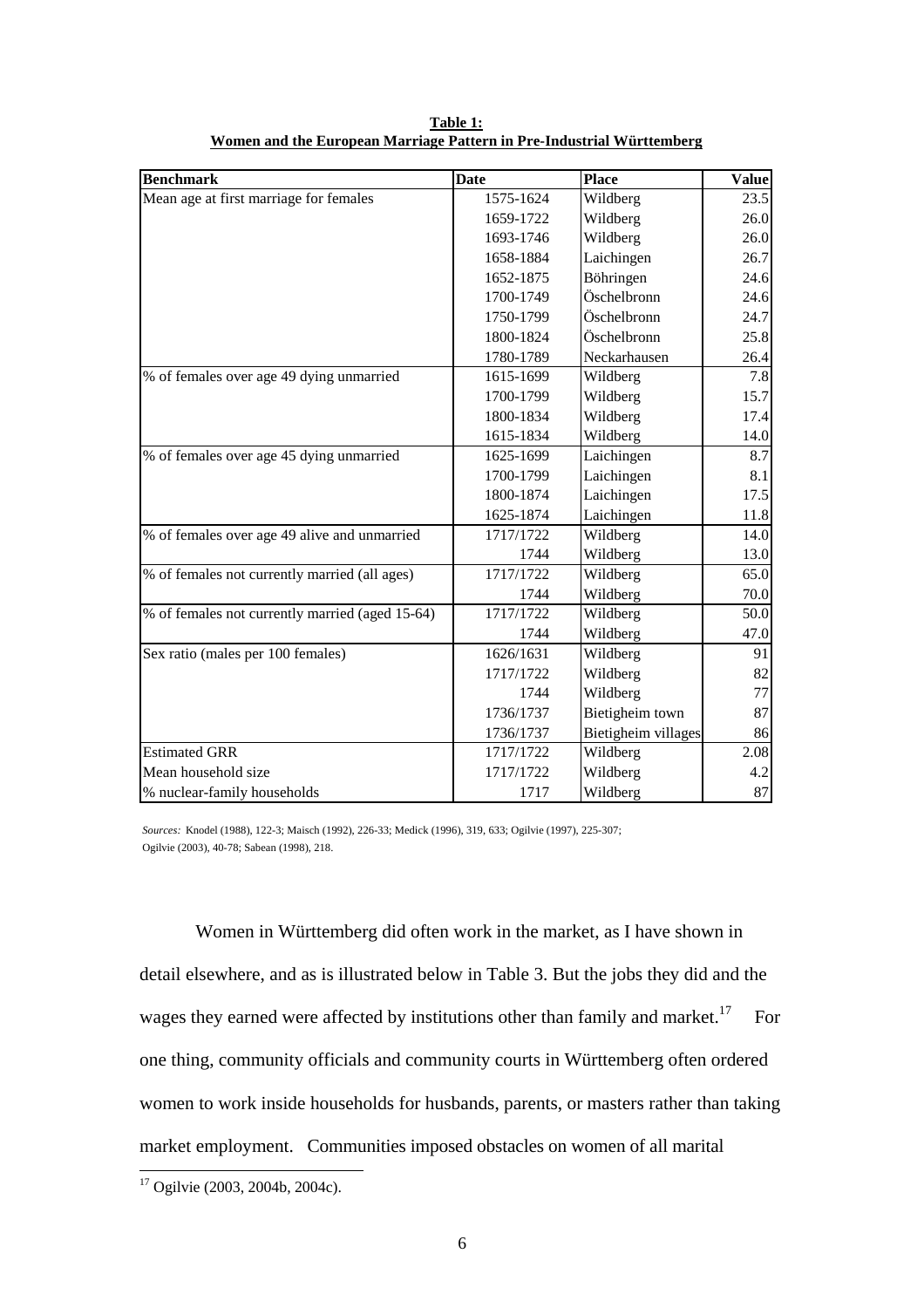**Table 1:**
**Women and the European Marriage Pattern in Pre-Industrial Württemberg**

| Benchmark | Date | Place | Value |
|---|---|---|---|
| Mean age at first marriage for females | 1575-1624 | Wildberg | 23.5 |
| | 1659-1722 | Wildberg | 26.0 |
| | 1693-1746 | Wildberg | 26.0 |
| | 1658-1884 | Laichingen | 26.7 |
| | 1652-1875 | Böhringen | 24.6 |
| | 1700-1749 | Öschelbronn | 24.6 |
| | 1750-1799 | Öschelbronn | 24.7 |
| | 1800-1824 | Öschelbronn | 25.8 |
| | 1780-1789 | Neckarhausen | 26.4 |
| % of females over age 49 dying unmarried | 1615-1699 | Wildberg | 7.8 |
| | 1700-1799 | Wildberg | 15.7 |
| | 1800-1834 | Wildberg | 17.4 |
| | 1615-1834 | Wildberg | 14.0 |
| % of females over age 45 dying unmarried | 1625-1699 | Laichingen | 8.7 |
| | 1700-1799 | Laichingen | 8.1 |
| | 1800-1874 | Laichingen | 17.5 |
| | 1625-1874 | Laichingen | 11.8 |
| % of females over age 49 alive and unmarried | 1717/1722 | Wildberg | 14.0 |
| | 1744 | Wildberg | 13.0 |
| % of females not currently married (all ages) | 1717/1722 | Wildberg | 65.0 |
| | 1744 | Wildberg | 70.0 |
| % of females not currently married (aged 15-64) | 1717/1722 | Wildberg | 50.0 |
| | 1744 | Wildberg | 47.0 |
| Sex ratio (males per 100 females) | 1626/1631 | Wildberg | 91 |
| | 1717/1722 | Wildberg | 82 |
| | 1744 | Wildberg | 77 |
| | 1736/1737 | Bietigheim town | 87 |
| | 1736/1737 | Bietigheim villages | 86 |
| Estimated GRR | 1717/1722 | Wildberg | 2.08 |
| Mean household size | 1717/1722 | Wildberg | 4.2 |
| % nuclear-family households | 1717 | Wildberg | 87 |

*Sources:* Knodel (1988), 122-3; Maisch (1992), 226-33; Medick (1996), 319, 633; Ogilvie (1997), 225-307; Ogilvie (2003), 40-78; Sabean (1998), 218.

Women in Württemberg did often work in the market, as I have shown in detail elsewhere, and as is illustrated below in Table 3. But the jobs they did and the wages they earned were affected by institutions other than family and market.[17] For one thing, community officials and community courts in Württemberg often ordered women to work inside households for husbands, parents, or masters rather than taking market employment. Communities imposed obstacles on women of all marital

[17] Ogilvie (2003, 2004b, 2004c).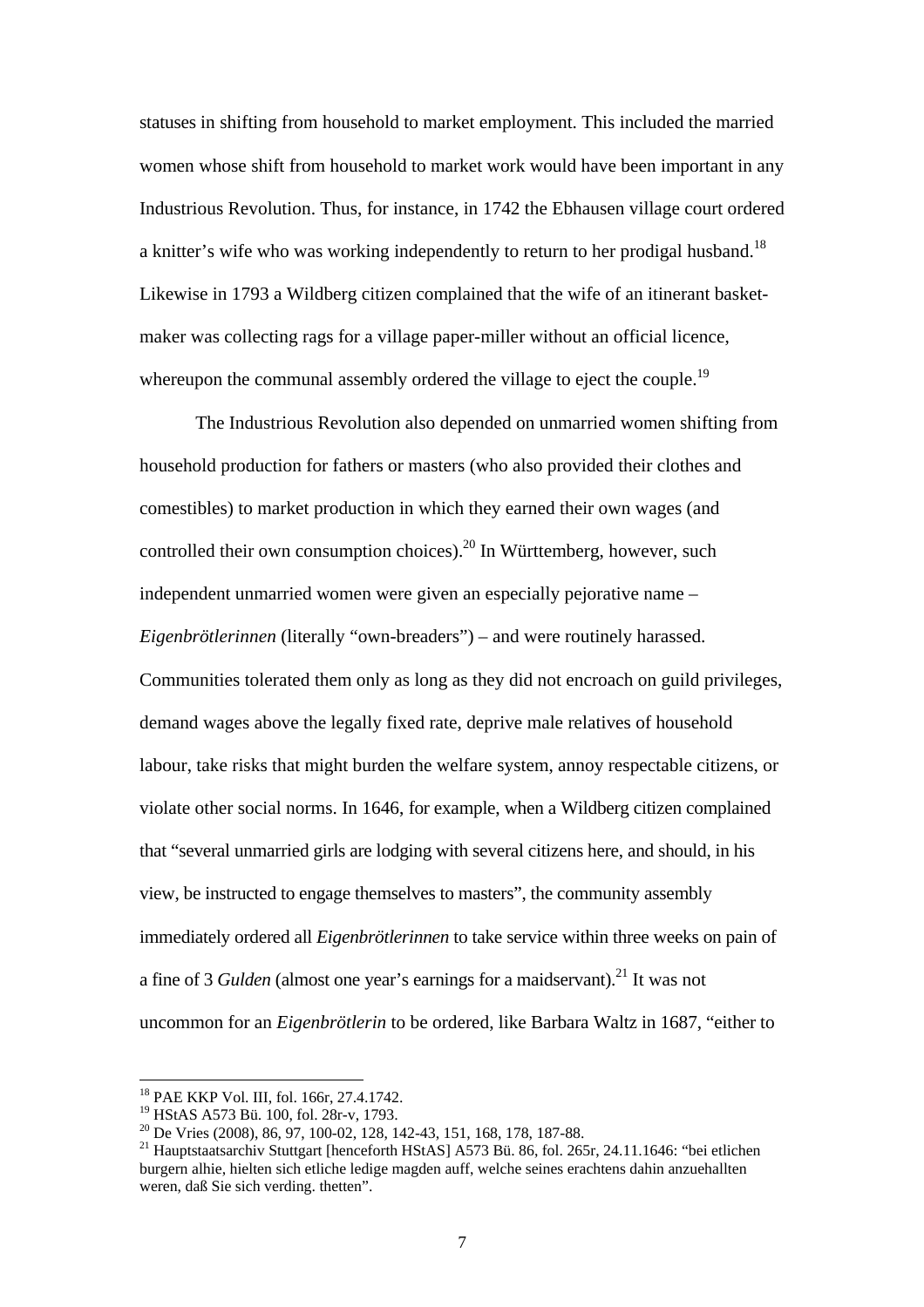statuses in shifting from household to market employment. This included the married women whose shift from household to market work would have been important in any Industrious Revolution. Thus, for instance, in 1742 the Ebhausen village court ordered a knitter's wife who was working independently to return to her prodigal husband.[18] Likewise in 1793 a Wildberg citizen complained that the wife of an itinerant basket-maker was collecting rags for a village paper-miller without an official licence, whereupon the communal assembly ordered the village to eject the couple.[19]

The Industrious Revolution also depended on unmarried women shifting from household production for fathers or masters (who also provided their clothes and comestibles) to market production in which they earned their own wages (and controlled their own consumption choices).[20] In Württemberg, however, such independent unmarried women were given an especially pejorative name – *Eigenbrötlerinnen* (literally "own-breaders") – and were routinely harassed. Communities tolerated them only as long as they did not encroach on guild privileges, demand wages above the legally fixed rate, deprive male relatives of household labour, take risks that might burden the welfare system, annoy respectable citizens, or violate other social norms. In 1646, for example, when a Wildberg citizen complained that "several unmarried girls are lodging with several citizens here, and should, in his view, be instructed to engage themselves to masters", the community assembly immediately ordered all *Eigenbrötlerinnen* to take service within three weeks on pain of a fine of 3 *Gulden* (almost one year's earnings for a maidservant).[21] It was not uncommon for an *Eigenbrötlerin* to be ordered, like Barbara Waltz in 1687, "either to

---

[18] PAE KKP Vol. III, fol. 166r, 27.4.1742.

[19] HStAS A573 Bü. 100, fol. 28r-v, 1793.

[20] De Vries (2008), 86, 97, 100-02, 128, 142-43, 151, 168, 178, 187-88.

[21] Hauptstaatsarchiv Stuttgart [henceforth HStAS] A573 Bü. 86, fol. 265r, 24.11.1646: "bei etlichen burgern alhie, hielten sich etliche ledige magden auff, welche seines erachtens dahin anzuehallten weren, daß Sie sich verding. thetten".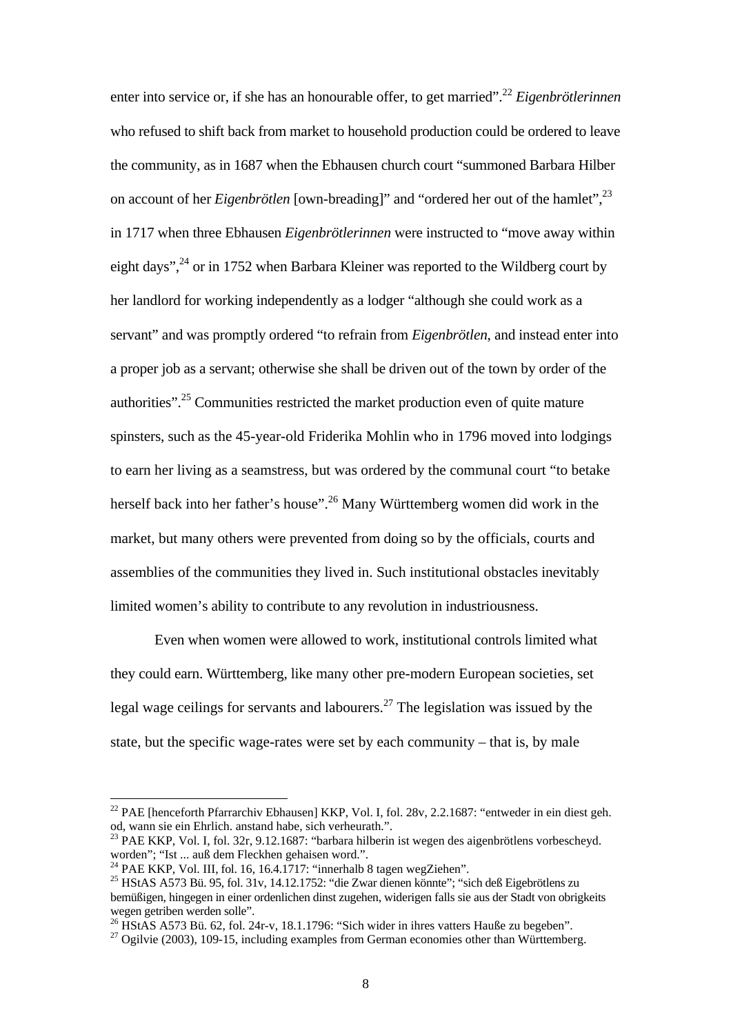enter into service or, if she has an honourable offer, to get married".[22] *Eigenbrötlerinnen* who refused to shift back from market to household production could be ordered to leave the community, as in 1687 when the Ebhausen church court "summoned Barbara Hilber on account of her *Eigenbrötlen* [own-breading]" and "ordered her out of the hamlet",[23] in 1717 when three Ebhausen *Eigenbrötlerinnen* were instructed to "move away within eight days",[24] or in 1752 when Barbara Kleiner was reported to the Wildberg court by her landlord for working independently as a lodger "although she could work as a servant" and was promptly ordered "to refrain from *Eigenbrötlen*, and instead enter into a proper job as a servant; otherwise she shall be driven out of the town by order of the authorities".[25] Communities restricted the market production even of quite mature spinsters, such as the 45-year-old Friderika Mohlin who in 1796 moved into lodgings to earn her living as a seamstress, but was ordered by the communal court "to betake herself back into her father's house".[26] Many Württemberg women did work in the market, but many others were prevented from doing so by the officials, courts and assemblies of the communities they lived in. Such institutional obstacles inevitably limited women's ability to contribute to any revolution in industriousness.

Even when women were allowed to work, institutional controls limited what they could earn. Württemberg, like many other pre-modern European societies, set legal wage ceilings for servants and labourers.[27] The legislation was issued by the state, but the specific wage-rates were set by each community – that is, by male

---

[22] PAE [henceforth Pfarrarchiv Ebhausen] KKP, Vol. I, fol. 28v, 2.2.1687: "entweder in ein diest geh. od, wann sie ein Ehrlich. anstand habe, sich verheurath.".

[23] PAE KKP, Vol. I, fol. 32r, 9.12.1687: "barbara hilberin ist wegen des aigenbrötlens vorbescheyd. worden"; "Ist ... auß dem Fleckhen gehaisen word.".

[24] PAE KKP, Vol. III, fol. 16, 16.4.1717: "innerhalb 8 tagen wegZiehen".

[25] HStAS A573 Bü. 95, fol. 31v, 14.12.1752: "die Zwar dienen könnte"; "sich deß Eigebrötlens zu bemüßigen, hingegen in einer ordenlichen dinst zugehen, widerigen falls sie aus der Stadt von obrigkeits wegen getriben werden solle".

[26] HStAS A573 Bü. 62, fol. 24r-v, 18.1.1796: "Sich wider in ihres vatters Hauße zu begeben".

[27] Ogilvie (2003), 109-15, including examples from German economies other than Württemberg.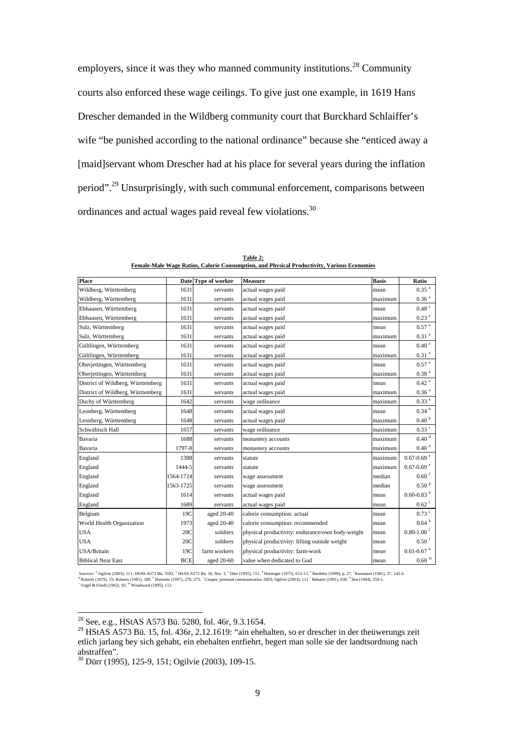employers, since it was they who manned community institutions.[28] Community courts also enforced these wage ceilings. To give just one example, in 1619 Hans Drescher demanded in the Wildberg community court that Burckhard Schlaiffer's wife "be punished according to the national ordinance" because she "enticed away a [maid]servant whom Drescher had at his place for several years during the inflation period".[29] Unsurprisingly, with such communal enforcement, comparisons between ordinances and actual wages paid reveal few violations.[30]

**Table 2:**
**Female-Male Wage Ratios, Calorie Consumption, and Physical Productivity, Various Economies**

| Place | Date | Type of worker | Measure | Basis | Ratio |
|---|---|---|---|---|---|
| Wildberg, Württemberg | 1631 | servants | actual wages paid | mean | 0.35 [a] |
| Wildberg, Württemberg | 1631 | servants | actual wages paid | maximum | 0.36 [a] |
| Ebhausen, Württemberg | 1631 | servants | actual wages paid | mean | 0.48 [a] |
| Ebhausen, Württemberg | 1631 | servants | actual wages paid | maximum | 0.23 [a] |
| Sulz, Württemberg | 1631 | servants | actual wages paid | mean | 0.57 [a] |
| Sulz, Württemberg | 1631 | servants | actual wages paid | maximum | 0.31 [a] |
| Gültlingen, Württemberg | 1631 | servants | actual wages paid | mean | 0.40 [a] |
| Gültlingen, Württemberg | 1631 | servants | actual wages paid | maximum | 0.31 [a] |
| Oberjettingen, Württemberg | 1631 | servants | actual wages paid | mean | 0.57 [a] |
| Oberjettingen, Württemberg | 1631 | servants | actual wages paid | maximum | 0.38 [a] |
| District of Wildberg, Württemberg | 1631 | servants | actual wages paid | mean | 0.42 [a] |
| District of Wildberg, Württemberg | 1631 | servants | actual wages paid | maximum | 0.36 [a] |
| Duchy of Württemberg | 1642 | servants | wage ordinance | maximum | 0.33 [a] |
| Leonberg, Württemberg | 1648 | servants | actual wages paid | mean | 0.34 [b] |
| Leonberg, Württemberg | 1648 | servants | actual wages paid | maximum | 0.40 [b] |
| Schwäbisch Hall | 1657 | servants | wage ordinance | maximum | 0.33 [c] |
| Bavaria | 1688 | servants | monastery accounts | maximum | 0.40 [d] |
| Bavaria | 1797-8 | servants | monastery accounts | maximum | 0.40 [d] |
| England | 1388 | servants | statute | maximum | 0.67-0.69 [e] |
| England | 1444-5 | servants | statute | maximum | 0.67-0.69 [e] |
| England | 1564-1724 | servants | wage assessment | median | 0.60 [f] |
| England | 1563-1725 | servants | wage assessment | median | 0.50 [g] |
| England | 1614 | servants | actual wages paid | mean | 0.60-0.83 [h] |
| England | 1689 | servants | actual wages paid | mean | 0.62 [i] |
| Belgium | 19C | aged 20-40 | calorie consumption: actual | mean | 0.73 [j] |
| World Health Organization | 1973 | aged 20-40 | calorie consumption: recommended | mean | 0.64 [k] |
| USA | 20C | soldiers | physical productivity: endurance/own body-weight | mean | 0.80-1.00 [l] |
| USA | 20C | soldiers | physical productivity: lifting outside weight | mean | 0.50 [l] |
| USA/Britain | 19C | farm workers | physical productivity: farm-work | mean | 0.61-0.67 [h] |
| Biblical Near East | BCE | aged 20-60 | value when dedicated to God | mean | 0.60 [m] |

*Sources:* [a] Ogilvie (2003), 111; HSAS A573 Bü. 5593. [b] HSAS A572 Bü. 56, Nro. 3. [c] Dürr (1995), 151. [d] Hartinger (1975), 612-13. [e] Bardsley (1999), p. 27. [f] Kussmaul (1981), 37, 143-4. [g] Roberts (1979), 19; Roberts (1981), 189. [h] Burnette (1997), 270, 275. [i] Cooper, personal communication 2003; Ogilvie (2003), 111. [j] Bekaert (1991), 638. [k] Sen (1984), 250-1. [l] Vogel & Friedl (1992), 93. [m] Woodward (1995), 112.

---

[28] See, e.g., HStAS A573 Bü. 5280, fol. 46r, 9.3.1654.

[29] HStAS A573 Bü. 15, fol. 436r, 2.12.1619: "ain ehehalten, so er drescher in der theüwerungs zeit etlich jarlang bey sich gehabt, ein ehehalten entfiehrt, begert man solle sie der landtsordnung nach abstraffen".

[30] Dürr (1995), 125-9, 151; Ogilvie (2003), 109-15.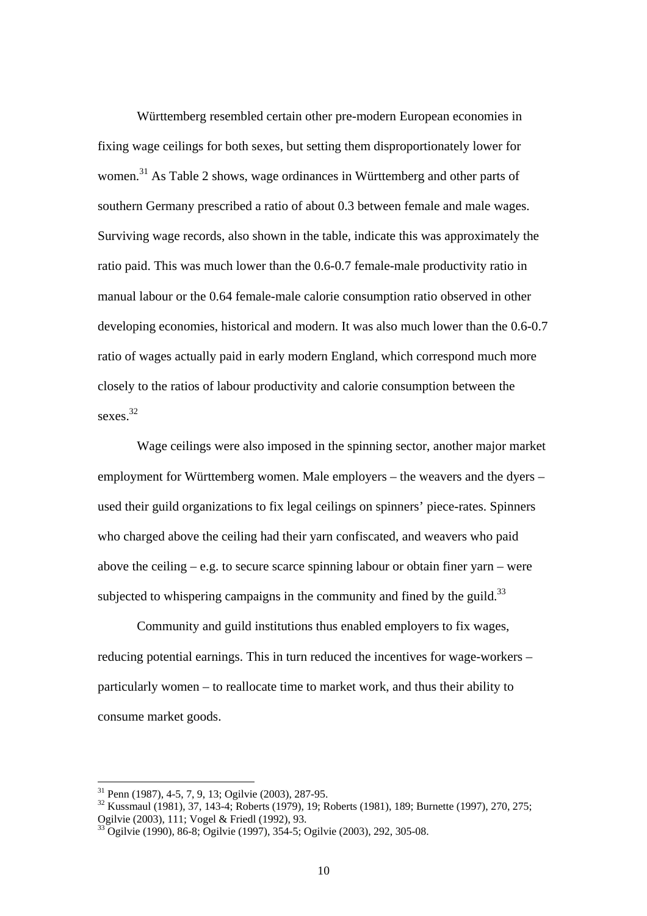Württemberg resembled certain other pre-modern European economies in fixing wage ceilings for both sexes, but setting them disproportionately lower for women.[31] As Table 2 shows, wage ordinances in Württemberg and other parts of southern Germany prescribed a ratio of about 0.3 between female and male wages. Surviving wage records, also shown in the table, indicate this was approximately the ratio paid. This was much lower than the 0.6-0.7 female-male productivity ratio in manual labour or the 0.64 female-male calorie consumption ratio observed in other developing economies, historical and modern. It was also much lower than the 0.6-0.7 ratio of wages actually paid in early modern England, which correspond much more closely to the ratios of labour productivity and calorie consumption between the sexes.[32]

Wage ceilings were also imposed in the spinning sector, another major market employment for Württemberg women. Male employers – the weavers and the dyers – used their guild organizations to fix legal ceilings on spinners' piece-rates. Spinners who charged above the ceiling had their yarn confiscated, and weavers who paid above the ceiling – e.g. to secure scarce spinning labour or obtain finer yarn – were subjected to whispering campaigns in the community and fined by the guild.[33]

Community and guild institutions thus enabled employers to fix wages, reducing potential earnings. This in turn reduced the incentives for wage-workers – particularly women – to reallocate time to market work, and thus their ability to consume market goods.

[31] Penn (1987), 4-5, 7, 9, 13; Ogilvie (2003), 287-95.

[32] Kussmaul (1981), 37, 143-4; Roberts (1979), 19; Roberts (1981), 189; Burnette (1997), 270, 275; Ogilvie (2003), 111; Vogel & Friedl (1992), 93.

[33] Ogilvie (1990), 86-8; Ogilvie (1997), 354-5; Ogilvie (2003), 292, 305-08.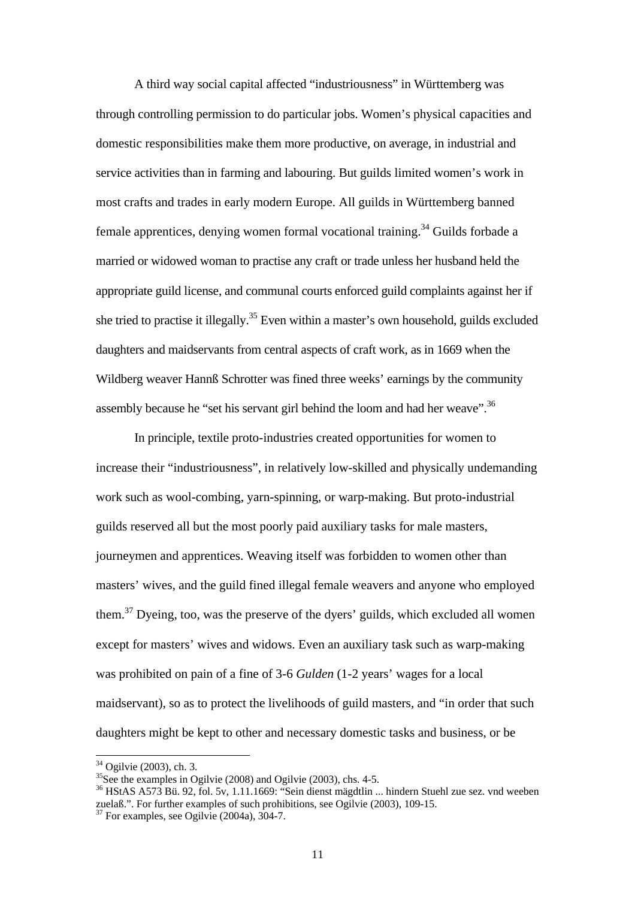A third way social capital affected "industriousness" in Württemberg was through controlling permission to do particular jobs. Women's physical capacities and domestic responsibilities make them more productive, on average, in industrial and service activities than in farming and labouring. But guilds limited women's work in most crafts and trades in early modern Europe. All guilds in Württemberg banned female apprentices, denying women formal vocational training.[34] Guilds forbade a married or widowed woman to practise any craft or trade unless her husband held the appropriate guild license, and communal courts enforced guild complaints against her if she tried to practise it illegally.[35] Even within a master's own household, guilds excluded daughters and maidservants from central aspects of craft work, as in 1669 when the Wildberg weaver Hannß Schrotter was fined three weeks' earnings by the community assembly because he "set his servant girl behind the loom and had her weave".[36]

In principle, textile proto-industries created opportunities for women to increase their "industriousness", in relatively low-skilled and physically undemanding work such as wool-combing, yarn-spinning, or warp-making. But proto-industrial guilds reserved all but the most poorly paid auxiliary tasks for male masters, journeymen and apprentices. Weaving itself was forbidden to women other than masters' wives, and the guild fined illegal female weavers and anyone who employed them.[37] Dyeing, too, was the preserve of the dyers' guilds, which excluded all women except for masters' wives and widows. Even an auxiliary task such as warp-making was prohibited on pain of a fine of 3-6 *Gulden* (1-2 years' wages for a local maidservant), so as to protect the livelihoods of guild masters, and "in order that such daughters might be kept to other and necessary domestic tasks and business, or be

---

[34] Ogilvie (2003), ch. 3.

[35] See the examples in Ogilvie (2008) and Ogilvie (2003), chs. 4-5.

[36] HStAS A573 Bü. 92, fol. 5v, 1.11.1669: "Sein dienst mägdtlin ... hindern Stuehl zue sez. vnd weeben zuelaß.". For further examples of such prohibitions, see Ogilvie (2003), 109-15.

[37] For examples, see Ogilvie (2004a), 304-7.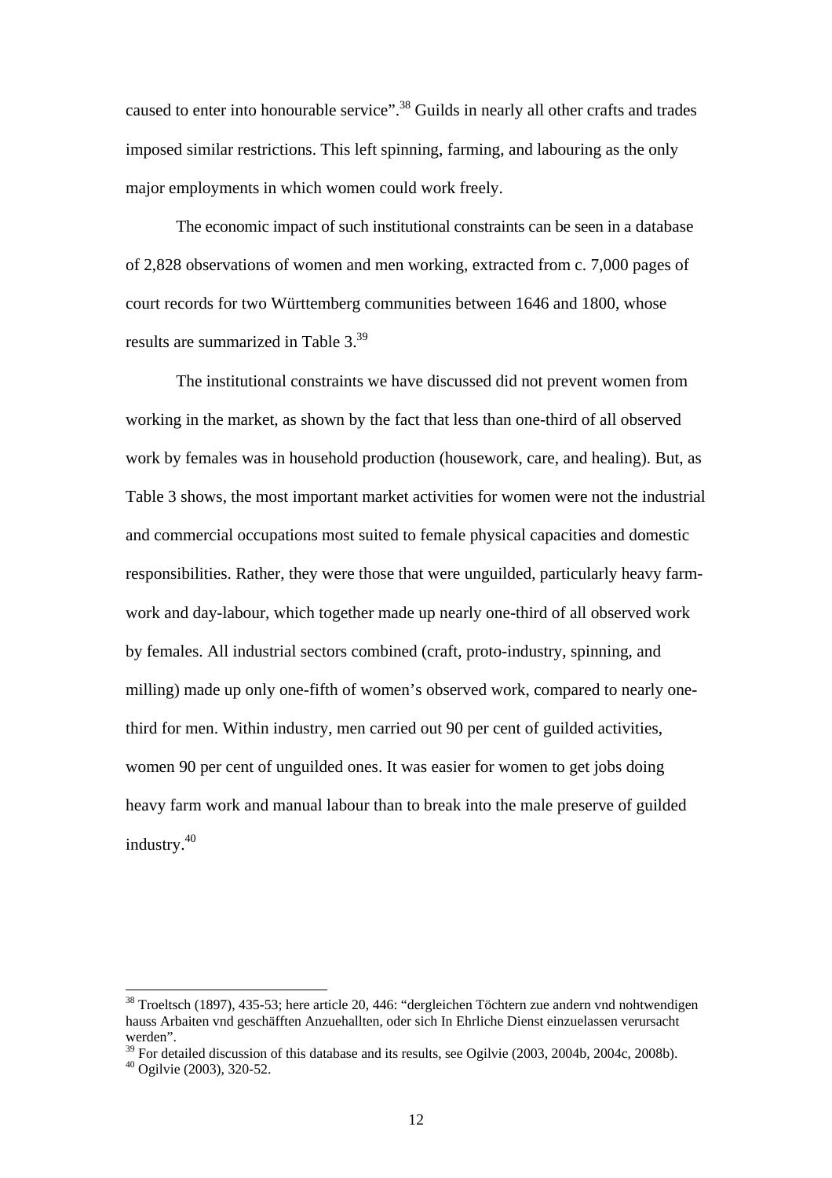caused to enter into honourable service".[38] Guilds in nearly all other crafts and trades imposed similar restrictions. This left spinning, farming, and labouring as the only major employments in which women could work freely.

The economic impact of such institutional constraints can be seen in a database of 2,828 observations of women and men working, extracted from c. 7,000 pages of court records for two Württemberg communities between 1646 and 1800, whose results are summarized in Table 3.[39]

The institutional constraints we have discussed did not prevent women from working in the market, as shown by the fact that less than one-third of all observed work by females was in household production (housework, care, and healing). But, as Table 3 shows, the most important market activities for women were not the industrial and commercial occupations most suited to female physical capacities and domestic responsibilities. Rather, they were those that were unguilded, particularly heavy farm-work and day-labour, which together made up nearly one-third of all observed work by females. All industrial sectors combined (craft, proto-industry, spinning, and milling) made up only one-fifth of women's observed work, compared to nearly one-third for men. Within industry, men carried out 90 per cent of guilded activities, women 90 per cent of unguilded ones. It was easier for women to get jobs doing heavy farm work and manual labour than to break into the male preserve of guilded industry.[40]

---

[38] Troeltsch (1897), 435-53; here article 20, 446: "dergleichen Töchtern zue andern vnd nohtwendigen hauss Arbaiten vnd geschäfften Anzuehallten, oder sich In Ehrliche Dienst einzuelassen verursacht werden".

[39] For detailed discussion of this database and its results, see Ogilvie (2003, 2004b, 2004c, 2008b).

[40] Ogilvie (2003), 320-52.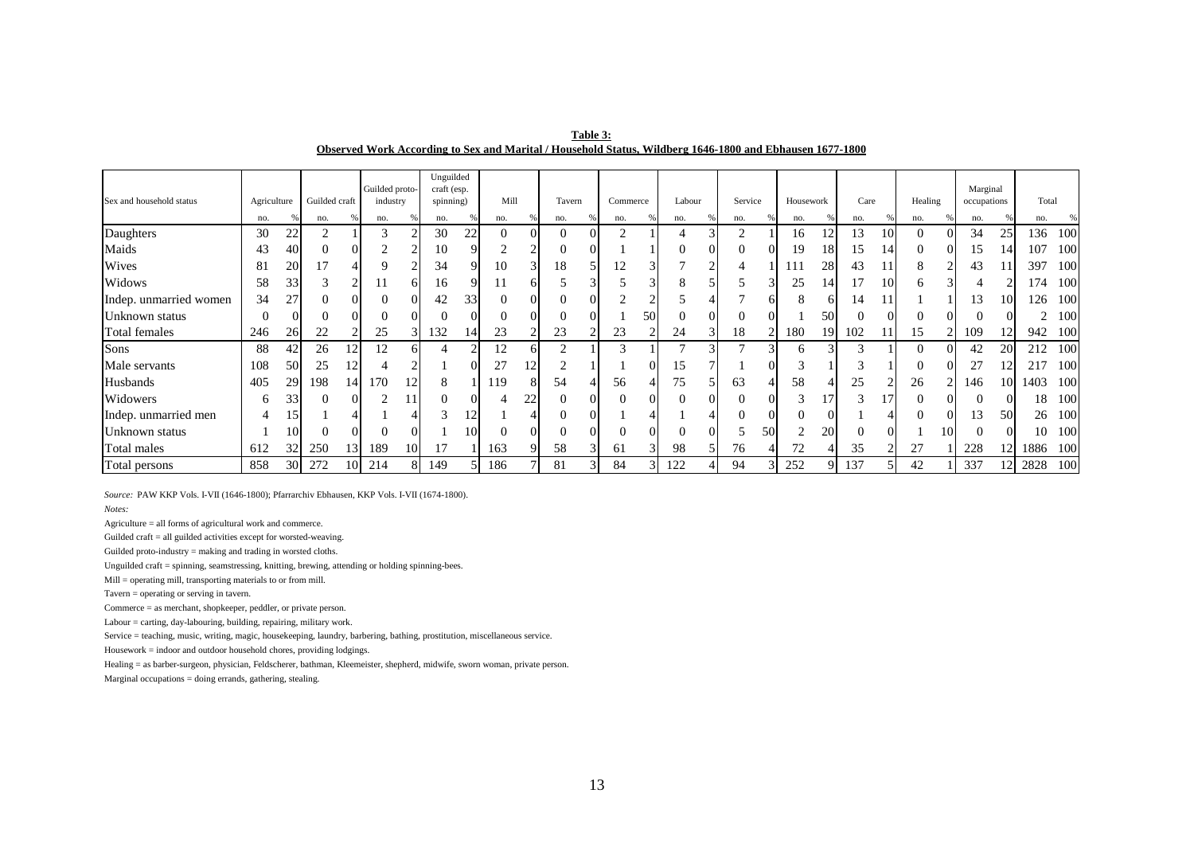**Table 3:**
**Observed Work According to Sex and Marital / Household Status, Wildberg 1646-1800 and Ebhausen 1677-1800**

| Sex and household status | Agriculture | | Guilded craft | | Guilded proto-industry | | Unguilded craft (esp. spinning) | | Mill | | Tavern | | Commerce | | Labour | | Service | | Housework | | Care | | Healing | | Marginal occupations | | Total | |
|---|---|---|---|---|---|---|---|---|---|---|---|---|---|---|---|---|---|---|---|---|---|---|---|---|---|---|---|---|
| | no. | % | no. | % | no. | % | no. | % | no. | % | no. | % | no. | % | no. | % | no. | % | no. | % | no. | % | no. | % | no. | % | no. | % |
| Daughters | 30 | 22 | 2 | 1 | 3 | 2 | 30 | 22 | 0 | 0 | 0 | 0 | 2 | 1 | 4 | 3 | 2 | 1 | 16 | 12 | 13 | 10 | 0 | 0 | 34 | 25 | 136 | 100 |
| Maids | 43 | 40 | 0 | 0 | 2 | 2 | 10 | 9 | 2 | 2 | 0 | 0 | 1 | 1 | 0 | 0 | 0 | 0 | 19 | 18 | 15 | 14 | 0 | 0 | 15 | 14 | 107 | 100 |
| Wives | 81 | 20 | 17 | 4 | 9 | 2 | 34 | 9 | 10 | 3 | 18 | 5 | 12 | 3 | 7 | 2 | 4 | 1 | 111 | 28 | 43 | 11 | 8 | 2 | 43 | 11 | 397 | 100 |
| Widows | 58 | 33 | 3 | 2 | 11 | 6 | 16 | 9 | 11 | 6 | 5 | 3 | 5 | 3 | 8 | 5 | 5 | 3 | 25 | 14 | 17 | 10 | 6 | 3 | 4 | 2 | 174 | 100 |
| Indep. unmarried women | 34 | 27 | 0 | 0 | 0 | 0 | 42 | 33 | 0 | 0 | 0 | 0 | 2 | 2 | 5 | 4 | 7 | 6 | 8 | 6 | 14 | 11 | 1 | 1 | 13 | 10 | 126 | 100 |
| Unknown status | 0 | 0 | 0 | 0 | 0 | 0 | 0 | 0 | 0 | 0 | 0 | 0 | 1 | 50 | 0 | 0 | 0 | 0 | 1 | 50 | 0 | 0 | 0 | 0 | 0 | 0 | 2 | 100 |
| Total females | 246 | 26 | 22 | 2 | 25 | 3 | 132 | 14 | 23 | 2 | 23 | 2 | 23 | 2 | 24 | 3 | 18 | 2 | 180 | 19 | 102 | 11 | 15 | 2 | 109 | 12 | 942 | 100 |
| Sons | 88 | 42 | 26 | 12 | 12 | 6 | 4 | 2 | 12 | 6 | 2 | 1 | 3 | 1 | 7 | 3 | 7 | 3 | 6 | 3 | 3 | 1 | 0 | 0 | 42 | 20 | 212 | 100 |
| Male servants | 108 | 50 | 25 | 12 | 4 | 2 | 1 | 0 | 27 | 12 | 2 | 1 | 1 | 0 | 15 | 7 | 1 | 0 | 3 | 1 | 3 | 1 | 0 | 0 | 27 | 12 | 217 | 100 |
| Husbands | 405 | 29 | 198 | 14 | 170 | 12 | 8 | 1 | 119 | 8 | 54 | 4 | 56 | 4 | 75 | 5 | 63 | 4 | 58 | 4 | 25 | 2 | 26 | 2 | 146 | 10 | 1403 | 100 |
| Widowers | 6 | 33 | 0 | 0 | 2 | 11 | 0 | 0 | 4 | 22 | 0 | 0 | 0 | 0 | 0 | 0 | 0 | 0 | 3 | 17 | 3 | 17 | 0 | 0 | 0 | 0 | 18 | 100 |
| Indep. unmarried men | 4 | 15 | 1 | 4 | 1 | 4 | 3 | 12 | 1 | 4 | 0 | 0 | 1 | 4 | 1 | 4 | 0 | 0 | 0 | 0 | 1 | 4 | 0 | 0 | 13 | 50 | 26 | 100 |
| Unknown status | 1 | 10 | 0 | 0 | 0 | 0 | 1 | 10 | 0 | 0 | 0 | 0 | 0 | 0 | 0 | 0 | 5 | 50 | 2 | 20 | 0 | 0 | 1 | 10 | 0 | 0 | 10 | 100 |
| Total males | 612 | 32 | 250 | 13 | 189 | 10 | 17 | 1 | 163 | 9 | 58 | 3 | 61 | 3 | 98 | 5 | 76 | 4 | 72 | 4 | 35 | 2 | 27 | 1 | 228 | 12 | 1886 | 100 |
| Total persons | 858 | 30 | 272 | 10 | 214 | 8 | 149 | 5 | 186 | 7 | 81 | 3 | 84 | 3 | 122 | 4 | 94 | 3 | 252 | 9 | 137 | 5 | 42 | 1 | 337 | 12 | 2828 | 100 |

*Source:* PAW KKP Vols. I-VII (1646-1800); Pfarrarchiv Ebhausen, KKP Vols. I-VII (1674-1800).

*Notes:*

Agriculture = all forms of agricultural work and commerce.

Guilded craft = all guilded activities except for worsted-weaving.

Guilded proto-industry = making and trading in worsted cloths.

Unguilded craft = spinning, seamstressing, knitting, brewing, attending or holding spinning-bees.

Mill = operating mill, transporting materials to or from mill.

Tavern = operating or serving in tavern.

Commerce = as merchant, shopkeeper, peddler, or private person.

Labour = carting, day-labouring, building, repairing, military work.

Service = teaching, music, writing, magic, housekeeping, laundry, barbering, bathing, prostitution, miscellaneous service.

Housework = indoor and outdoor household chores, providing lodgings.

Healing = as barber-surgeon, physician, Feldscherer, bathman, Kleemeister, shepherd, midwife, sworn woman, private person.

Marginal occupations = doing errands, gathering, stealing.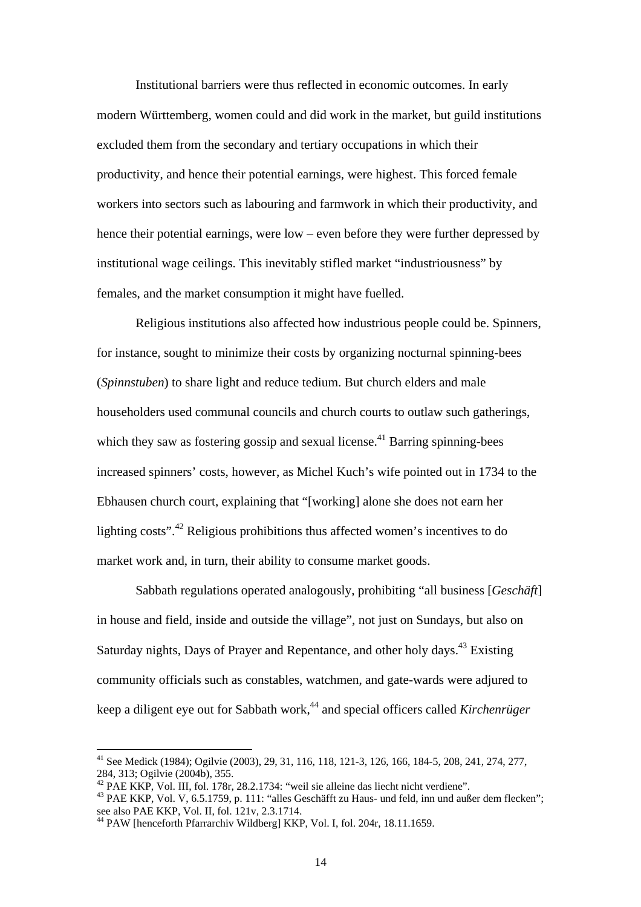Institutional barriers were thus reflected in economic outcomes. In early modern Württemberg, women could and did work in the market, but guild institutions excluded them from the secondary and tertiary occupations in which their productivity, and hence their potential earnings, were highest. This forced female workers into sectors such as labouring and farmwork in which their productivity, and hence their potential earnings, were low – even before they were further depressed by institutional wage ceilings. This inevitably stifled market "industriousness" by females, and the market consumption it might have fuelled.

Religious institutions also affected how industrious people could be. Spinners, for instance, sought to minimize their costs by organizing nocturnal spinning-bees (*Spinnstuben*) to share light and reduce tedium. But church elders and male householders used communal councils and church courts to outlaw such gatherings, which they saw as fostering gossip and sexual license.[41] Barring spinning-bees increased spinners' costs, however, as Michel Kuch's wife pointed out in 1734 to the Ebhausen church court, explaining that "[working] alone she does not earn her lighting costs".[42] Religious prohibitions thus affected women's incentives to do market work and, in turn, their ability to consume market goods.

Sabbath regulations operated analogously, prohibiting "all business [*Geschäft*] in house and field, inside and outside the village", not just on Sundays, but also on Saturday nights, Days of Prayer and Repentance, and other holy days.[43] Existing community officials such as constables, watchmen, and gate-wards were adjured to keep a diligent eye out for Sabbath work,[44] and special officers called *Kirchenrüger*

---

[41] See Medick (1984); Ogilvie (2003), 29, 31, 116, 118, 121-3, 126, 166, 184-5, 208, 241, 274, 277, 284, 313; Ogilvie (2004b), 355.

[42] PAE KKP, Vol. III, fol. 178r, 28.2.1734: "weil sie alleine das liecht nicht verdiene".

[43] PAE KKP, Vol. V, 6.5.1759, p. 111: "alles Geschäfft zu Haus- und feld, inn und außer dem flecken"; see also PAE KKP, Vol. II, fol. 121v, 2.3.1714.

[44] PAW [henceforth Pfarrarchiv Wildberg] KKP, Vol. I, fol. 204r, 18.11.1659.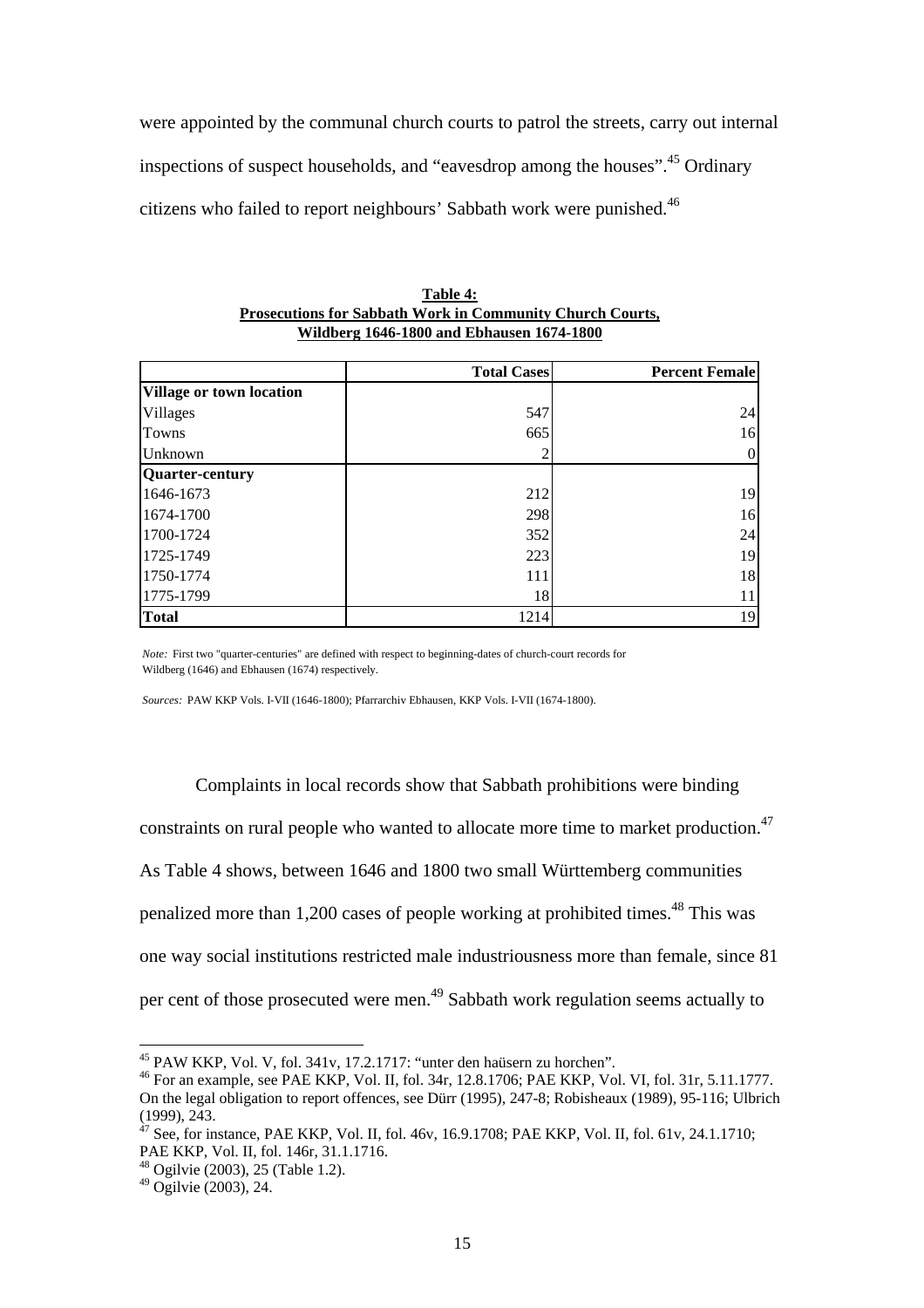were appointed by the communal church courts to patrol the streets, carry out internal inspections of suspect households, and "eavesdrop among the houses".[45] Ordinary citizens who failed to report neighbours' Sabbath work were punished.[46]

**Table 4:**
**Prosecutions for Sabbath Work in Community Church Courts, Wildberg 1646-1800 and Ebhausen 1674-1800**

| | Total Cases | Percent Female |
|---|---|---|
| **Village or town location** | | |
| Villages | 547 | 24 |
| Towns | 665 | 16 |
| Unknown | 2 | 0 |
| **Quarter-century** | | |
| 1646-1673 | 212 | 19 |
| 1674-1700 | 298 | 16 |
| 1700-1724 | 352 | 24 |
| 1725-1749 | 223 | 19 |
| 1750-1774 | 111 | 18 |
| 1775-1799 | 18 | 11 |
| **Total** | 1214 | 19 |

*Note:* First two "quarter-centuries" are defined with respect to beginning-dates of church-court records for Wildberg (1646) and Ebhausen (1674) respectively.

*Sources:* PAW KKP Vols. I-VII (1646-1800); Pfarrarchiv Ebhausen, KKP Vols. I-VII (1674-1800).

Complaints in local records show that Sabbath prohibitions were binding constraints on rural people who wanted to allocate more time to market production.[47] As Table 4 shows, between 1646 and 1800 two small Württemberg communities penalized more than 1,200 cases of people working at prohibited times.[48] This was one way social institutions restricted male industriousness more than female, since 81 per cent of those prosecuted were men.[49] Sabbath work regulation seems actually to

---

[45] PAW KKP, Vol. V, fol. 341v, 17.2.1717: "unter den haüsern zu horchen".

[46] For an example, see PAE KKP, Vol. II, fol. 34r, 12.8.1706; PAE KKP, Vol. VI, fol. 31r, 5.11.1777. On the legal obligation to report offences, see Dürr (1995), 247-8; Robisheaux (1989), 95-116; Ulbrich (1999), 243.

[47] See, for instance, PAE KKP, Vol. II, fol. 46v, 16.9.1708; PAE KKP, Vol. II, fol. 61v, 24.1.1710; PAE KKP, Vol. II, fol. 146r, 31.1.1716.

[48] Ogilvie (2003), 25 (Table 1.2).

[49] Ogilvie (2003), 24.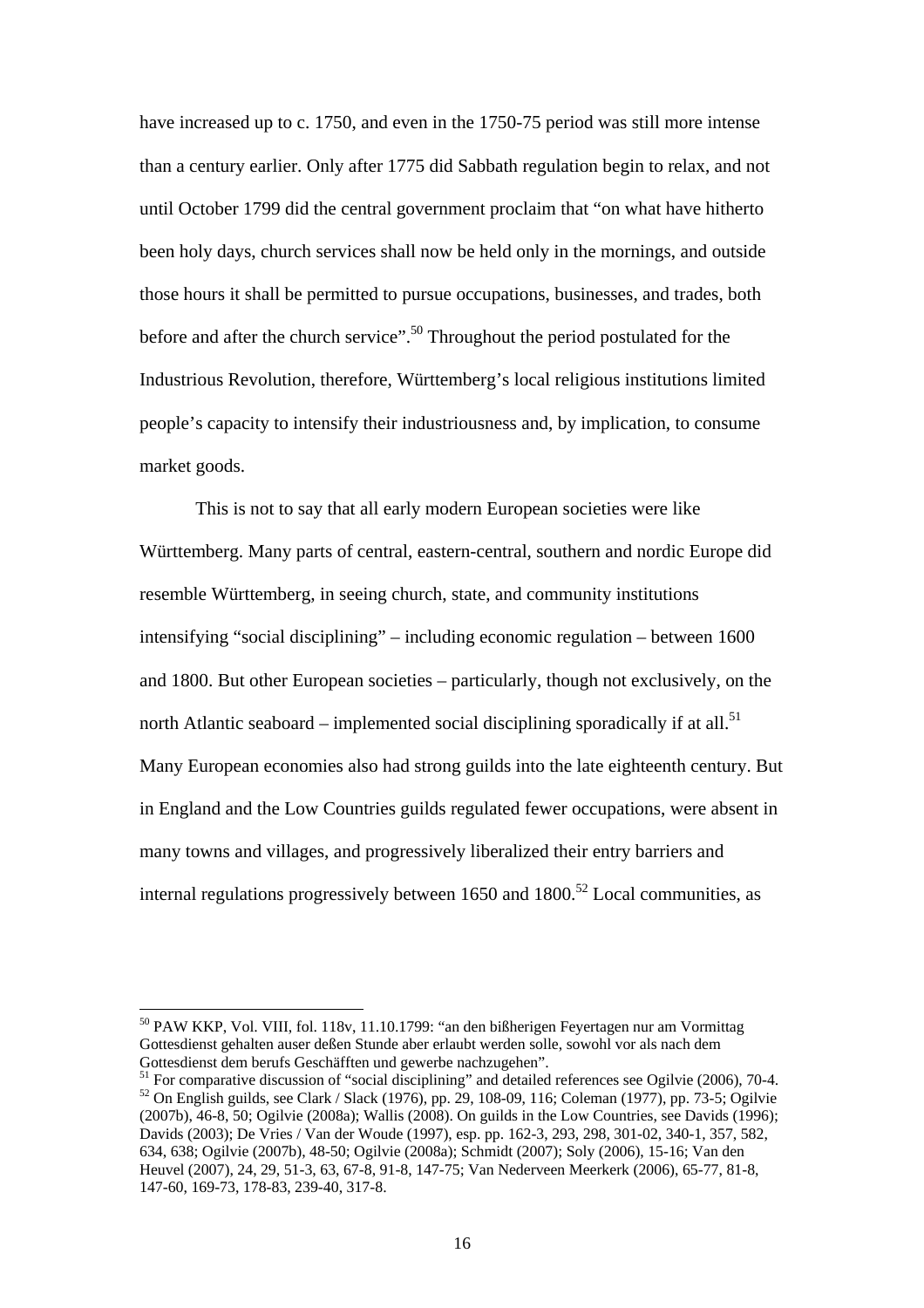have increased up to c. 1750, and even in the 1750-75 period was still more intense than a century earlier. Only after 1775 did Sabbath regulation begin to relax, and not until October 1799 did the central government proclaim that "on what have hitherto been holy days, church services shall now be held only in the mornings, and outside those hours it shall be permitted to pursue occupations, businesses, and trades, both before and after the church service".[50] Throughout the period postulated for the Industrious Revolution, therefore, Württemberg's local religious institutions limited people's capacity to intensify their industriousness and, by implication, to consume market goods.

This is not to say that all early modern European societies were like Württemberg. Many parts of central, eastern-central, southern and nordic Europe did resemble Württemberg, in seeing church, state, and community institutions intensifying "social disciplining" – including economic regulation – between 1600 and 1800. But other European societies – particularly, though not exclusively, on the north Atlantic seaboard – implemented social disciplining sporadically if at all.[51] Many European economies also had strong guilds into the late eighteenth century. But in England and the Low Countries guilds regulated fewer occupations, were absent in many towns and villages, and progressively liberalized their entry barriers and internal regulations progressively between 1650 and 1800.[52] Local communities, as

---

[50] PAW KKP, Vol. VIII, fol. 118v, 11.10.1799: "an den bißherigen Feyertagen nur am Vormittag Gottesdienst gehalten auser deßen Stunde aber erlaubt werden solle, sowohl vor als nach dem Gottesdienst dem berufs Geschäfften und gewerbe nachzugehen".

[51] For comparative discussion of "social disciplining" and detailed references see Ogilvie (2006), 70-4.

[52] On English guilds, see Clark / Slack (1976), pp. 29, 108-09, 116; Coleman (1977), pp. 73-5; Ogilvie (2007b), 46-8, 50; Ogilvie (2008a); Wallis (2008). On guilds in the Low Countries, see Davids (1996); Davids (2003); De Vries / Van der Woude (1997), esp. pp. 162-3, 293, 298, 301-02, 340-1, 357, 582, 634, 638; Ogilvie (2007b), 48-50; Ogilvie (2008a); Schmidt (2007); Soly (2006), 15-16; Van den Heuvel (2007), 24, 29, 51-3, 63, 67-8, 91-8, 147-75; Van Nederveen Meerkerk (2006), 65-77, 81-8, 147-60, 169-73, 178-83, 239-40, 317-8.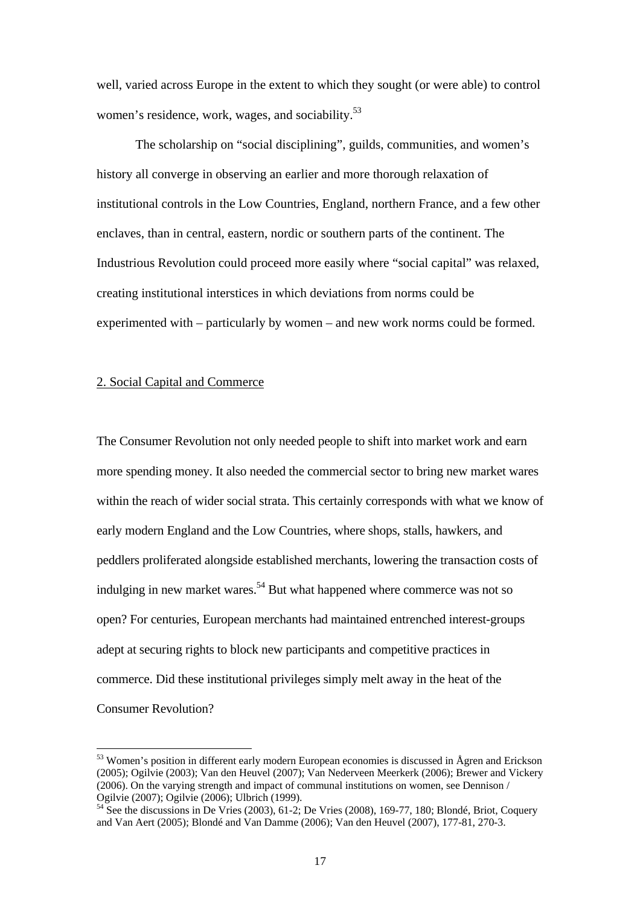well, varied across Europe in the extent to which they sought (or were able) to control women's residence, work, wages, and sociability.[53]

The scholarship on "social disciplining", guilds, communities, and women's history all converge in observing an earlier and more thorough relaxation of institutional controls in the Low Countries, England, northern France, and a few other enclaves, than in central, eastern, nordic or southern parts of the continent. The Industrious Revolution could proceed more easily where "social capital" was relaxed, creating institutional interstices in which deviations from norms could be experimented with – particularly by women – and new work norms could be formed.

## 2. Social Capital and Commerce

The Consumer Revolution not only needed people to shift into market work and earn more spending money. It also needed the commercial sector to bring new market wares within the reach of wider social strata. This certainly corresponds with what we know of early modern England and the Low Countries, where shops, stalls, hawkers, and peddlers proliferated alongside established merchants, lowering the transaction costs of indulging in new market wares.[54] But what happened where commerce was not so open? For centuries, European merchants had maintained entrenched interest-groups adept at securing rights to block new participants and competitive practices in commerce. Did these institutional privileges simply melt away in the heat of the Consumer Revolution?

---

[53] Women's position in different early modern European economies is discussed in Ågren and Erickson (2005); Ogilvie (2003); Van den Heuvel (2007); Van Nederveen Meerkerk (2006); Brewer and Vickery (2006). On the varying strength and impact of communal institutions on women, see Dennison / Ogilvie (2007); Ogilvie (2006); Ulbrich (1999).

[54] See the discussions in De Vries (2003), 61-2; De Vries (2008), 169-77, 180; Blondé, Briot, Coquery and Van Aert (2005); Blondé and Van Damme (2006); Van den Heuvel (2007), 177-81, 270-3.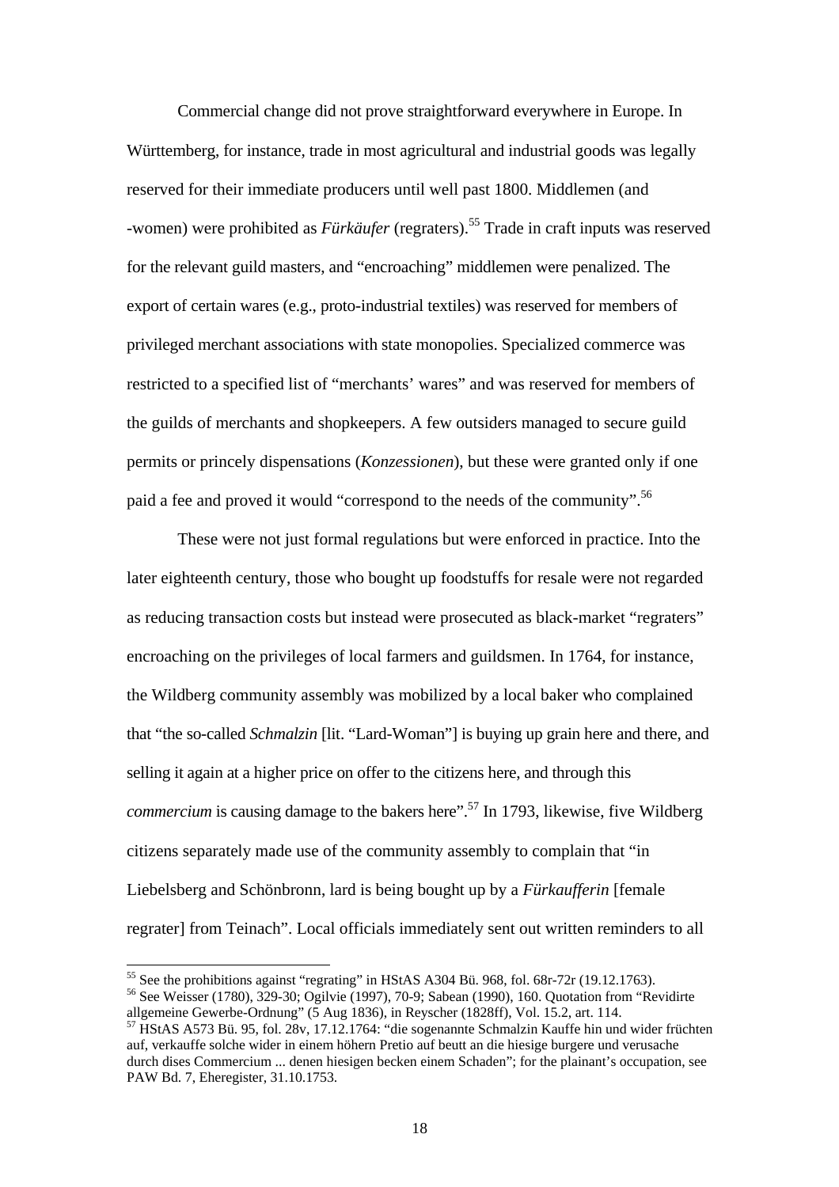Commercial change did not prove straightforward everywhere in Europe. In Württemberg, for instance, trade in most agricultural and industrial goods was legally reserved for their immediate producers until well past 1800. Middlemen (and -women) were prohibited as *Fürkäufer* (regraters).[55] Trade in craft inputs was reserved for the relevant guild masters, and "encroaching" middlemen were penalized. The export of certain wares (e.g., proto-industrial textiles) was reserved for members of privileged merchant associations with state monopolies. Specialized commerce was restricted to a specified list of "merchants' wares" and was reserved for members of the guilds of merchants and shopkeepers. A few outsiders managed to secure guild permits or princely dispensations (*Konzessionen*), but these were granted only if one paid a fee and proved it would "correspond to the needs of the community".[56]

These were not just formal regulations but were enforced in practice. Into the later eighteenth century, those who bought up foodstuffs for resale were not regarded as reducing transaction costs but instead were prosecuted as black-market "regraters" encroaching on the privileges of local farmers and guildsmen. In 1764, for instance, the Wildberg community assembly was mobilized by a local baker who complained that "the so-called *Schmalzin* [lit. "Lard-Woman"] is buying up grain here and there, and selling it again at a higher price on offer to the citizens here, and through this *commercium* is causing damage to the bakers here".[57] In 1793, likewise, five Wildberg citizens separately made use of the community assembly to complain that "in Liebelsberg and Schönbronn, lard is being bought up by a *Fürkaufferin* [female regrater] from Teinach". Local officials immediately sent out written reminders to all

---

[55] See the prohibitions against "regrating" in HStAS A304 Bü. 968, fol. 68r-72r (19.12.1763).

[56] See Weisser (1780), 329-30; Ogilvie (1997), 70-9; Sabean (1990), 160. Quotation from "Revidirte allgemeine Gewerbe-Ordnung" (5 Aug 1836), in Reyscher (1828ff), Vol. 15.2, art. 114.

[57] HStAS A573 Bü. 95, fol. 28v, 17.12.1764: "die sogenannte Schmalzin Kauffe hin und wider früchten auf, verkauffe solche wider in einem höhern Pretio auf beutt an die hiesige burgere und verusache durch dises Commercium ... denen hiesigen becken einem Schaden"; for the plainant's occupation, see PAW Bd. 7, Eheregister, 31.10.1753.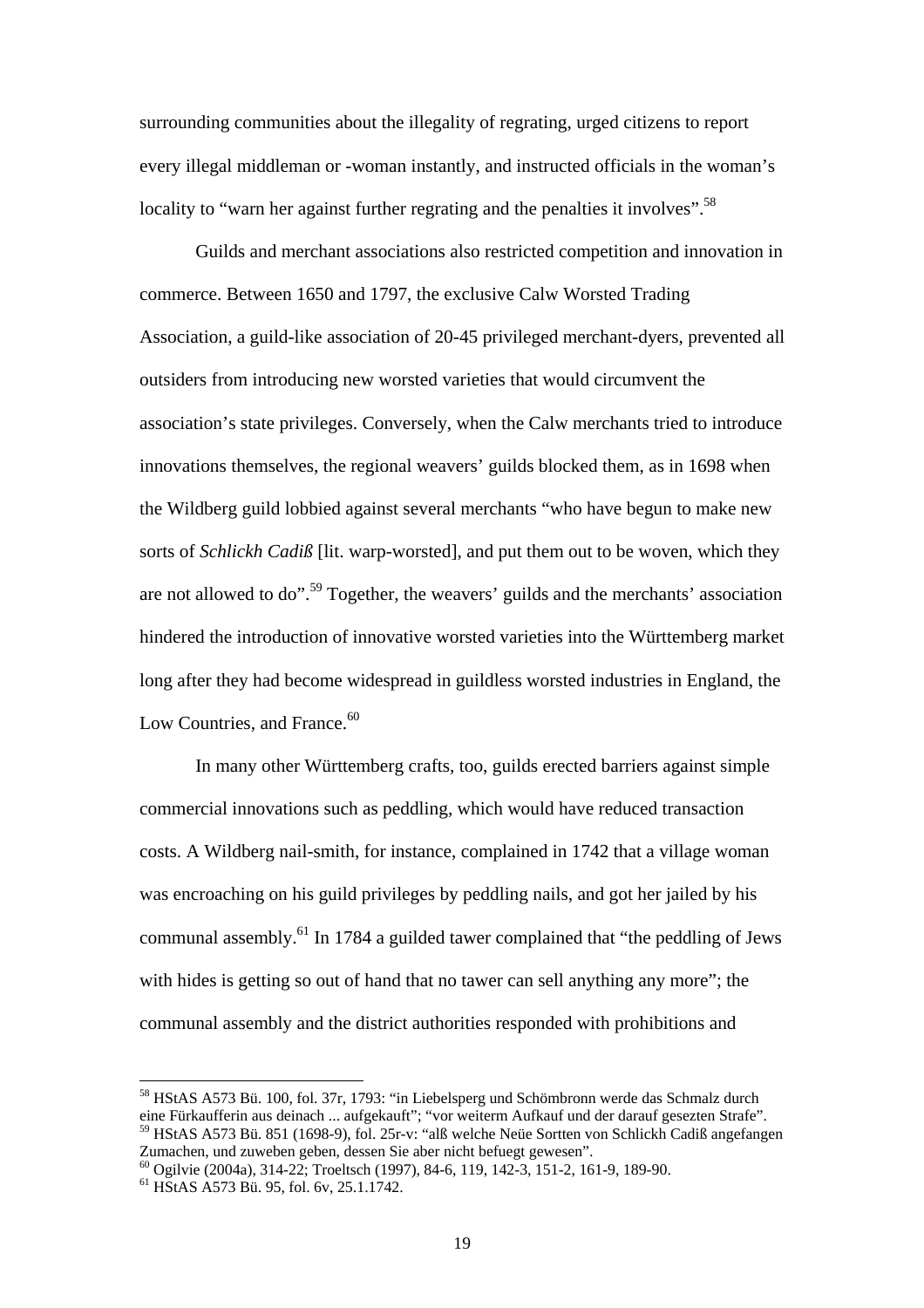surrounding communities about the illegality of regrating, urged citizens to report every illegal middleman or -woman instantly, and instructed officials in the woman's locality to "warn her against further regrating and the penalties it involves".[58]

Guilds and merchant associations also restricted competition and innovation in commerce. Between 1650 and 1797, the exclusive Calw Worsted Trading Association, a guild-like association of 20-45 privileged merchant-dyers, prevented all outsiders from introducing new worsted varieties that would circumvent the association's state privileges. Conversely, when the Calw merchants tried to introduce innovations themselves, the regional weavers' guilds blocked them, as in 1698 when the Wildberg guild lobbied against several merchants "who have begun to make new sorts of *Schlickh Cadiß* [lit. warp-worsted], and put them out to be woven, which they are not allowed to do".[59] Together, the weavers' guilds and the merchants' association hindered the introduction of innovative worsted varieties into the Württemberg market long after they had become widespread in guildless worsted industries in England, the Low Countries, and France.[60]

In many other Württemberg crafts, too, guilds erected barriers against simple commercial innovations such as peddling, which would have reduced transaction costs. A Wildberg nail-smith, for instance, complained in 1742 that a village woman was encroaching on his guild privileges by peddling nails, and got her jailed by his communal assembly.[61] In 1784 a guilded tawer complained that "the peddling of Jews with hides is getting so out of hand that no tawer can sell anything any more"; the communal assembly and the district authorities responded with prohibitions and

---

[58] HStAS A573 Bü. 100, fol. 37r, 1793: "in Liebelsperg und Schömbronn werde das Schmalz durch eine Fürkaufferin aus deinach ... aufgekauft"; "vor weiterm Aufkauf und der darauf gesezten Strafe".

[59] HStAS A573 Bü. 851 (1698-9), fol. 25r-v: "alß welche Neüe Sortten von Schlickh Cadiß angefangen Zumachen, und zuweben geben, dessen Sie aber nicht befuegt gewesen".

[60] Ogilvie (2004a), 314-22; Troeltsch (1997), 84-6, 119, 142-3, 151-2, 161-9, 189-90.

[61] HStAS A573 Bü. 95, fol. 6v, 25.1.1742.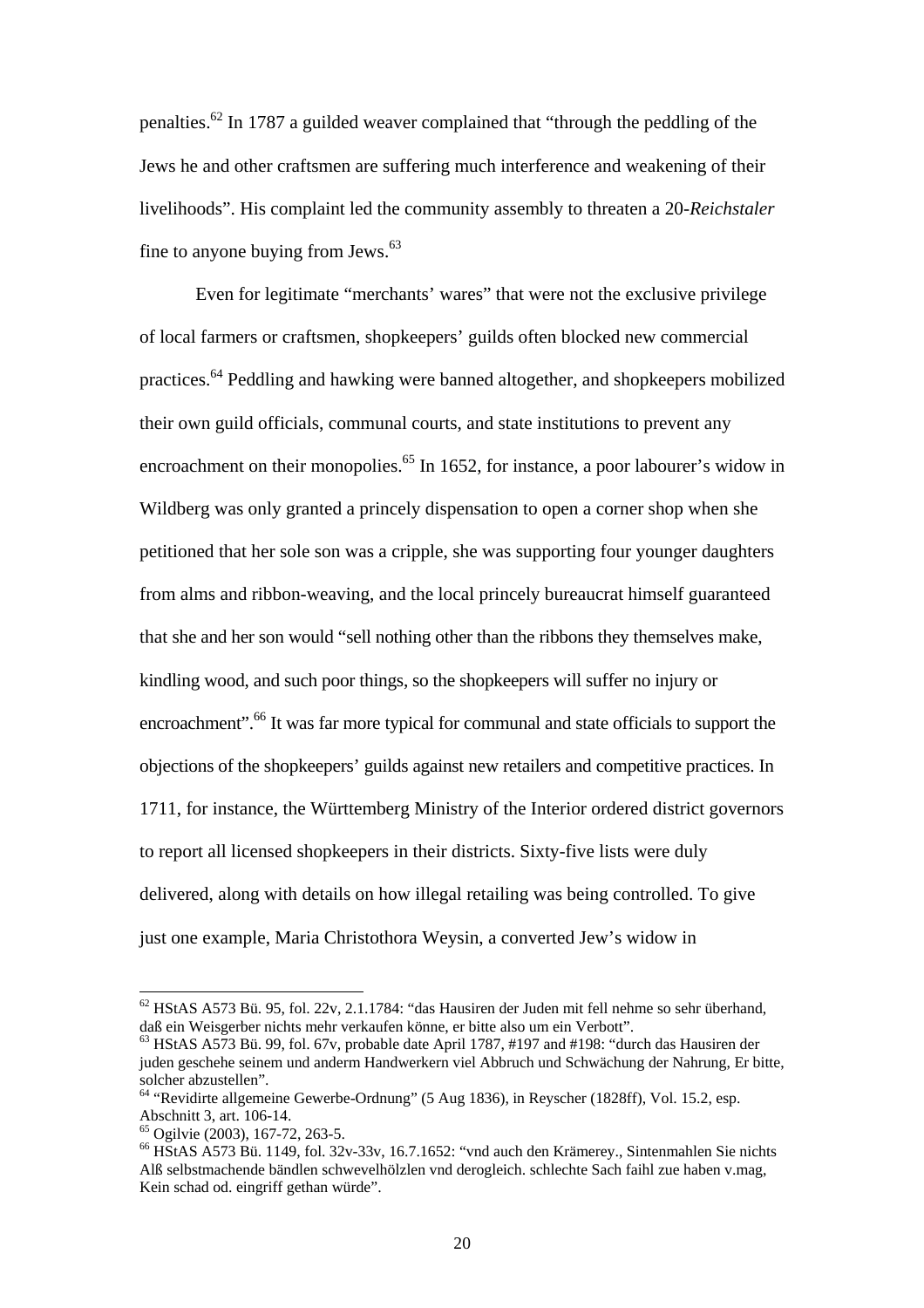penalties.[62] In 1787 a guilded weaver complained that "through the peddling of the Jews he and other craftsmen are suffering much interference and weakening of their livelihoods". His complaint led the community assembly to threaten a 20-*Reichstaler* fine to anyone buying from Jews.[63]

Even for legitimate "merchants' wares" that were not the exclusive privilege of local farmers or craftsmen, shopkeepers' guilds often blocked new commercial practices.[64] Peddling and hawking were banned altogether, and shopkeepers mobilized their own guild officials, communal courts, and state institutions to prevent any encroachment on their monopolies.[65] In 1652, for instance, a poor labourer's widow in Wildberg was only granted a princely dispensation to open a corner shop when she petitioned that her sole son was a cripple, she was supporting four younger daughters from alms and ribbon-weaving, and the local princely bureaucrat himself guaranteed that she and her son would "sell nothing other than the ribbons they themselves make, kindling wood, and such poor things, so the shopkeepers will suffer no injury or encroachment".[66] It was far more typical for communal and state officials to support the objections of the shopkeepers' guilds against new retailers and competitive practices. In 1711, for instance, the Württemberg Ministry of the Interior ordered district governors to report all licensed shopkeepers in their districts. Sixty-five lists were duly delivered, along with details on how illegal retailing was being controlled. To give just one example, Maria Christothora Weysin, a converted Jew's widow in

---

[62] HStAS A573 Bü. 95, fol. 22v, 2.1.1784: "das Hausiren der Juden mit fell nehme so sehr überhand, daß ein Weisgerber nichts mehr verkaufen könne, er bitte also um ein Verbott".

[63] HStAS A573 Bü. 99, fol. 67v, probable date April 1787, #197 and #198: "durch das Hausiren der juden geschehe seinem und anderm Handwerkern viel Abbruch und Schwächung der Nahrung, Er bitte, solcher abzustellen".

[64] "Revidirte allgemeine Gewerbe-Ordnung" (5 Aug 1836), in Reyscher (1828ff), Vol. 15.2, esp. Abschnitt 3, art. 106-14.

[65] Ogilvie (2003), 167-72, 263-5.

[66] HStAS A573 Bü. 1149, fol. 32v-33v, 16.7.1652: "vnd auch den Krämerey., Sintenmahlen Sie nichts Alß selbstmachende bändlen schwevelhölzlen vnd derogleich. schlechte Sach faihl zue haben v.mag, Kein schad od. eingriff gethan würde".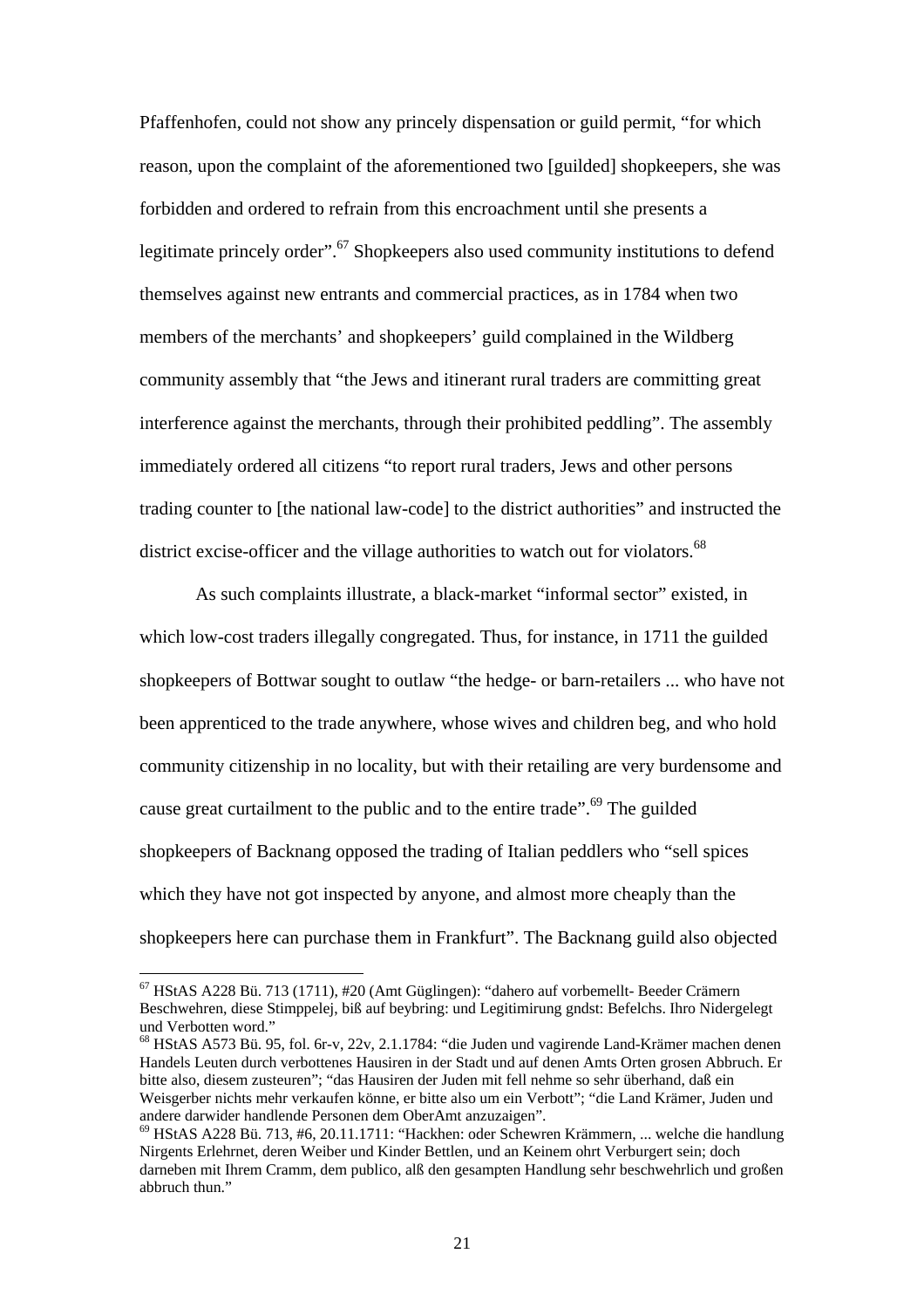Pfaffenhofen, could not show any princely dispensation or guild permit, "for which reason, upon the complaint of the aforementioned two [guilded] shopkeepers, she was forbidden and ordered to refrain from this encroachment until she presents a legitimate princely order".[67] Shopkeepers also used community institutions to defend themselves against new entrants and commercial practices, as in 1784 when two members of the merchants' and shopkeepers' guild complained in the Wildberg community assembly that "the Jews and itinerant rural traders are committing great interference against the merchants, through their prohibited peddling". The assembly immediately ordered all citizens "to report rural traders, Jews and other persons trading counter to [the national law-code] to the district authorities" and instructed the district excise-officer and the village authorities to watch out for violators.[68]

As such complaints illustrate, a black-market "informal sector" existed, in which low-cost traders illegally congregated. Thus, for instance, in 1711 the guilded shopkeepers of Bottwar sought to outlaw "the hedge- or barn-retailers ... who have not been apprenticed to the trade anywhere, whose wives and children beg, and who hold community citizenship in no locality, but with their retailing are very burdensome and cause great curtailment to the public and to the entire trade".[69] The guilded shopkeepers of Backnang opposed the trading of Italian peddlers who "sell spices which they have not got inspected by anyone, and almost more cheaply than the shopkeepers here can purchase them in Frankfurt". The Backnang guild also objected

---

[67] HStAS A228 Bü. 713 (1711), #20 (Amt Güglingen): "dahero auf vorbemellt- Beeder Crämern Beschwehren, diese Stimppelej, biß auf beybring: und Legitimirung gndst: Befelchs. Ihro Nidergelegt und Verbotten word."

[68] HStAS A573 Bü. 95, fol. 6r-v, 22v, 2.1.1784: "die Juden und vagirende Land-Krämer machen denen Handels Leuten durch verbottenes Hausiren in der Stadt und auf denen Amts Orten grosen Abbruch. Er bitte also, diesem zusteuren"; "das Hausiren der Juden mit fell nehme so sehr überhand, daß ein Weisgerber nichts mehr verkaufen könne, er bitte also um ein Verbott"; "die Land Krämer, Juden und andere darwider handlende Personen dem OberAmt anzuzaigen".

[69] HStAS A228 Bü. 713, #6, 20.11.1711: "Hackhen: oder Schewren Krämmern, ... welche die handlung Nirgents Erlehrnet, deren Weiber und Kinder Bettlen, und an Keinem ohrt Verburgert sein; doch darneben mit Ihrem Cramm, dem publico, alß den gesampten Handlung sehr beschwehrlich und großen abbruch thun."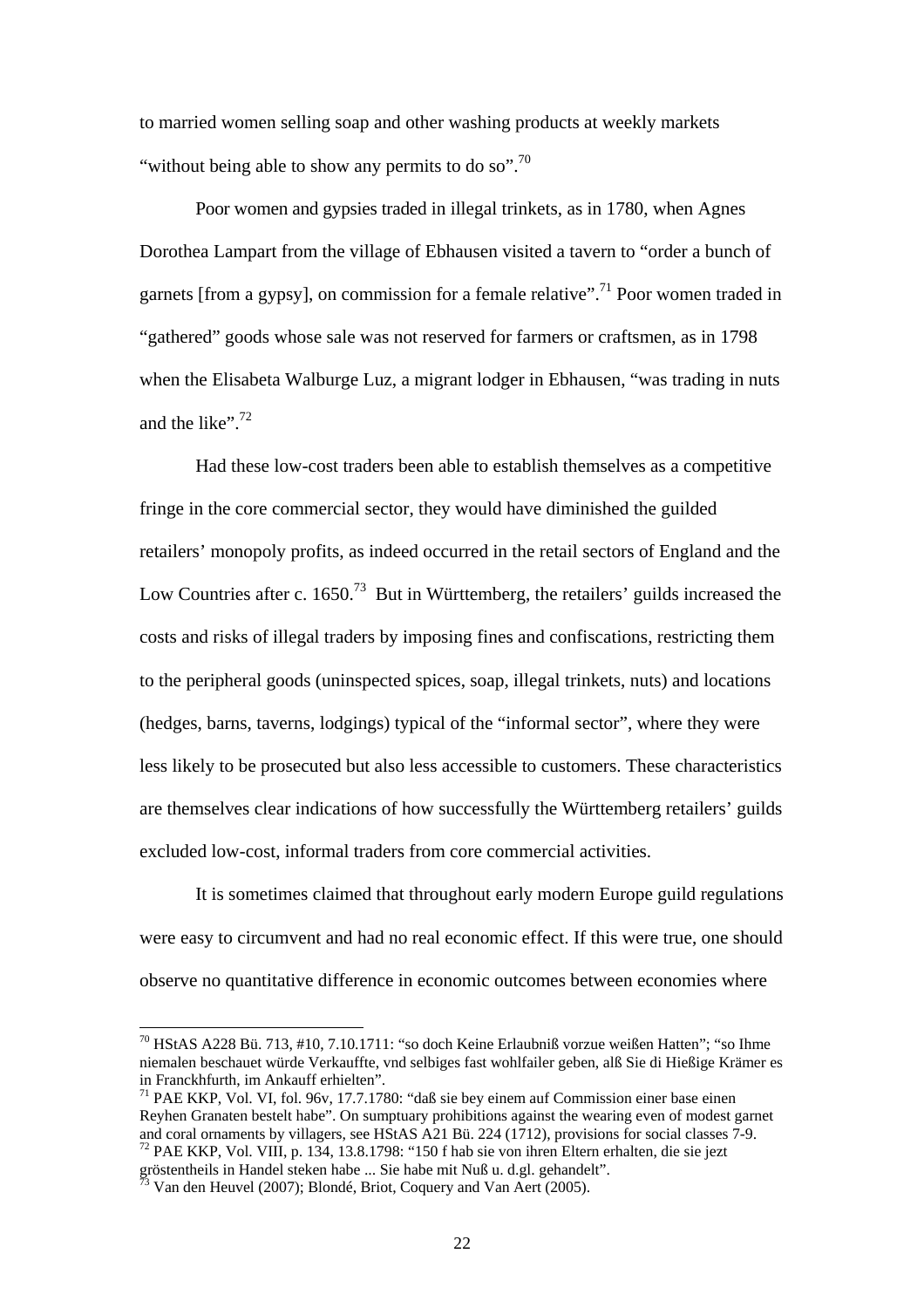to married women selling soap and other washing products at weekly markets "without being able to show any permits to do so".[70]

Poor women and gypsies traded in illegal trinkets, as in 1780, when Agnes Dorothea Lampart from the village of Ebhausen visited a tavern to "order a bunch of garnets [from a gypsy], on commission for a female relative".[71] Poor women traded in "gathered" goods whose sale was not reserved for farmers or craftsmen, as in 1798 when the Elisabeta Walburge Luz, a migrant lodger in Ebhausen, "was trading in nuts and the like".[72]

Had these low-cost traders been able to establish themselves as a competitive fringe in the core commercial sector, they would have diminished the guilded retailers' monopoly profits, as indeed occurred in the retail sectors of England and the Low Countries after c. 1650.[73] But in Württemberg, the retailers' guilds increased the costs and risks of illegal traders by imposing fines and confiscations, restricting them to the peripheral goods (uninspected spices, soap, illegal trinkets, nuts) and locations (hedges, barns, taverns, lodgings) typical of the "informal sector", where they were less likely to be prosecuted but also less accessible to customers. These characteristics are themselves clear indications of how successfully the Württemberg retailers' guilds excluded low-cost, informal traders from core commercial activities.

It is sometimes claimed that throughout early modern Europe guild regulations were easy to circumvent and had no real economic effect. If this were true, one should observe no quantitative difference in economic outcomes between economies where

---

[70] HStAS A228 Bü. 713, #10, 7.10.1711: "so doch Keine Erlaubniß vorzue weißen Hatten"; "so Ihme niemalen beschauet würde Verkauffte, vnd selbiges fast wohlfailer geben, alß Sie di Hießige Krämer es in Franckhfurth, im Ankauff erhielten".

[71] PAE KKP, Vol. VI, fol. 96v, 17.7.1780: "daß sie bey einem auf Commission einer base einen Reyhen Granaten bestelt habe". On sumptuary prohibitions against the wearing even of modest garnet and coral ornaments by villagers, see HStAS A21 Bü. 224 (1712), provisions for social classes 7-9.

[72] PAE KKP, Vol. VIII, p. 134, 13.8.1798: "150 f hab sie von ihren Eltern erhalten, die sie jezt gröstentheils in Handel steken habe ... Sie habe mit Nuß u. d.gl. gehandelt".

[73] Van den Heuvel (2007); Blondé, Briot, Coquery and Van Aert (2005).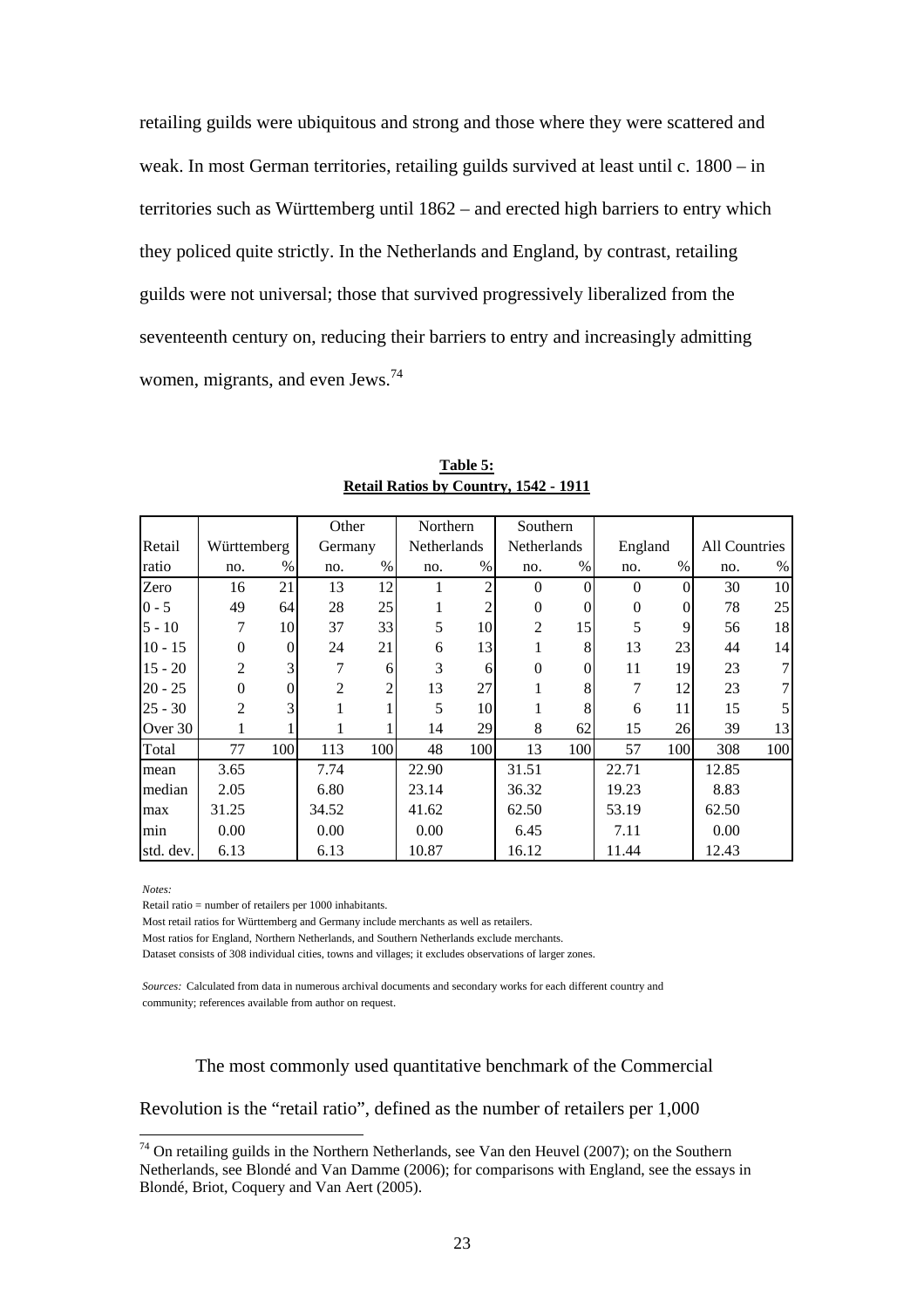retailing guilds were ubiquitous and strong and those where they were scattered and weak. In most German territories, retailing guilds survived at least until c. 1800 – in territories such as Württemberg until 1862 – and erected high barriers to entry which they policed quite strictly. In the Netherlands and England, by contrast, retailing guilds were not universal; those that survived progressively liberalized from the seventeenth century on, reducing their barriers to entry and increasingly admitting women, migrants, and even Jews.[74]

**Table 5:**
**Retail Ratios by Country, 1542 - 1911**

| Retail ratio | Württemberg | | Other Germany | | Northern Netherlands | | Southern Netherlands | | England | | All Countries | |
|---|---|---|---|---|---|---|---|---|---|---|---|---|
| | no. | % | no. | % | no. | % | no. | % | no. | % | no. | % |
| Zero | 16 | 21 | 13 | 12 | 1 | 2 | 0 | 0 | 0 | 0 | 30 | 10 |
| 0 - 5 | 49 | 64 | 28 | 25 | 1 | 2 | 0 | 0 | 0 | 0 | 78 | 25 |
| 5 - 10 | 7 | 10 | 37 | 33 | 5 | 10 | 2 | 15 | 5 | 9 | 56 | 18 |
| 10 - 15 | 0 | 0 | 24 | 21 | 6 | 13 | 1 | 8 | 13 | 23 | 44 | 14 |
| 15 - 20 | 2 | 3 | 7 | 6 | 3 | 6 | 0 | 0 | 11 | 19 | 23 | 7 |
| 20 - 25 | 0 | 0 | 2 | 2 | 13 | 27 | 1 | 8 | 7 | 12 | 23 | 7 |
| 25 - 30 | 2 | 3 | 1 | 1 | 5 | 10 | 1 | 8 | 6 | 11 | 15 | 5 |
| Over 30 | 1 | 1 | 1 | 1 | 14 | 29 | 8 | 62 | 15 | 26 | 39 | 13 |
| Total | 77 | 100 | 113 | 100 | 48 | 100 | 13 | 100 | 57 | 100 | 308 | 100 |
| mean | 3.65 | | 7.74 | | 22.90 | | 31.51 | | 22.71 | | 12.85 | |
| median | 2.05 | | 6.80 | | 23.14 | | 36.32 | | 19.23 | | 8.83 | |
| max | 31.25 | | 34.52 | | 41.62 | | 62.50 | | 53.19 | | 62.50 | |
| min | 0.00 | | 0.00 | | 0.00 | | 6.45 | | 7.11 | | 0.00 | |
| std. dev. | 6.13 | | 6.13 | | 10.87 | | 16.12 | | 11.44 | | 12.43 | |

*Notes:*

Retail ratio = number of retailers per 1000 inhabitants.

Most retail ratios for Württemberg and Germany include merchants as well as retailers.

Most ratios for England, Northern Netherlands, and Southern Netherlands exclude merchants.

Dataset consists of 308 individual cities, towns and villages; it excludes observations of larger zones.

*Sources:* Calculated from data in numerous archival documents and secondary works for each different country and community; references available from author on request.

The most commonly used quantitative benchmark of the Commercial Revolution is the "retail ratio", defined as the number of retailers per 1,000

[74] On retailing guilds in the Northern Netherlands, see Van den Heuvel (2007); on the Southern Netherlands, see Blondé and Van Damme (2006); for comparisons with England, see the essays in Blondé, Briot, Coquery and Van Aert (2005).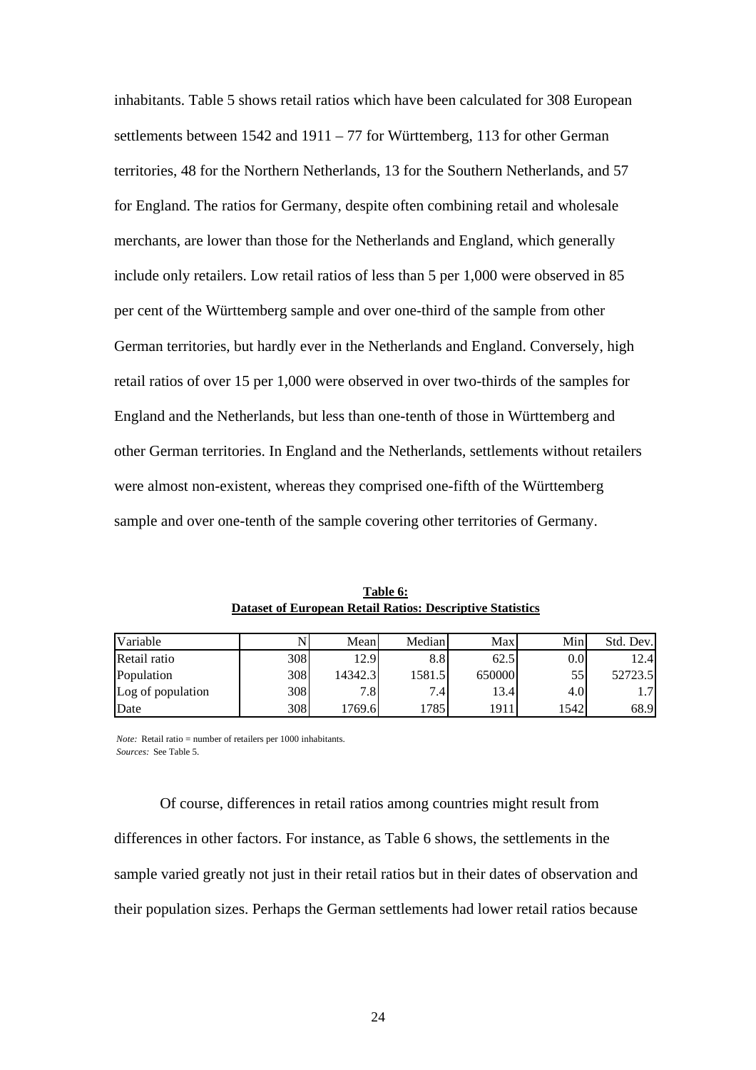inhabitants. Table 5 shows retail ratios which have been calculated for 308 European settlements between 1542 and 1911 – 77 for Württemberg, 113 for other German territories, 48 for the Northern Netherlands, 13 for the Southern Netherlands, and 57 for England. The ratios for Germany, despite often combining retail and wholesale merchants, are lower than those for the Netherlands and England, which generally include only retailers. Low retail ratios of less than 5 per 1,000 were observed in 85 per cent of the Württemberg sample and over one-third of the sample from other German territories, but hardly ever in the Netherlands and England. Conversely, high retail ratios of over 15 per 1,000 were observed in over two-thirds of the samples for England and the Netherlands, but less than one-tenth of those in Württemberg and other German territories. In England and the Netherlands, settlements without retailers were almost non-existent, whereas they comprised one-fifth of the Württemberg sample and over one-tenth of the sample covering other territories of Germany.

**Table 6:**
**Dataset of European Retail Ratios: Descriptive Statistics**

| Variable | N | Mean | Median | Max | Min | Std. Dev. |
|---|---|---|---|---|---|---|
| Retail ratio | 308 | 12.9 | 8.8 | 62.5 | 0.0 | 12.4 |
| Population | 308 | 14342.3 | 1581.5 | 650000 | 55 | 52723.5 |
| Log of population | 308 | 7.8 | 7.4 | 13.4 | 4.0 | 1.7 |
| Date | 308 | 1769.6 | 1785 | 1911 | 1542 | 68.9 |

*Note:* Retail ratio = number of retailers per 1000 inhabitants.
*Sources:* See Table 5.

Of course, differences in retail ratios among countries might result from differences in other factors. For instance, as Table 6 shows, the settlements in the sample varied greatly not just in their retail ratios but in their dates of observation and their population sizes. Perhaps the German settlements had lower retail ratios because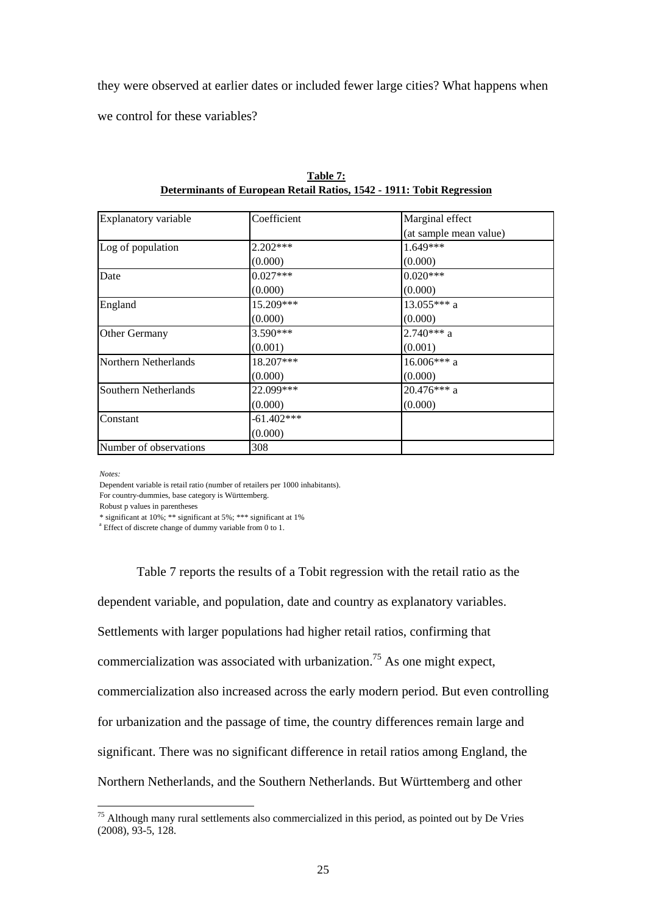they were observed at earlier dates or included fewer large cities? What happens when we control for these variables?

**Table 7:**
**Determinants of European Retail Ratios, 1542 - 1911: Tobit Regression**

| Explanatory variable | Coefficient | Marginal effect (at sample mean value) |
|---|---|---|
| Log of population | 2.202*** | 1.649*** |
| | (0.000) | (0.000) |
| Date | 0.027*** | 0.020*** |
| | (0.000) | (0.000) |
| England | 15.209*** | 13.055*** a |
| | (0.000) | (0.000) |
| Other Germany | 3.590*** | 2.740*** a |
| | (0.001) | (0.001) |
| Northern Netherlands | 18.207*** | 16.006*** a |
| | (0.000) | (0.000) |
| Southern Netherlands | 22.099*** | 20.476*** a |
| | (0.000) | (0.000) |
| Constant | -61.402*** | |
| | (0.000) | |
| Number of observations | 308 | |

*Notes:*
Dependent variable is retail ratio (number of retailers per 1000 inhabitants).
For country-dummies, base category is Württemberg.
Robust p values in parentheses
* significant at 10%; ** significant at 5%; *** significant at 1%
[a] Effect of discrete change of dummy variable from 0 to 1.

Table 7 reports the results of a Tobit regression with the retail ratio as the dependent variable, and population, date and country as explanatory variables. Settlements with larger populations had higher retail ratios, confirming that commercialization was associated with urbanization.[75] As one might expect, commercialization also increased across the early modern period. But even controlling for urbanization and the passage of time, the country differences remain large and significant. There was no significant difference in retail ratios among England, the Northern Netherlands, and the Southern Netherlands. But Württemberg and other

[75] Although many rural settlements also commercialized in this period, as pointed out by De Vries (2008), 93-5, 128.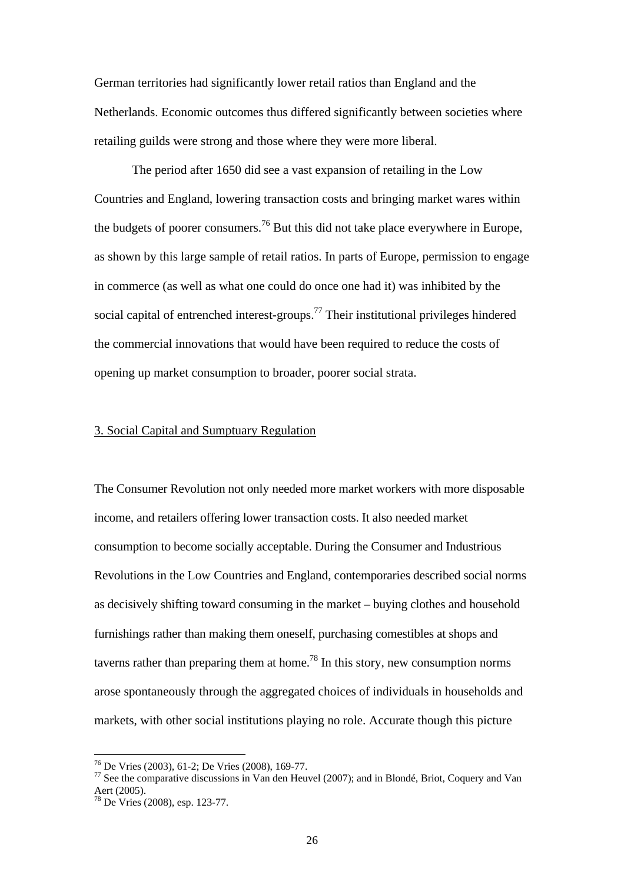German territories had significantly lower retail ratios than England and the Netherlands. Economic outcomes thus differed significantly between societies where retailing guilds were strong and those where they were more liberal.

The period after 1650 did see a vast expansion of retailing in the Low Countries and England, lowering transaction costs and bringing market wares within the budgets of poorer consumers.[76] But this did not take place everywhere in Europe, as shown by this large sample of retail ratios. In parts of Europe, permission to engage in commerce (as well as what one could do once one had it) was inhibited by the social capital of entrenched interest-groups.[77] Their institutional privileges hindered the commercial innovations that would have been required to reduce the costs of opening up market consumption to broader, poorer social strata.

## 3. Social Capital and Sumptuary Regulation

The Consumer Revolution not only needed more market workers with more disposable income, and retailers offering lower transaction costs. It also needed market consumption to become socially acceptable. During the Consumer and Industrious Revolutions in the Low Countries and England, contemporaries described social norms as decisively shifting toward consuming in the market – buying clothes and household furnishings rather than making them oneself, purchasing comestibles at shops and taverns rather than preparing them at home.[78] In this story, new consumption norms arose spontaneously through the aggregated choices of individuals in households and markets, with other social institutions playing no role. Accurate though this picture

---

[76] De Vries (2003), 61-2; De Vries (2008), 169-77.

[77] See the comparative discussions in Van den Heuvel (2007); and in Blondé, Briot, Coquery and Van Aert (2005).

[78] De Vries (2008), esp. 123-77.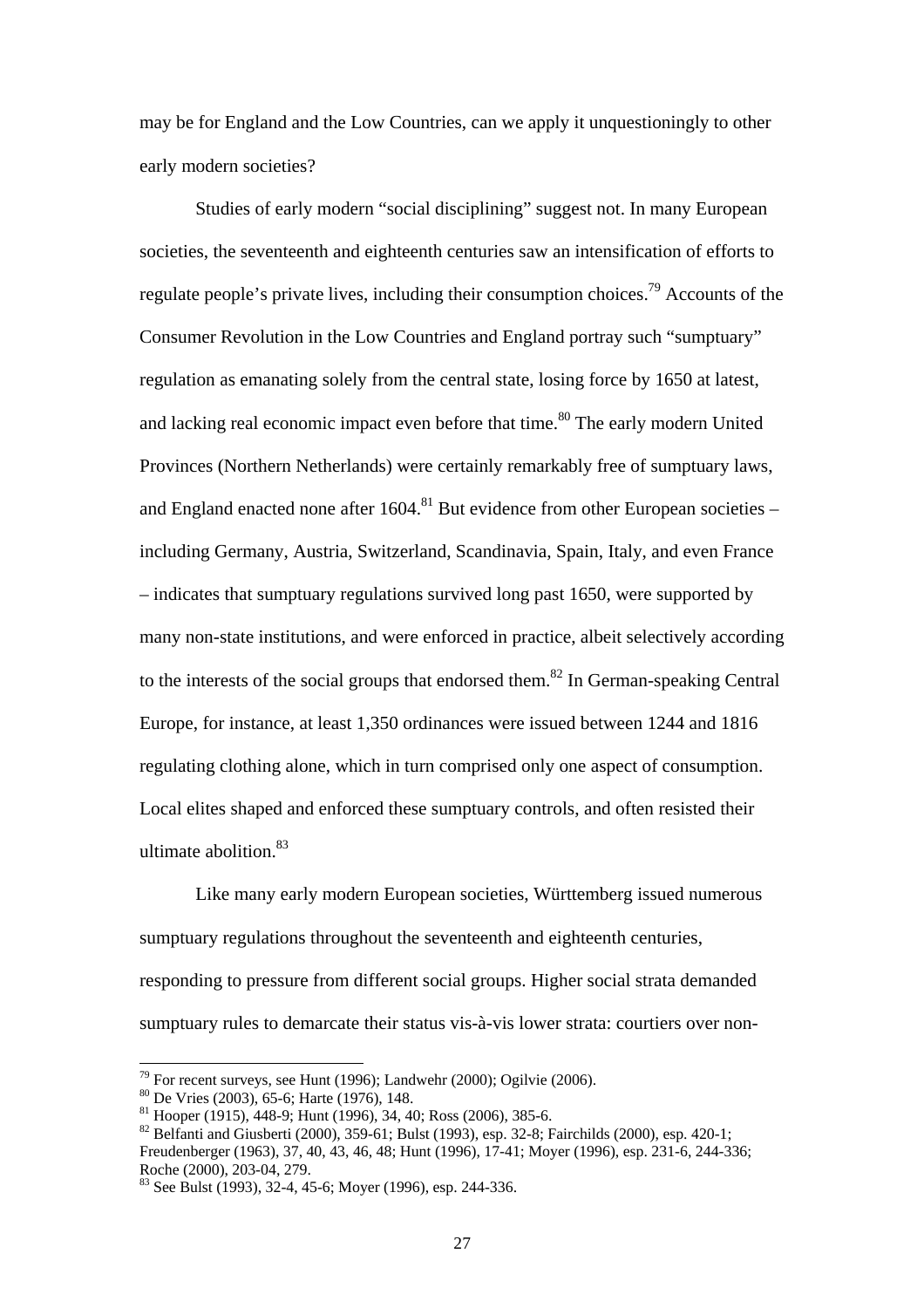may be for England and the Low Countries, can we apply it unquestioningly to other early modern societies?

Studies of early modern "social disciplining" suggest not. In many European societies, the seventeenth and eighteenth centuries saw an intensification of efforts to regulate people's private lives, including their consumption choices.[79] Accounts of the Consumer Revolution in the Low Countries and England portray such "sumptuary" regulation as emanating solely from the central state, losing force by 1650 at latest, and lacking real economic impact even before that time.[80] The early modern United Provinces (Northern Netherlands) were certainly remarkably free of sumptuary laws, and England enacted none after 1604.[81] But evidence from other European societies – including Germany, Austria, Switzerland, Scandinavia, Spain, Italy, and even France – indicates that sumptuary regulations survived long past 1650, were supported by many non-state institutions, and were enforced in practice, albeit selectively according to the interests of the social groups that endorsed them.[82] In German-speaking Central Europe, for instance, at least 1,350 ordinances were issued between 1244 and 1816 regulating clothing alone, which in turn comprised only one aspect of consumption. Local elites shaped and enforced these sumptuary controls, and often resisted their ultimate abolition.[83]

Like many early modern European societies, Württemberg issued numerous sumptuary regulations throughout the seventeenth and eighteenth centuries, responding to pressure from different social groups. Higher social strata demanded sumptuary rules to demarcate their status vis-à-vis lower strata: courtiers over non-

---

[79] For recent surveys, see Hunt (1996); Landwehr (2000); Ogilvie (2006).

[80] De Vries (2003), 65-6; Harte (1976), 148.

[81] Hooper (1915), 448-9; Hunt (1996), 34, 40; Ross (2006), 385-6.

[82] Belfanti and Giusberti (2000), 359-61; Bulst (1993), esp. 32-8; Fairchilds (2000), esp. 420-1; Freudenberger (1963), 37, 40, 43, 46, 48; Hunt (1996), 17-41; Moyer (1996), esp. 231-6, 244-336; Roche (2000), 203-04, 279.

[83] See Bulst (1993), 32-4, 45-6; Moyer (1996), esp. 244-336.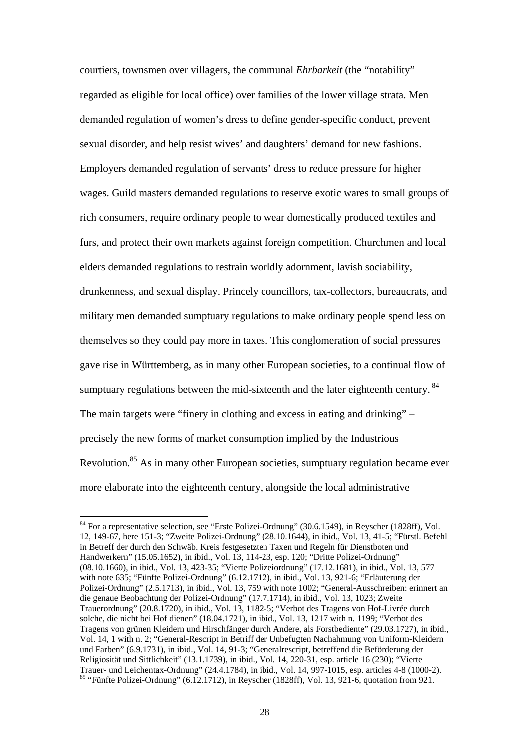courtiers, townsmen over villagers, the communal *Ehrbarkeit* (the "notability" regarded as eligible for local office) over families of the lower village strata. Men demanded regulation of women's dress to define gender-specific conduct, prevent sexual disorder, and help resist wives' and daughters' demand for new fashions. Employers demanded regulation of servants' dress to reduce pressure for higher wages. Guild masters demanded regulations to reserve exotic wares to small groups of rich consumers, require ordinary people to wear domestically produced textiles and furs, and protect their own markets against foreign competition. Churchmen and local elders demanded regulations to restrain worldly adornment, lavish sociability, drunkenness, and sexual display. Princely councillors, tax-collectors, bureaucrats, and military men demanded sumptuary regulations to make ordinary people spend less on themselves so they could pay more in taxes. This conglomeration of social pressures gave rise in Württemberg, as in many other European societies, to a continual flow of sumptuary regulations between the mid-sixteenth and the later eighteenth century.[84] The main targets were "finery in clothing and excess in eating and drinking" – precisely the new forms of market consumption implied by the Industrious Revolution.[85] As in many other European societies, sumptuary regulation became ever more elaborate into the eighteenth century, alongside the local administrative

[84] For a representative selection, see "Erste Polizei-Ordnung" (30.6.1549), in Reyscher (1828ff), Vol. 12, 149-67, here 151-3; "Zweite Polizei-Ordnung" (28.10.1644), in ibid., Vol. 13, 41-5; "Fürstl. Befehl in Betreff der durch den Schwäb. Kreis festgesetzten Taxen und Regeln für Dienstboten und Handwerkern" (15.05.1652), in ibid., Vol. 13, 114-23, esp. 120; "Dritte Polizei-Ordnung" (08.10.1660), in ibid., Vol. 13, 423-35; "Vierte Polizeiordnung" (17.12.1681), in ibid., Vol. 13, 577 with note 635; "Fünfte Polizei-Ordnung" (6.12.1712), in ibid., Vol. 13, 921-6; "Erläuterung der Polizei-Ordnung" (2.5.1713), in ibid., Vol. 13, 759 with note 1002; "General-Ausschreiben: erinnert an die genaue Beobachtung der Polizei-Ordnung" (17.7.1714), in ibid., Vol. 13, 1023; Zweite Trauerordnung" (20.8.1720), in ibid., Vol. 13, 1182-5; "Verbot des Tragens von Hof-Livrée durch solche, die nicht bei Hof dienen" (18.04.1721), in ibid., Vol. 13, 1217 with n. 1199; "Verbot des Tragens von grünen Kleidern und Hirschfänger durch Andere, als Forstbediente" (29.03.1727), in ibid., Vol. 14, 1 with n. 2; "General-Rescript in Betriff der Unbefugten Nachahmung von Uniform-Kleidern und Farben" (6.9.1731), in ibid., Vol. 14, 91-3; "Generalrescript, betreffend die Beförderung der Religiosität und Sittlichkeit" (13.1.1739), in ibid., Vol. 14, 220-31, esp. article 16 (230); "Vierte Trauer- und Leichentax-Ordnung" (24.4.1784), in ibid., Vol. 14, 997-1015, esp. articles 4-8 (1000-2).

[85] "Fünfte Polizei-Ordnung" (6.12.1712), in Reyscher (1828ff), Vol. 13, 921-6, quotation from 921.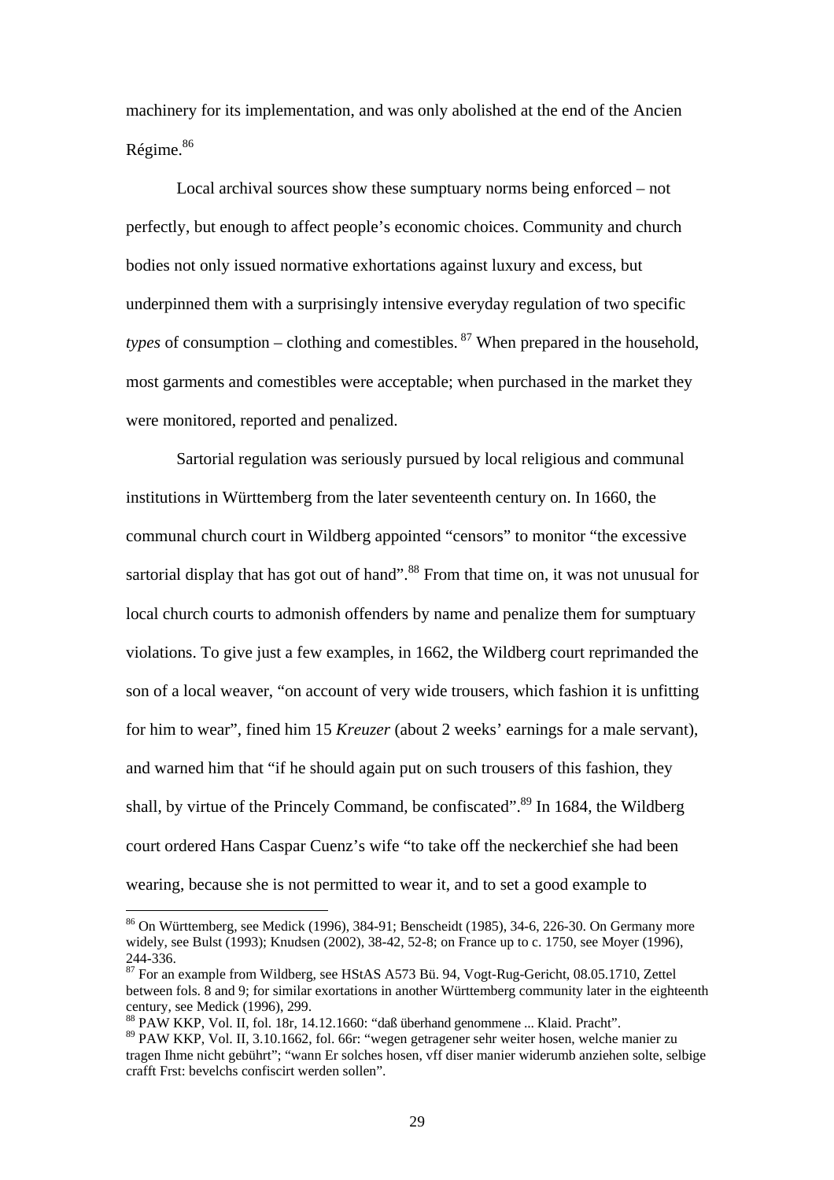machinery for its implementation, and was only abolished at the end of the Ancien Régime.[86]

Local archival sources show these sumptuary norms being enforced – not perfectly, but enough to affect people's economic choices. Community and church bodies not only issued normative exhortations against luxury and excess, but underpinned them with a surprisingly intensive everyday regulation of two specific *types* of consumption – clothing and comestibles.[87] When prepared in the household, most garments and comestibles were acceptable; when purchased in the market they were monitored, reported and penalized.

Sartorial regulation was seriously pursued by local religious and communal institutions in Württemberg from the later seventeenth century on. In 1660, the communal church court in Wildberg appointed "censors" to monitor "the excessive sartorial display that has got out of hand".[88] From that time on, it was not unusual for local church courts to admonish offenders by name and penalize them for sumptuary violations. To give just a few examples, in 1662, the Wildberg court reprimanded the son of a local weaver, "on account of very wide trousers, which fashion it is unfitting for him to wear", fined him 15 *Kreuzer* (about 2 weeks' earnings for a male servant), and warned him that "if he should again put on such trousers of this fashion, they shall, by virtue of the Princely Command, be confiscated".[89] In 1684, the Wildberg court ordered Hans Caspar Cuenz's wife "to take off the neckerchief she had been wearing, because she is not permitted to wear it, and to set a good example to

---

[86] On Württemberg, see Medick (1996), 384-91; Benscheidt (1985), 34-6, 226-30. On Germany more widely, see Bulst (1993); Knudsen (2002), 38-42, 52-8; on France up to c. 1750, see Moyer (1996), 244-336.

[87] For an example from Wildberg, see HStAS A573 Bü. 94, Vogt-Rug-Gericht, 08.05.1710, Zettel between fols. 8 and 9; for similar exortations in another Württemberg community later in the eighteenth century, see Medick (1996), 299.

[88] PAW KKP, Vol. II, fol. 18r, 14.12.1660: "daß überhand genommene ... Klaid. Pracht".

[89] PAW KKP, Vol. II, 3.10.1662, fol. 66r: "wegen getragener sehr weiter hosen, welche manier zu tragen Ihme nicht gebührt"; "wann Er solches hosen, vff diser manier widerumb anziehen solte, selbige crafft Frst: bevelchs confiscirt werden sollen".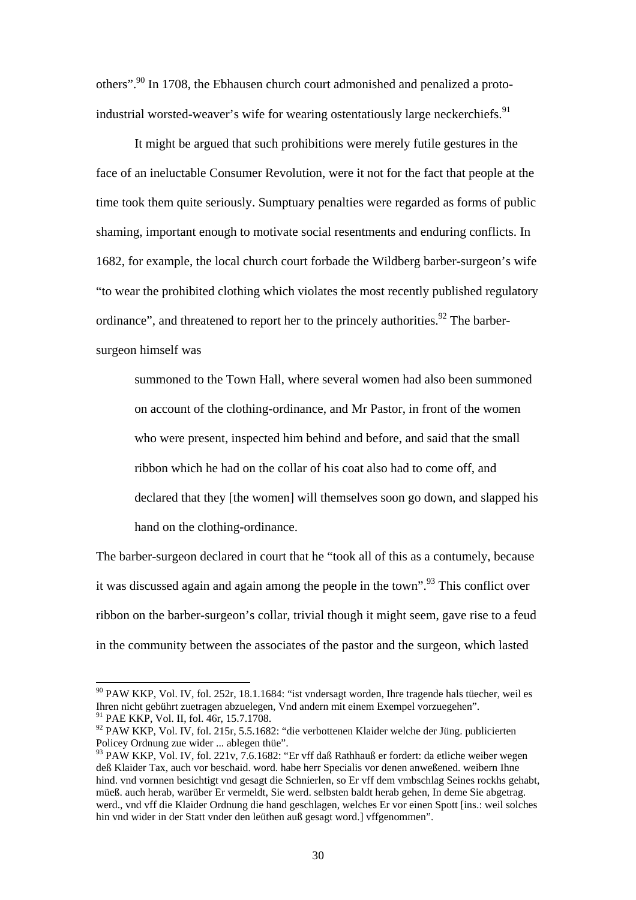others".[90] In 1708, the Ebhausen church court admonished and penalized a proto-industrial worsted-weaver's wife for wearing ostentatiously large neckerchiefs.[91]

It might be argued that such prohibitions were merely futile gestures in the face of an ineluctable Consumer Revolution, were it not for the fact that people at the time took them quite seriously. Sumptuary penalties were regarded as forms of public shaming, important enough to motivate social resentments and enduring conflicts. In 1682, for example, the local church court forbade the Wildberg barber-surgeon's wife "to wear the prohibited clothing which violates the most recently published regulatory ordinance", and threatened to report her to the princely authorities.[92] The barber-surgeon himself was

> summoned to the Town Hall, where several women had also been summoned on account of the clothing-ordinance, and Mr Pastor, in front of the women who were present, inspected him behind and before, and said that the small ribbon which he had on the collar of his coat also had to come off, and declared that they [the women] will themselves soon go down, and slapped his hand on the clothing-ordinance.

The barber-surgeon declared in court that he "took all of this as a contumely, because it was discussed again and again among the people in the town".[93] This conflict over ribbon on the barber-surgeon's collar, trivial though it might seem, gave rise to a feud in the community between the associates of the pastor and the surgeon, which lasted

---

[90] PAW KKP, Vol. IV, fol. 252r, 18.1.1684: "ist vndersagt worden, Ihre tragende hals tüecher, weil es Ihren nicht gebührt zuetragen abzuelegen, Vnd andern mit einem Exempel vorzuegehen".

[91] PAE KKP, Vol. II, fol. 46r, 15.7.1708.

[92] PAW KKP, Vol. IV, fol. 215r, 5.5.1682: "die verbottenen Klaider welche der Jüng. publicierten Policey Ordnung zue wider ... ablegen thüe".

[93] PAW KKP, Vol. IV, fol. 221v, 7.6.1682: "Er vff daß Rathhauß er fordert: da etliche weiber wegen deß Klaider Tax, auch vor beschaid. word. habe herr Specialis vor denen anweßened. weibern Ihne hind. vnd vornnen besichtigt vnd gesagt die Schnierlen, so Er vff dem vmbschlag Seines rockhs gehabt, müeß. auch herab, warüber Er vermeldt, Sie werd. selbsten baldt herab gehen, In deme Sie abgetrag. werd., vnd vff die Klaider Ordnung die hand geschlagen, welches Er vor einen Spott [ins.: weil solches hin vnd wider in der Statt vnder den leüthen auß gesagt word.] vffgenommen".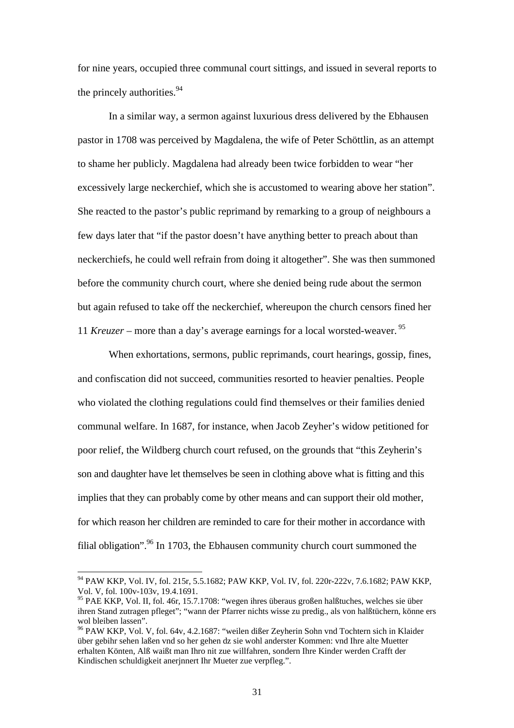for nine years, occupied three communal court sittings, and issued in several reports to the princely authorities.[94]

In a similar way, a sermon against luxurious dress delivered by the Ebhausen pastor in 1708 was perceived by Magdalena, the wife of Peter Schöttlin, as an attempt to shame her publicly. Magdalena had already been twice forbidden to wear "her excessively large neckerchief, which she is accustomed to wearing above her station". She reacted to the pastor's public reprimand by remarking to a group of neighbours a few days later that "if the pastor doesn't have anything better to preach about than neckerchiefs, he could well refrain from doing it altogether". She was then summoned before the community church court, where she denied being rude about the sermon but again refused to take off the neckerchief, whereupon the church censors fined her 11 *Kreuzer* – more than a day's average earnings for a local worsted-weaver.[95]

When exhortations, sermons, public reprimands, court hearings, gossip, fines, and confiscation did not succeed, communities resorted to heavier penalties. People who violated the clothing regulations could find themselves or their families denied communal welfare. In 1687, for instance, when Jacob Zeyher's widow petitioned for poor relief, the Wildberg church court refused, on the grounds that "this Zeyherin's son and daughter have let themselves be seen in clothing above what is fitting and this implies that they can probably come by other means and can support their old mother, for which reason her children are reminded to care for their mother in accordance with filial obligation".[96] In 1703, the Ebhausen community church court summoned the

---

[94] PAW KKP, Vol. IV, fol. 215r, 5.5.1682; PAW KKP, Vol. IV, fol. 220r-222v, 7.6.1682; PAW KKP, Vol. V, fol. 100v-103v, 19.4.1691.

[95] PAE KKP, Vol. II, fol. 46r, 15.7.1708: "wegen ihres überaus großen halßtuches, welches sie über ihren Stand zutragen pfleget"; "wann der Pfarrer nichts wisse zu predig., als von halßtüchern, könne ers wol bleiben lassen".

[96] PAW KKP, Vol. V, fol. 64v, 4.2.1687: "weilen dißer Zeyherin Sohn vnd Tochtern sich in Klaider über gebihr sehen laßen vnd so her gehen dz sie wohl anderster Kommen: vnd Ihre alte Muetter erhalten Könten, Alß waißt man Ihro nit zue willfahren, sondern Ihre Kinder werden Crafft der Kindischen schuldigkeit anerjnnert Ihr Mueter zue verpfleg.".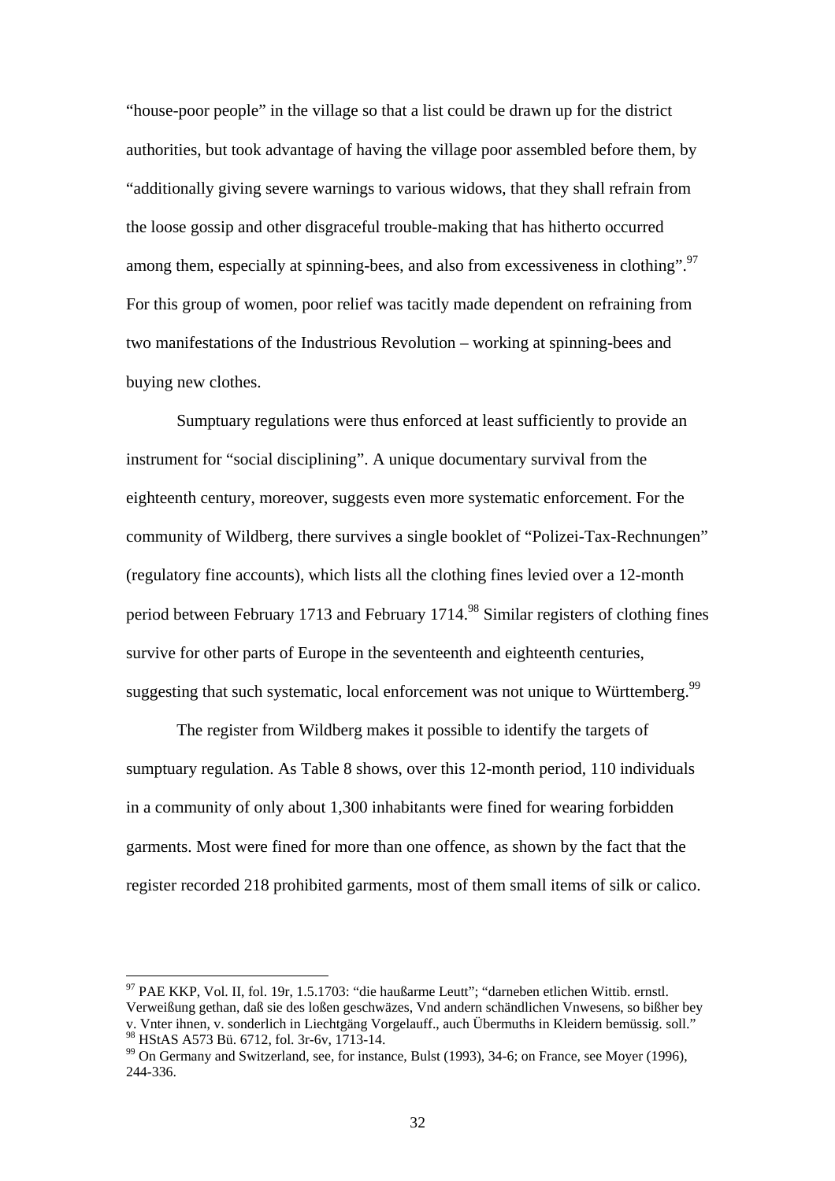"house-poor people" in the village so that a list could be drawn up for the district authorities, but took advantage of having the village poor assembled before them, by "additionally giving severe warnings to various widows, that they shall refrain from the loose gossip and other disgraceful trouble-making that has hitherto occurred among them, especially at spinning-bees, and also from excessiveness in clothing".[97] For this group of women, poor relief was tacitly made dependent on refraining from two manifestations of the Industrious Revolution – working at spinning-bees and buying new clothes.

Sumptuary regulations were thus enforced at least sufficiently to provide an instrument for "social disciplining". A unique documentary survival from the eighteenth century, moreover, suggests even more systematic enforcement. For the community of Wildberg, there survives a single booklet of "Polizei-Tax-Rechnungen" (regulatory fine accounts), which lists all the clothing fines levied over a 12-month period between February 1713 and February 1714.[98] Similar registers of clothing fines survive for other parts of Europe in the seventeenth and eighteenth centuries, suggesting that such systematic, local enforcement was not unique to Württemberg.[99]

The register from Wildberg makes it possible to identify the targets of sumptuary regulation. As Table 8 shows, over this 12-month period, 110 individuals in a community of only about 1,300 inhabitants were fined for wearing forbidden garments. Most were fined for more than one offence, as shown by the fact that the register recorded 218 prohibited garments, most of them small items of silk or calico.

---

[97] PAE KKP, Vol. II, fol. 19r, 1.5.1703: "die haußarme Leutt"; "darneben etlichen Wittib. ernstl. Verweißung gethan, daß sie des loßen geschwäzes, Vnd andern schändlichen Vnwesens, so bißher bey v. Vnter ihnen, v. sonderlich in Liechtgäng Vorgelauff., auch Übermuths in Kleidern bemüssig. soll."

[98] HStAS A573 Bü. 6712, fol. 3r-6v, 1713-14.

[99] On Germany and Switzerland, see, for instance, Bulst (1993), 34-6; on France, see Moyer (1996), 244-336.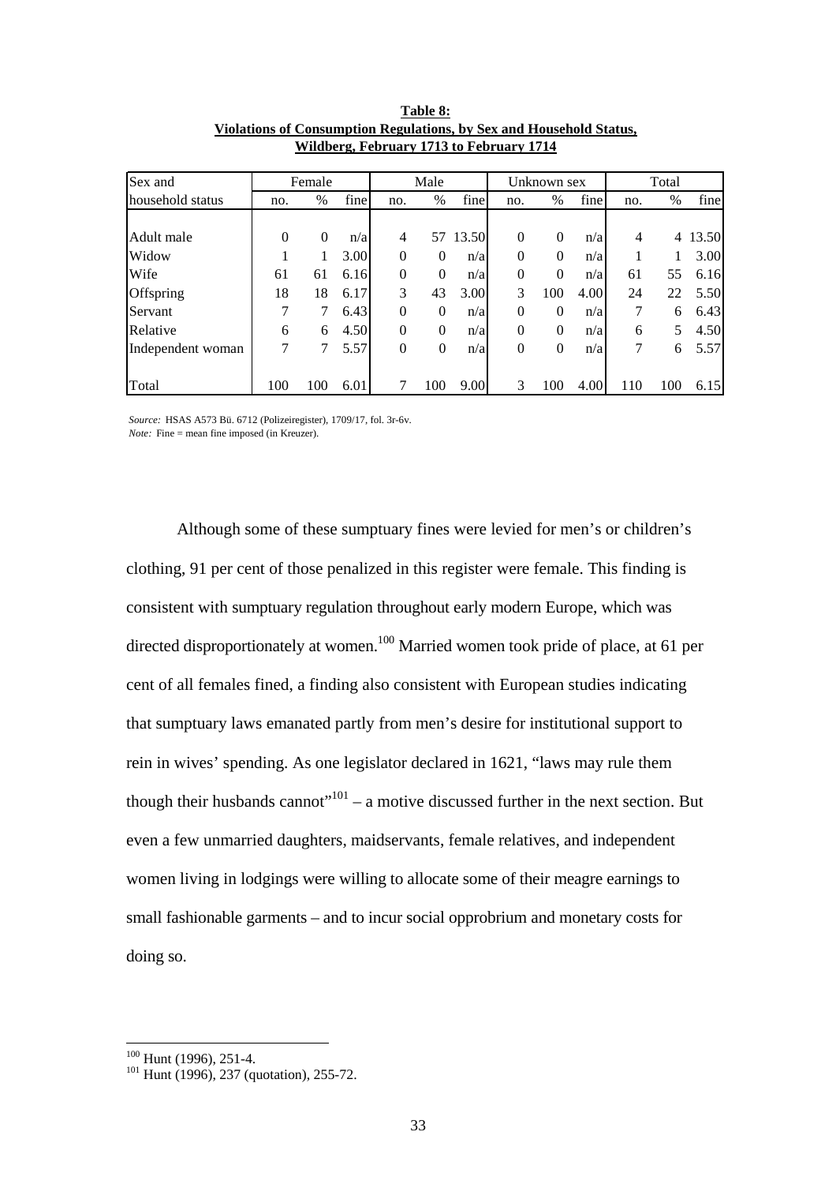**Table 8:**
**Violations of Consumption Regulations, by Sex and Household Status, Wildberg, February 1713 to February 1714**

| Sex and | Female | | | Male | | | Unknown sex | | | Total | | |
|---|---|---|---|---|---|---|---|---|---|---|---|---|
| household status | no. | % | fine | no. | % | fine | no. | % | fine | no. | % | fine |
| Adult male | 0 | 0 | n/a | 4 | 57 | 13.50 | 0 | 0 | n/a | 4 | 4 | 13.50 |
| Widow | 1 | 1 | 3.00 | 0 | 0 | n/a | 0 | 0 | n/a | 1 | 1 | 3.00 |
| Wife | 61 | 61 | 6.16 | 0 | 0 | n/a | 0 | 0 | n/a | 61 | 55 | 6.16 |
| Offspring | 18 | 18 | 6.17 | 3 | 43 | 3.00 | 3 | 100 | 4.00 | 24 | 22 | 5.50 |
| Servant | 7 | 7 | 6.43 | 0 | 0 | n/a | 0 | 0 | n/a | 7 | 6 | 6.43 |
| Relative | 6 | 6 | 4.50 | 0 | 0 | n/a | 0 | 0 | n/a | 6 | 5 | 4.50 |
| Independent woman | 7 | 7 | 5.57 | 0 | 0 | n/a | 0 | 0 | n/a | 7 | 6 | 5.57 |
| Total | 100 | 100 | 6.01 | 7 | 100 | 9.00 | 3 | 100 | 4.00 | 110 | 100 | 6.15 |

*Source:* HSAS A573 Bü. 6712 (Polizeiregister), 1709/17, fol. 3r-6v.
*Note:* Fine = mean fine imposed (in Kreuzer).

Although some of these sumptuary fines were levied for men's or children's clothing, 91 per cent of those penalized in this register were female. This finding is consistent with sumptuary regulation throughout early modern Europe, which was directed disproportionately at women.[100] Married women took pride of place, at 61 per cent of all females fined, a finding also consistent with European studies indicating that sumptuary laws emanated partly from men's desire for institutional support to rein in wives' spending. As one legislator declared in 1621, "laws may rule them though their husbands cannot"[101] – a motive discussed further in the next section. But even a few unmarried daughters, maidservants, female relatives, and independent women living in lodgings were willing to allocate some of their meagre earnings to small fashionable garments – and to incur social opprobrium and monetary costs for doing so.

---

[100] Hunt (1996), 251-4.
[101] Hunt (1996), 237 (quotation), 255-72.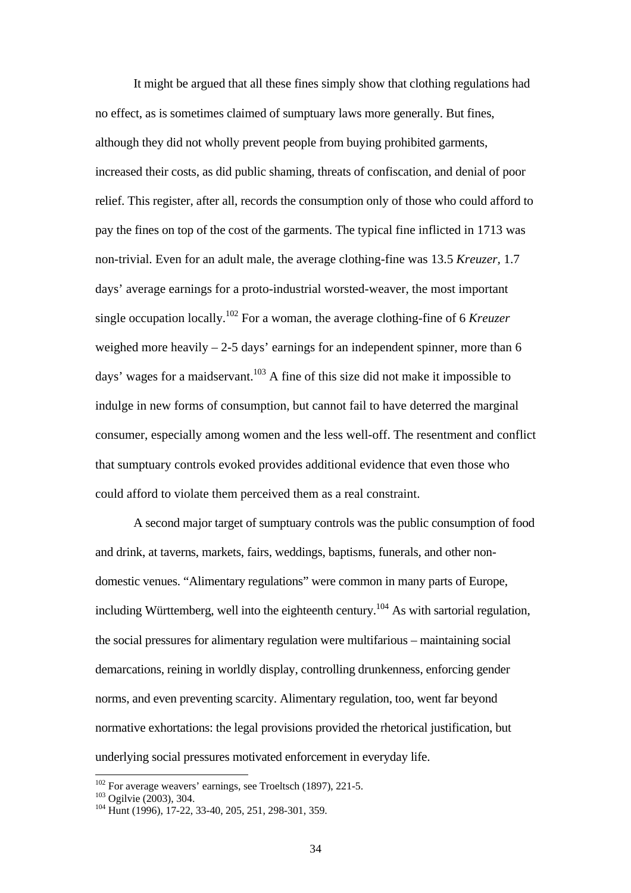It might be argued that all these fines simply show that clothing regulations had no effect, as is sometimes claimed of sumptuary laws more generally. But fines, although they did not wholly prevent people from buying prohibited garments, increased their costs, as did public shaming, threats of confiscation, and denial of poor relief. This register, after all, records the consumption only of those who could afford to pay the fines on top of the cost of the garments. The typical fine inflicted in 1713 was non-trivial. Even for an adult male, the average clothing-fine was 13.5 *Kreuzer*, 1.7 days' average earnings for a proto-industrial worsted-weaver, the most important single occupation locally.[102] For a woman, the average clothing-fine of 6 *Kreuzer* weighed more heavily – 2-5 days' earnings for an independent spinner, more than 6 days' wages for a maidservant.[103] A fine of this size did not make it impossible to indulge in new forms of consumption, but cannot fail to have deterred the marginal consumer, especially among women and the less well-off. The resentment and conflict that sumptuary controls evoked provides additional evidence that even those who could afford to violate them perceived them as a real constraint.

A second major target of sumptuary controls was the public consumption of food and drink, at taverns, markets, fairs, weddings, baptisms, funerals, and other non-domestic venues. "Alimentary regulations" were common in many parts of Europe, including Württemberg, well into the eighteenth century.[104] As with sartorial regulation, the social pressures for alimentary regulation were multifarious – maintaining social demarcations, reining in worldly display, controlling drunkenness, enforcing gender norms, and even preventing scarcity. Alimentary regulation, too, went far beyond normative exhortations: the legal provisions provided the rhetorical justification, but underlying social pressures motivated enforcement in everyday life.

---

[102] For average weavers' earnings, see Troeltsch (1897), 221-5.

[103] Ogilvie (2003), 304.

[104] Hunt (1996), 17-22, 33-40, 205, 251, 298-301, 359.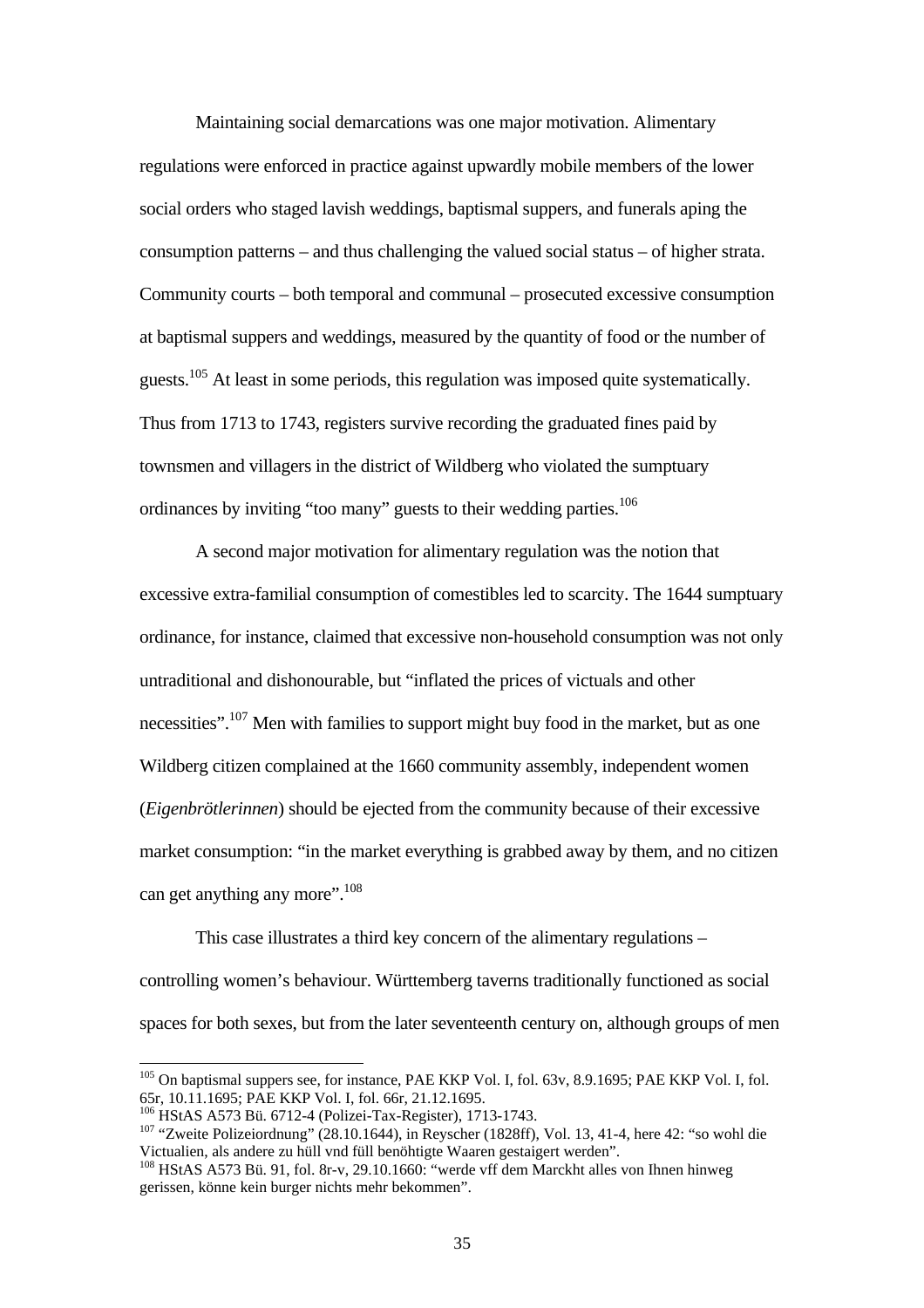Maintaining social demarcations was one major motivation. Alimentary regulations were enforced in practice against upwardly mobile members of the lower social orders who staged lavish weddings, baptismal suppers, and funerals aping the consumption patterns – and thus challenging the valued social status – of higher strata. Community courts – both temporal and communal – prosecuted excessive consumption at baptismal suppers and weddings, measured by the quantity of food or the number of guests.[105] At least in some periods, this regulation was imposed quite systematically. Thus from 1713 to 1743, registers survive recording the graduated fines paid by townsmen and villagers in the district of Wildberg who violated the sumptuary ordinances by inviting "too many" guests to their wedding parties.[106]

A second major motivation for alimentary regulation was the notion that excessive extra-familial consumption of comestibles led to scarcity. The 1644 sumptuary ordinance, for instance, claimed that excessive non-household consumption was not only untraditional and dishonourable, but "inflated the prices of victuals and other necessities".[107] Men with families to support might buy food in the market, but as one Wildberg citizen complained at the 1660 community assembly, independent women (*Eigenbrötlerinnen*) should be ejected from the community because of their excessive market consumption: "in the market everything is grabbed away by them, and no citizen can get anything any more".[108]

This case illustrates a third key concern of the alimentary regulations – controlling women's behaviour. Württemberg taverns traditionally functioned as social spaces for both sexes, but from the later seventeenth century on, although groups of men

---

[105] On baptismal suppers see, for instance, PAE KKP Vol. I, fol. 63v, 8.9.1695; PAE KKP Vol. I, fol. 65r, 10.11.1695; PAE KKP Vol. I, fol. 66r, 21.12.1695.

[106] HStAS A573 Bü. 6712-4 (Polizei-Tax-Register), 1713-1743.

[107] "Zweite Polizeiordnung" (28.10.1644), in Reyscher (1828ff), Vol. 13, 41-4, here 42: "so wohl die Victualien, als andere zu hüll vnd füll benöhtigte Waaren gestaigert werden".

[108] HStAS A573 Bü. 91, fol. 8r-v, 29.10.1660: "werde vff dem Marckht alles von Ihnen hinweg gerissen, könne kein burger nichts mehr bekommen".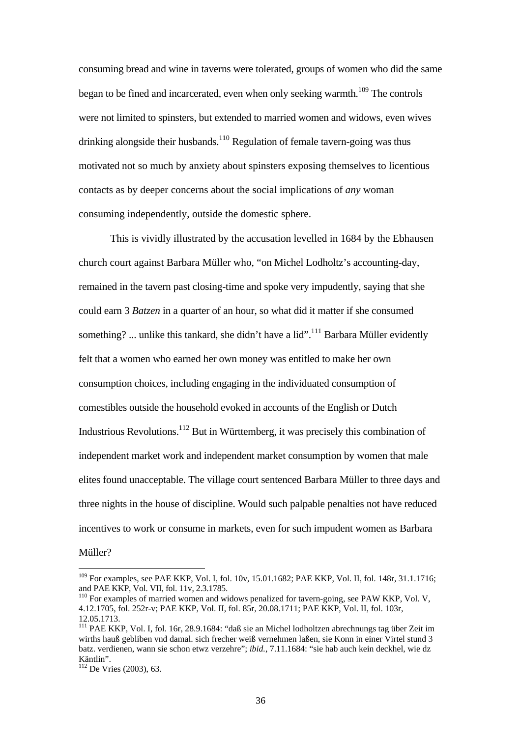consuming bread and wine in taverns were tolerated, groups of women who did the same began to be fined and incarcerated, even when only seeking warmth.[109] The controls were not limited to spinsters, but extended to married women and widows, even wives drinking alongside their husbands.[110] Regulation of female tavern-going was thus motivated not so much by anxiety about spinsters exposing themselves to licentious contacts as by deeper concerns about the social implications of *any* woman consuming independently, outside the domestic sphere.

This is vividly illustrated by the accusation levelled in 1684 by the Ebhausen church court against Barbara Müller who, "on Michel Lodholtz's accounting-day, remained in the tavern past closing-time and spoke very impudently, saying that she could earn 3 *Batzen* in a quarter of an hour, so what did it matter if she consumed something? ... unlike this tankard, she didn't have a lid".[111] Barbara Müller evidently felt that a women who earned her own money was entitled to make her own consumption choices, including engaging in the individuated consumption of comestibles outside the household evoked in accounts of the English or Dutch Industrious Revolutions.[112] But in Württemberg, it was precisely this combination of independent market work and independent market consumption by women that male elites found unacceptable. The village court sentenced Barbara Müller to three days and three nights in the house of discipline. Would such palpable penalties not have reduced incentives to work or consume in markets, even for such impudent women as Barbara Müller?

---

[109] For examples, see PAE KKP, Vol. I, fol. 10v, 15.01.1682; PAE KKP, Vol. II, fol. 148r, 31.1.1716; and PAE KKP, Vol. VII, fol. 11v, 2.3.1785.

[110] For examples of married women and widows penalized for tavern-going, see PAW KKP, Vol. V, 4.12.1705, fol. 252r-v; PAE KKP, Vol. II, fol. 85r, 20.08.1711; PAE KKP, Vol. II, fol. 103r, 12.05.1713.

[111] PAE KKP, Vol. I, fol. 16r, 28.9.1684: "daß sie an Michel lodholtzen abrechnungs tag über Zeit im wirths hauß gebliben vnd damal. sich frecher weiß vernehmen laßen, sie Konn in einer Virtel stund 3 batz. verdienen, wann sie schon etwz verzehre"; *ibid.*, 7.11.1684: "sie hab auch kein deckhel, wie dz Käntlin".

[112] De Vries (2003), 63.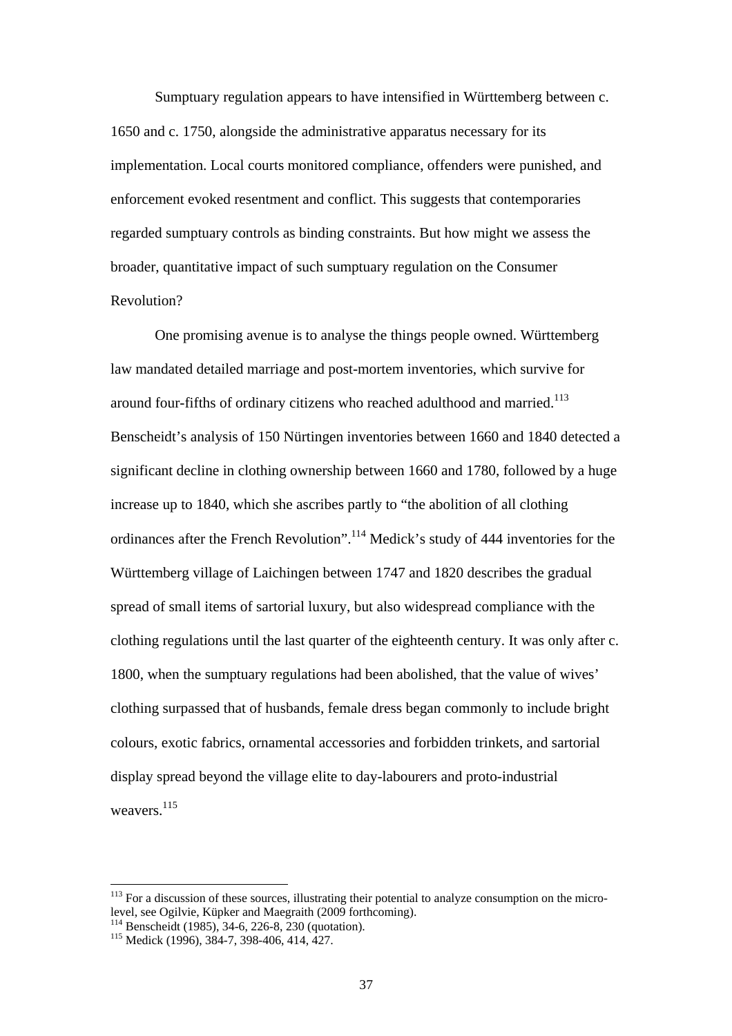Sumptuary regulation appears to have intensified in Württemberg between c. 1650 and c. 1750, alongside the administrative apparatus necessary for its implementation. Local courts monitored compliance, offenders were punished, and enforcement evoked resentment and conflict. This suggests that contemporaries regarded sumptuary controls as binding constraints. But how might we assess the broader, quantitative impact of such sumptuary regulation on the Consumer Revolution?

One promising avenue is to analyse the things people owned. Württemberg law mandated detailed marriage and post-mortem inventories, which survive for around four-fifths of ordinary citizens who reached adulthood and married.[113] Benscheidt's analysis of 150 Nürtingen inventories between 1660 and 1840 detected a significant decline in clothing ownership between 1660 and 1780, followed by a huge increase up to 1840, which she ascribes partly to "the abolition of all clothing ordinances after the French Revolution".[114] Medick's study of 444 inventories for the Württemberg village of Laichingen between 1747 and 1820 describes the gradual spread of small items of sartorial luxury, but also widespread compliance with the clothing regulations until the last quarter of the eighteenth century. It was only after c. 1800, when the sumptuary regulations had been abolished, that the value of wives' clothing surpassed that of husbands, female dress began commonly to include bright colours, exotic fabrics, ornamental accessories and forbidden trinkets, and sartorial display spread beyond the village elite to day-labourers and proto-industrial weavers.[115]

---

[113] For a discussion of these sources, illustrating their potential to analyze consumption on the micro-level, see Ogilvie, Küpker and Maegraith (2009 forthcoming).

[114] Benscheidt (1985), 34-6, 226-8, 230 (quotation).

[115] Medick (1996), 384-7, 398-406, 414, 427.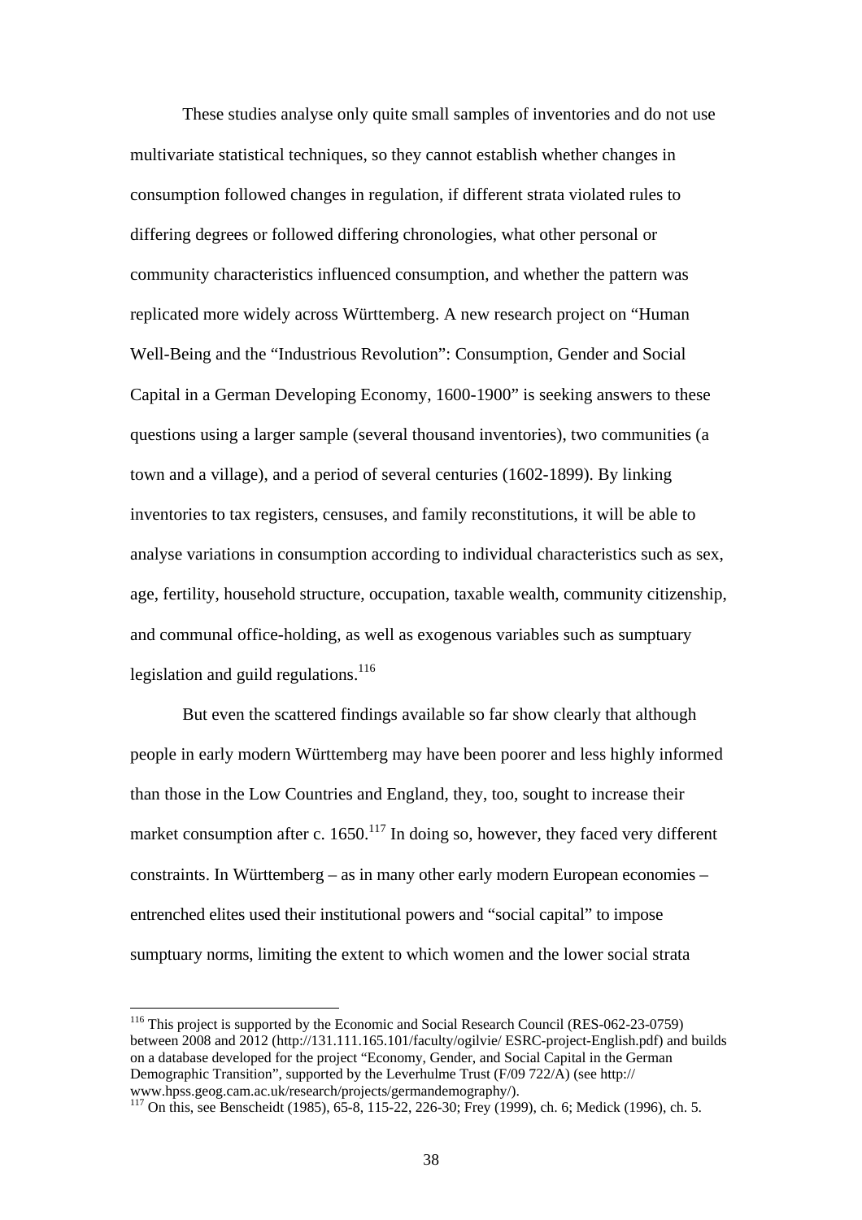These studies analyse only quite small samples of inventories and do not use multivariate statistical techniques, so they cannot establish whether changes in consumption followed changes in regulation, if different strata violated rules to differing degrees or followed differing chronologies, what other personal or community characteristics influenced consumption, and whether the pattern was replicated more widely across Württemberg. A new research project on "Human Well-Being and the "Industrious Revolution": Consumption, Gender and Social Capital in a German Developing Economy, 1600-1900" is seeking answers to these questions using a larger sample (several thousand inventories), two communities (a town and a village), and a period of several centuries (1602-1899). By linking inventories to tax registers, censuses, and family reconstitutions, it will be able to analyse variations in consumption according to individual characteristics such as sex, age, fertility, household structure, occupation, taxable wealth, community citizenship, and communal office-holding, as well as exogenous variables such as sumptuary legislation and guild regulations.[116]

But even the scattered findings available so far show clearly that although people in early modern Württemberg may have been poorer and less highly informed than those in the Low Countries and England, they, too, sought to increase their market consumption after c. 1650.[117] In doing so, however, they faced very different constraints. In Württemberg – as in many other early modern European economies – entrenched elites used their institutional powers and "social capital" to impose sumptuary norms, limiting the extent to which women and the lower social strata

---

[116] This project is supported by the Economic and Social Research Council (RES-062-23-0759) between 2008 and 2012 (http://131.111.165.101/faculty/ogilvie/ ESRC-project-English.pdf) and builds on a database developed for the project "Economy, Gender, and Social Capital in the German Demographic Transition", supported by the Leverhulme Trust (F/09 722/A) (see http:// www.hpss.geog.cam.ac.uk/research/projects/germandemography/).

[117] On this, see Benscheidt (1985), 65-8, 115-22, 226-30; Frey (1999), ch. 6; Medick (1996), ch. 5.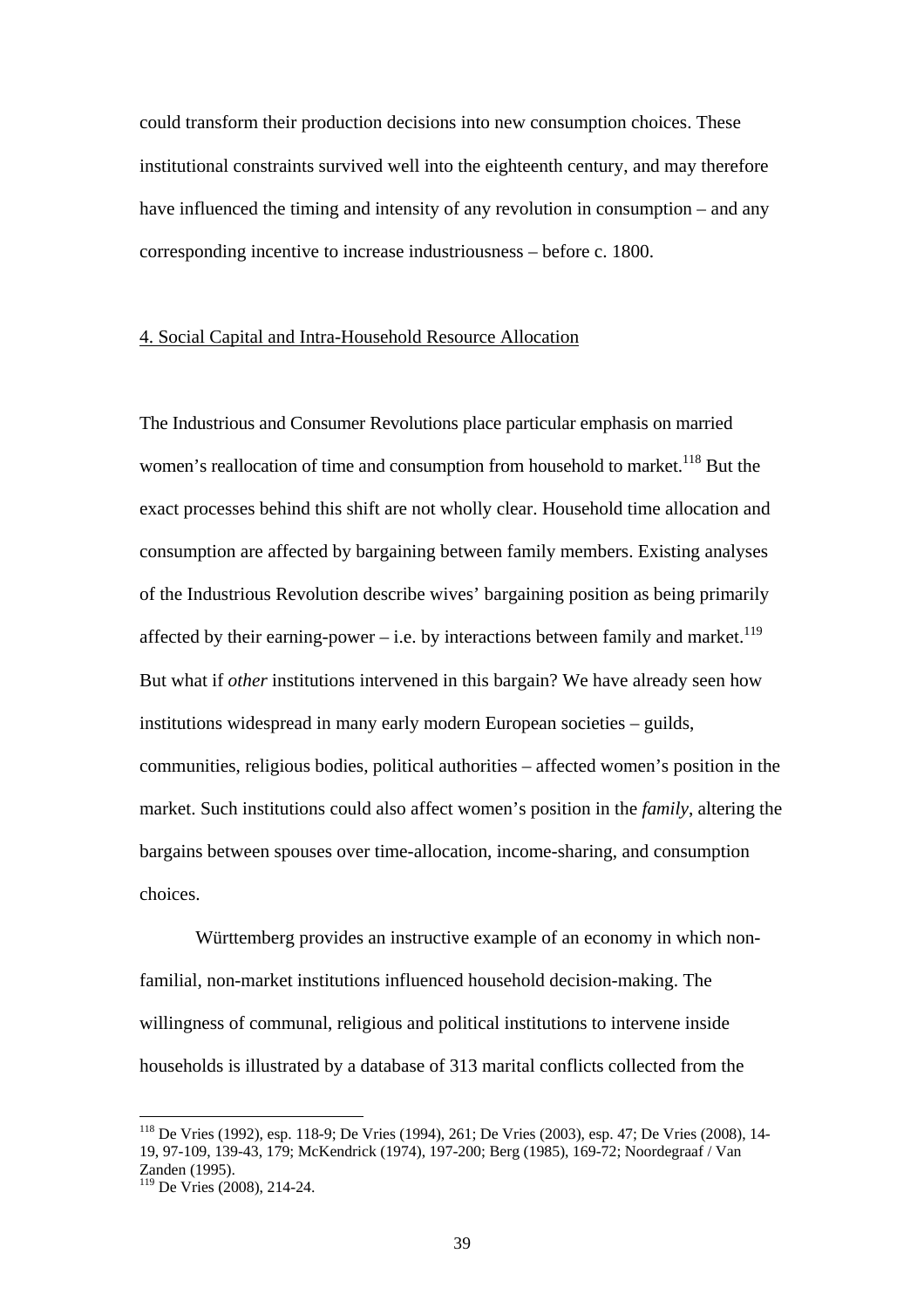could transform their production decisions into new consumption choices. These institutional constraints survived well into the eighteenth century, and may therefore have influenced the timing and intensity of any revolution in consumption – and any corresponding incentive to increase industriousness – before c. 1800.

## 4. Social Capital and Intra-Household Resource Allocation

The Industrious and Consumer Revolutions place particular emphasis on married women's reallocation of time and consumption from household to market.[118] But the exact processes behind this shift are not wholly clear. Household time allocation and consumption are affected by bargaining between family members. Existing analyses of the Industrious Revolution describe wives' bargaining position as being primarily affected by their earning-power – i.e. by interactions between family and market.[119] But what if *other* institutions intervened in this bargain? We have already seen how institutions widespread in many early modern European societies – guilds, communities, religious bodies, political authorities – affected women's position in the market. Such institutions could also affect women's position in the *family*, altering the bargains between spouses over time-allocation, income-sharing, and consumption choices.

Württemberg provides an instructive example of an economy in which non-familial, non-market institutions influenced household decision-making. The willingness of communal, religious and political institutions to intervene inside households is illustrated by a database of 313 marital conflicts collected from the

---

[118] De Vries (1992), esp. 118-9; De Vries (1994), 261; De Vries (2003), esp. 47; De Vries (2008), 14-19, 97-109, 139-43, 179; McKendrick (1974), 197-200; Berg (1985), 169-72; Noordegraaf / Van Zanden (1995).

[119] De Vries (2008), 214-24.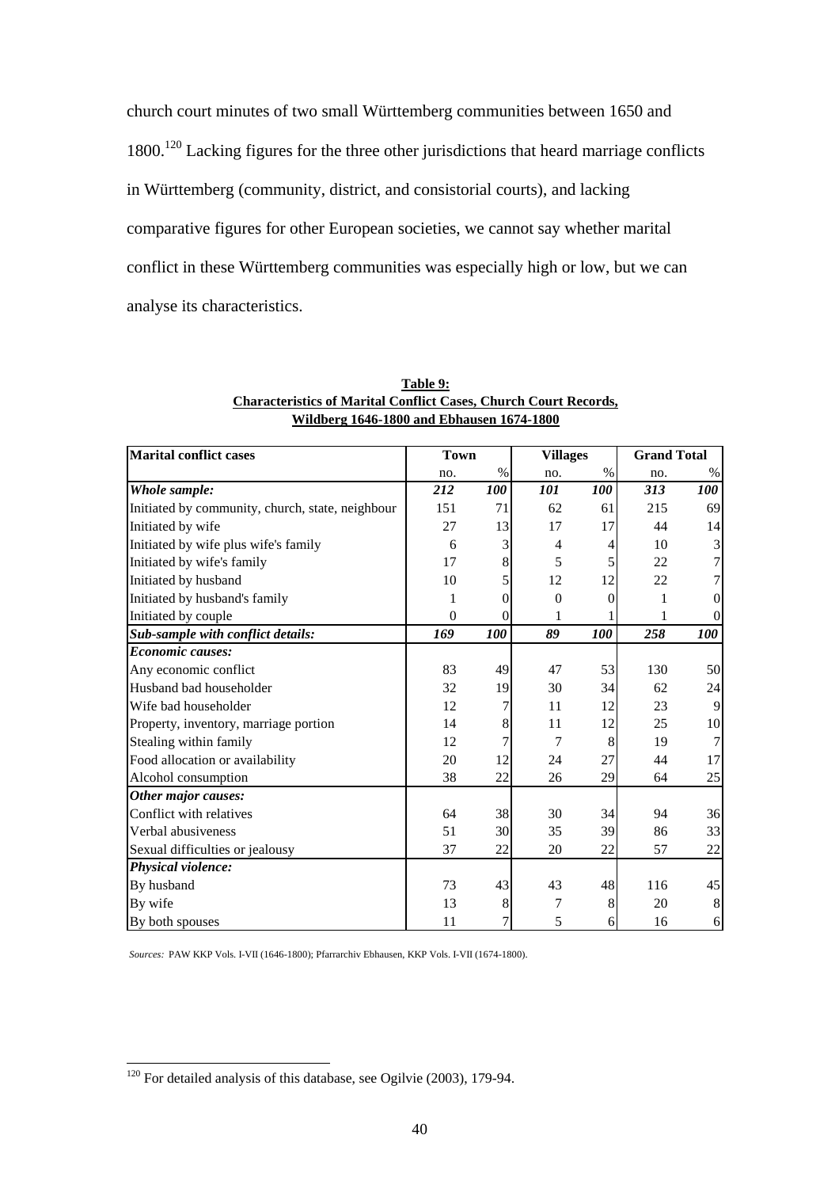church court minutes of two small Württemberg communities between 1650 and 1800.[120] Lacking figures for the three other jurisdictions that heard marriage conflicts in Württemberg (community, district, and consistorial courts), and lacking comparative figures for other European societies, we cannot say whether marital conflict in these Württemberg communities was especially high or low, but we can analyse its characteristics.

**Table 9:**
**Characteristics of Marital Conflict Cases, Church Court Records, Wildberg 1646-1800 and Ebhausen 1674-1800**

| Marital conflict cases | Town | | Villages | | Grand Total | |
|---|---|---|---|---|---|---|
| | no. | % | no. | % | no. | % |
| ***Whole sample:*** | ***212*** | ***100*** | ***101*** | ***100*** | ***313*** | ***100*** |
| Initiated by community, church, state, neighbour | 151 | 71 | 62 | 61 | 215 | 69 |
| Initiated by wife | 27 | 13 | 17 | 17 | 44 | 14 |
| Initiated by wife plus wife's family | 6 | 3 | 4 | 4 | 10 | 3 |
| Initiated by wife's family | 17 | 8 | 5 | 5 | 22 | 7 |
| Initiated by husband | 10 | 5 | 12 | 12 | 22 | 7 |
| Initiated by husband's family | 1 | 0 | 0 | 0 | 1 | 0 |
| Initiated by couple | 0 | 0 | 1 | 1 | 1 | 0 |
| ***Sub-sample with conflict details:*** | ***169*** | ***100*** | ***89*** | ***100*** | ***258*** | ***100*** |
| ***Economic causes:*** | | | | | | |
| Any economic conflict | 83 | 49 | 47 | 53 | 130 | 50 |
| Husband bad householder | 32 | 19 | 30 | 34 | 62 | 24 |
| Wife bad householder | 12 | 7 | 11 | 12 | 23 | 9 |
| Property, inventory, marriage portion | 14 | 8 | 11 | 12 | 25 | 10 |
| Stealing within family | 12 | 7 | 7 | 8 | 19 | 7 |
| Food allocation or availability | 20 | 12 | 24 | 27 | 44 | 17 |
| Alcohol consumption | 38 | 22 | 26 | 29 | 64 | 25 |
| ***Other major causes:*** | | | | | | |
| Conflict with relatives | 64 | 38 | 30 | 34 | 94 | 36 |
| Verbal abusiveness | 51 | 30 | 35 | 39 | 86 | 33 |
| Sexual difficulties or jealousy | 37 | 22 | 20 | 22 | 57 | 22 |
| ***Physical violence:*** | | | | | | |
| By husband | 73 | 43 | 43 | 48 | 116 | 45 |
| By wife | 13 | 8 | 7 | 8 | 20 | 8 |
| By both spouses | 11 | 7 | 5 | 6 | 16 | 6 |

*Sources:* PAW KKP Vols. I-VII (1646-1800); Pfarrarchiv Ebhausen, KKP Vols. I-VII (1674-1800).

---

[120] For detailed analysis of this database, see Ogilvie (2003), 179-94.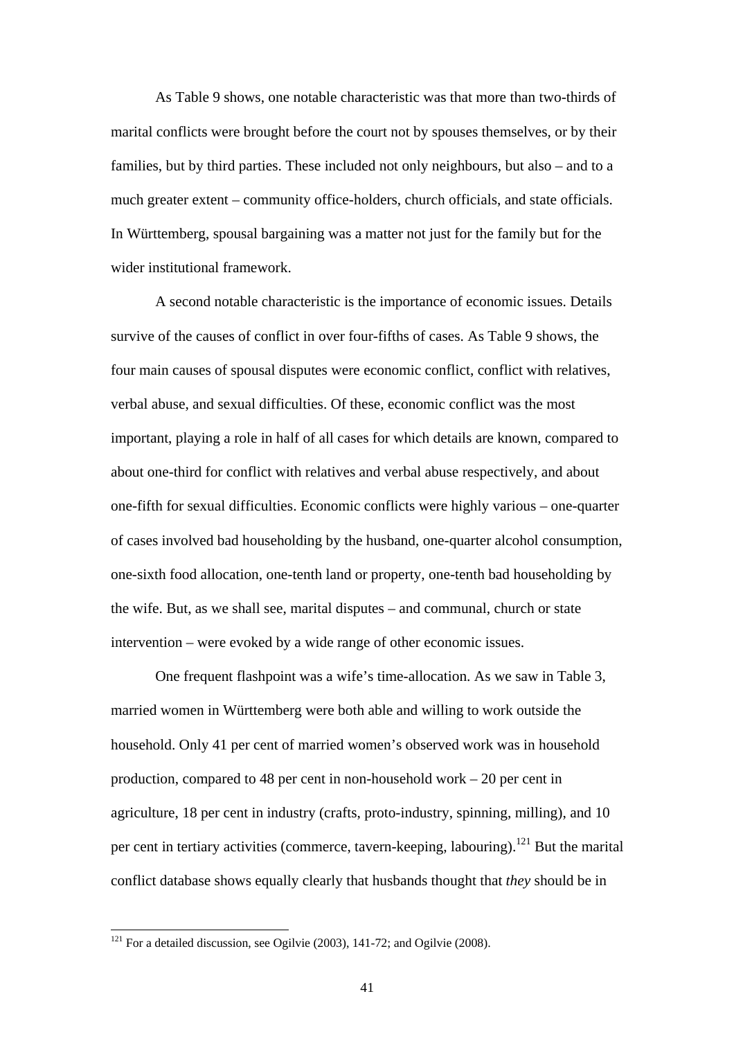As Table 9 shows, one notable characteristic was that more than two-thirds of marital conflicts were brought before the court not by spouses themselves, or by their families, but by third parties. These included not only neighbours, but also – and to a much greater extent – community office-holders, church officials, and state officials. In Württemberg, spousal bargaining was a matter not just for the family but for the wider institutional framework.

A second notable characteristic is the importance of economic issues. Details survive of the causes of conflict in over four-fifths of cases. As Table 9 shows, the four main causes of spousal disputes were economic conflict, conflict with relatives, verbal abuse, and sexual difficulties. Of these, economic conflict was the most important, playing a role in half of all cases for which details are known, compared to about one-third for conflict with relatives and verbal abuse respectively, and about one-fifth for sexual difficulties. Economic conflicts were highly various – one-quarter of cases involved bad householding by the husband, one-quarter alcohol consumption, one-sixth food allocation, one-tenth land or property, one-tenth bad householding by the wife. But, as we shall see, marital disputes – and communal, church or state intervention – were evoked by a wide range of other economic issues.

One frequent flashpoint was a wife's time-allocation. As we saw in Table 3, married women in Württemberg were both able and willing to work outside the household. Only 41 per cent of married women's observed work was in household production, compared to 48 per cent in non-household work – 20 per cent in agriculture, 18 per cent in industry (crafts, proto-industry, spinning, milling), and 10 per cent in tertiary activities (commerce, tavern-keeping, labouring).[121] But the marital conflict database shows equally clearly that husbands thought that *they* should be in

[121] For a detailed discussion, see Ogilvie (2003), 141-72; and Ogilvie (2008).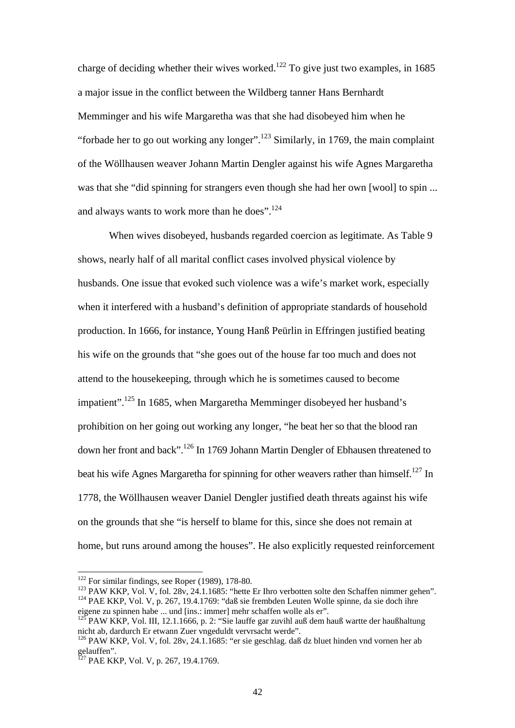charge of deciding whether their wives worked.[122] To give just two examples, in 1685 a major issue in the conflict between the Wildberg tanner Hans Bernhardt Memminger and his wife Margaretha was that she had disobeyed him when he "forbade her to go out working any longer".[123] Similarly, in 1769, the main complaint of the Wöllhausen weaver Johann Martin Dengler against his wife Agnes Margaretha was that she "did spinning for strangers even though she had her own [wool] to spin ... and always wants to work more than he does".[124]

When wives disobeyed, husbands regarded coercion as legitimate. As Table 9 shows, nearly half of all marital conflict cases involved physical violence by husbands. One issue that evoked such violence was a wife's market work, especially when it interfered with a husband's definition of appropriate standards of household production. In 1666, for instance, Young Hanß Peürlin in Effringen justified beating his wife on the grounds that "she goes out of the house far too much and does not attend to the housekeeping, through which he is sometimes caused to become impatient".[125] In 1685, when Margaretha Memminger disobeyed her husband's prohibition on her going out working any longer, "he beat her so that the blood ran down her front and back".[126] In 1769 Johann Martin Dengler of Ebhausen threatened to beat his wife Agnes Margaretha for spinning for other weavers rather than himself.[127] In 1778, the Wöllhausen weaver Daniel Dengler justified death threats against his wife on the grounds that she "is herself to blame for this, since she does not remain at home, but runs around among the houses". He also explicitly requested reinforcement

---

[122] For similar findings, see Roper (1989), 178-80.

[123] PAW KKP, Vol. V, fol. 28v, 24.1.1685: "hette Er Ihro verbotten solte den Schaffen nimmer gehen".

[124] PAE KKP, Vol. V, p. 267, 19.4.1769: "daß sie frembden Leuten Wolle spinne, da sie doch ihre eigene zu spinnen habe ... und [ins.: immer] mehr schaffen wolle als er".

[125] PAW KKP, Vol. III, 12.1.1666, p. 2: "Sie lauffe gar zuvihl auß dem hauß wartte der haußhaltung nicht ab, dardurch Er etwann Zuer vngeduldt vervrsacht werde".

[126] PAW KKP, Vol. V, fol. 28v, 24.1.1685: "er sie geschlag. daß dz bluet hinden vnd vornen her ab gelauffen".

[127] PAE KKP, Vol. V, p. 267, 19.4.1769.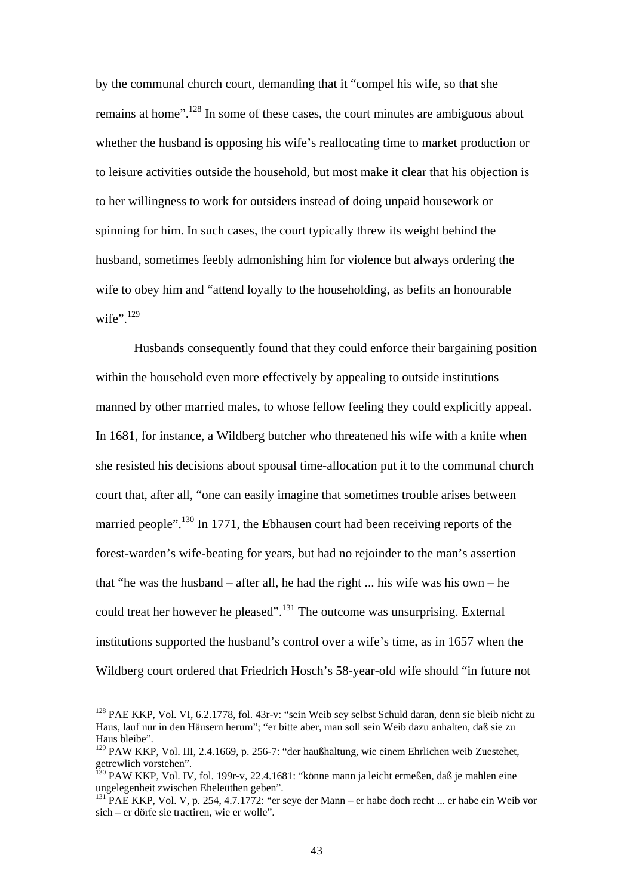by the communal church court, demanding that it "compel his wife, so that she remains at home".[128] In some of these cases, the court minutes are ambiguous about whether the husband is opposing his wife's reallocating time to market production or to leisure activities outside the household, but most make it clear that his objection is to her willingness to work for outsiders instead of doing unpaid housework or spinning for him. In such cases, the court typically threw its weight behind the husband, sometimes feebly admonishing him for violence but always ordering the wife to obey him and "attend loyally to the householding, as befits an honourable wife".[129]

Husbands consequently found that they could enforce their bargaining position within the household even more effectively by appealing to outside institutions manned by other married males, to whose fellow feeling they could explicitly appeal. In 1681, for instance, a Wildberg butcher who threatened his wife with a knife when she resisted his decisions about spousal time-allocation put it to the communal church court that, after all, "one can easily imagine that sometimes trouble arises between married people".[130] In 1771, the Ebhausen court had been receiving reports of the forest-warden's wife-beating for years, but had no rejoinder to the man's assertion that "he was the husband – after all, he had the right ... his wife was his own – he could treat her however he pleased".[131] The outcome was unsurprising. External institutions supported the husband's control over a wife's time, as in 1657 when the Wildberg court ordered that Friedrich Hosch's 58-year-old wife should "in future not

---

[128] PAE KKP, Vol. VI, 6.2.1778, fol. 43r-v: "sein Weib sey selbst Schuld daran, denn sie bleib nicht zu Haus, lauf nur in den Häusern herum"; "er bitte aber, man soll sein Weib dazu anhalten, daß sie zu Haus bleibe".

[129] PAW KKP, Vol. III, 2.4.1669, p. 256-7: "der haußhaltung, wie einem Ehrlichen weib Zuestehet, getrewlich vorstehen".

[130] PAW KKP, Vol. IV, fol. 199r-v, 22.4.1681: "könne mann ja leicht ermeßen, daß je mahlen eine ungelegenheit zwischen Eheleüthen geben".

[131] PAE KKP, Vol. V, p. 254, 4.7.1772: "er seye der Mann – er habe doch recht ... er habe ein Weib vor sich – er dörfe sie tractiren, wie er wolle".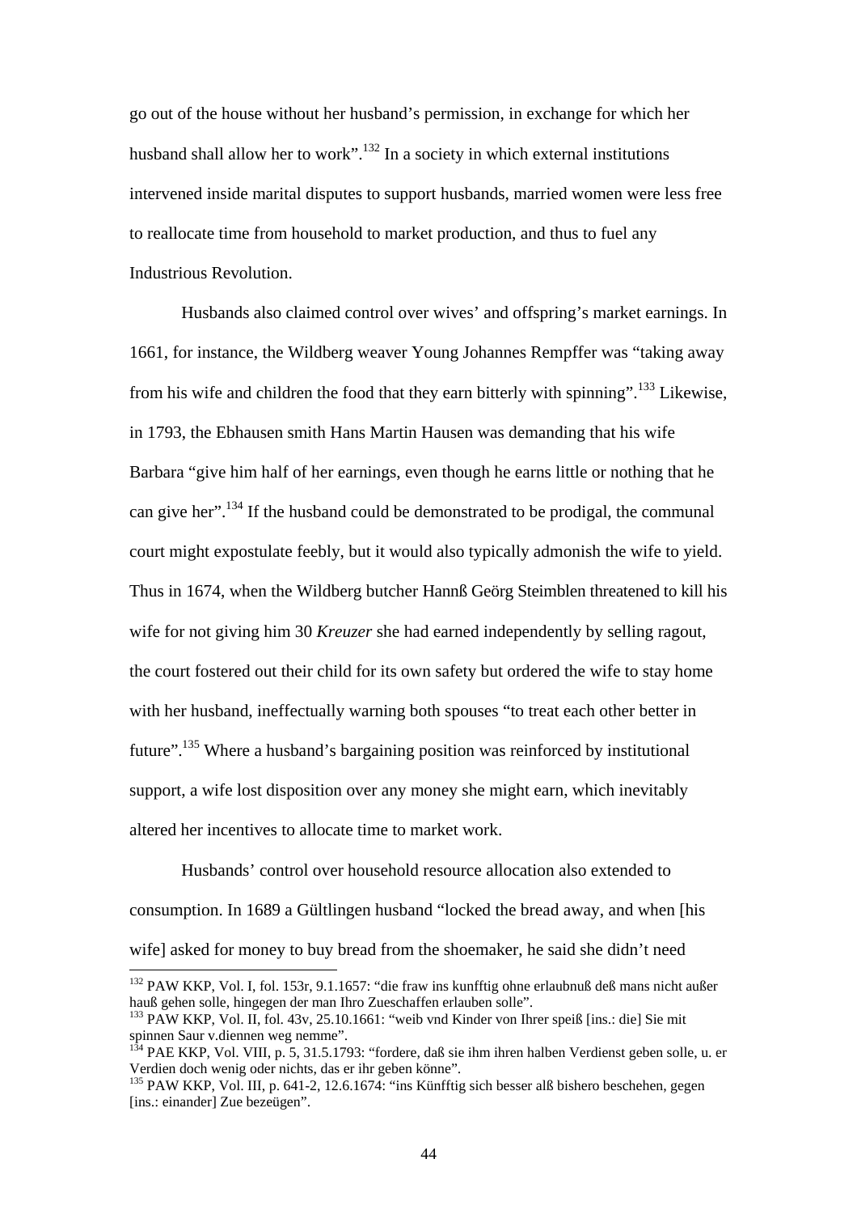go out of the house without her husband's permission, in exchange for which her husband shall allow her to work".[132] In a society in which external institutions intervened inside marital disputes to support husbands, married women were less free to reallocate time from household to market production, and thus to fuel any Industrious Revolution.

Husbands also claimed control over wives' and offspring's market earnings. In 1661, for instance, the Wildberg weaver Young Johannes Rempffer was "taking away from his wife and children the food that they earn bitterly with spinning".[133] Likewise, in 1793, the Ebhausen smith Hans Martin Hausen was demanding that his wife Barbara "give him half of her earnings, even though he earns little or nothing that he can give her".[134] If the husband could be demonstrated to be prodigal, the communal court might expostulate feebly, but it would also typically admonish the wife to yield. Thus in 1674, when the Wildberg butcher Hannß Geörg Steimblen threatened to kill his wife for not giving him 30 *Kreuzer* she had earned independently by selling ragout, the court fostered out their child for its own safety but ordered the wife to stay home with her husband, ineffectually warning both spouses "to treat each other better in future".[135] Where a husband's bargaining position was reinforced by institutional support, a wife lost disposition over any money she might earn, which inevitably altered her incentives to allocate time to market work.

Husbands' control over household resource allocation also extended to consumption. In 1689 a Gültlingen husband "locked the bread away, and when [his wife] asked for money to buy bread from the shoemaker, he said she didn't need

---

[132] PAW KKP, Vol. I, fol. 153r, 9.1.1657: "die fraw ins kunfftig ohne erlaubnuß deß mans nicht außer hauß gehen solle, hingegen der man Ihro Zueschaffen erlauben solle".

[133] PAW KKP, Vol. II, fol. 43v, 25.10.1661: "weib vnd Kinder von Ihrer speiß [ins.: die] Sie mit spinnen Saur v.diennen weg nemme".

[134] PAE KKP, Vol. VIII, p. 5, 31.5.1793: "fordere, daß sie ihm ihren halben Verdienst geben solle, u. er Verdien doch wenig oder nichts, das er ihr geben könne".

[135] PAW KKP, Vol. III, p. 641-2, 12.6.1674: "ins Künfftig sich besser alß bishero beschehen, gegen [ins.: einander] Zue bezeügen".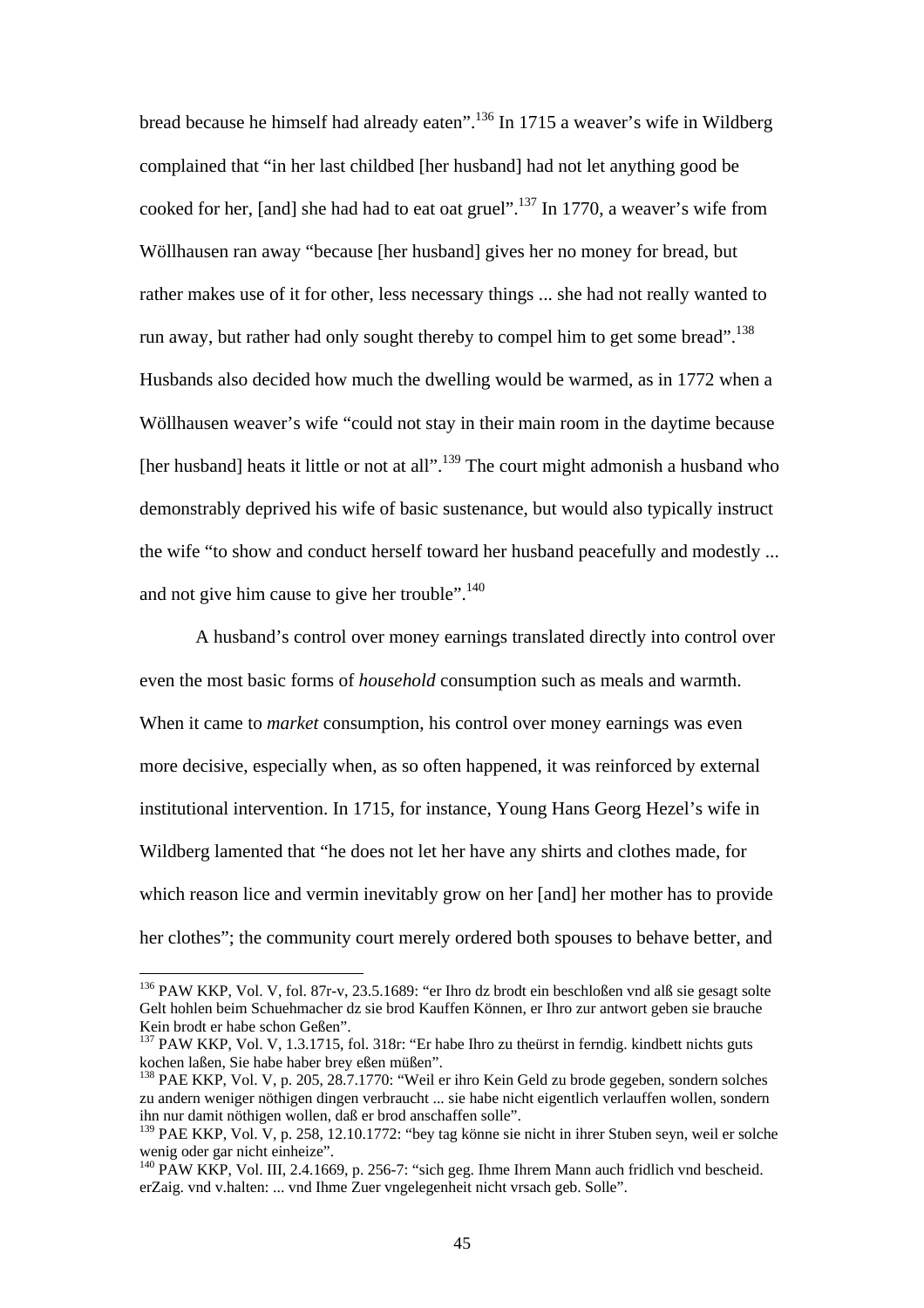bread because he himself had already eaten".[136] In 1715 a weaver's wife in Wildberg complained that "in her last childbed [her husband] had not let anything good be cooked for her, [and] she had had to eat oat gruel".[137] In 1770, a weaver's wife from Wöllhausen ran away "because [her husband] gives her no money for bread, but rather makes use of it for other, less necessary things ... she had not really wanted to run away, but rather had only sought thereby to compel him to get some bread".[138] Husbands also decided how much the dwelling would be warmed, as in 1772 when a Wöllhausen weaver's wife "could not stay in their main room in the daytime because [her husband] heats it little or not at all".[139] The court might admonish a husband who demonstrably deprived his wife of basic sustenance, but would also typically instruct the wife "to show and conduct herself toward her husband peacefully and modestly ... and not give him cause to give her trouble".[140]

A husband's control over money earnings translated directly into control over even the most basic forms of *household* consumption such as meals and warmth. When it came to *market* consumption, his control over money earnings was even more decisive, especially when, as so often happened, it was reinforced by external institutional intervention. In 1715, for instance, Young Hans Georg Hezel's wife in Wildberg lamented that "he does not let her have any shirts and clothes made, for which reason lice and vermin inevitably grow on her [and] her mother has to provide her clothes"; the community court merely ordered both spouses to behave better, and

---

[136] PAW KKP, Vol. V, fol. 87r-v, 23.5.1689: "er Ihro dz brodt ein beschloßen vnd alß sie gesagt solte Gelt hohlen beim Schuehmacher dz sie brod Kauffen Können, er Ihro zur antwort geben sie brauche Kein brodt er habe schon Geßen".

[137] PAW KKP, Vol. V, 1.3.1715, fol. 318r: "Er habe Ihro zu theürst in ferndig. kindbett nichts guts kochen laßen, Sie habe haber brey eßen müßen".

[138] PAE KKP, Vol. V, p. 205, 28.7.1770: "Weil er ihro Kein Geld zu brode gegeben, sondern solches zu andern weniger nöthigen dingen verbraucht ... sie habe nicht eigentlich verlauffen wollen, sondern ihn nur damit nöthigen wollen, daß er brod anschaffen solle".

[139] PAE KKP, Vol. V, p. 258, 12.10.1772: "bey tag könne sie nicht in ihrer Stuben seyn, weil er solche wenig oder gar nicht einheize".

[140] PAW KKP, Vol. III, 2.4.1669, p. 256-7: "sich geg. Ihme Ihrem Mann auch fridlich vnd bescheid. erZaig. vnd v.halten: ... vnd Ihme Zuer vngelegenheit nicht vrsach geb. Solle".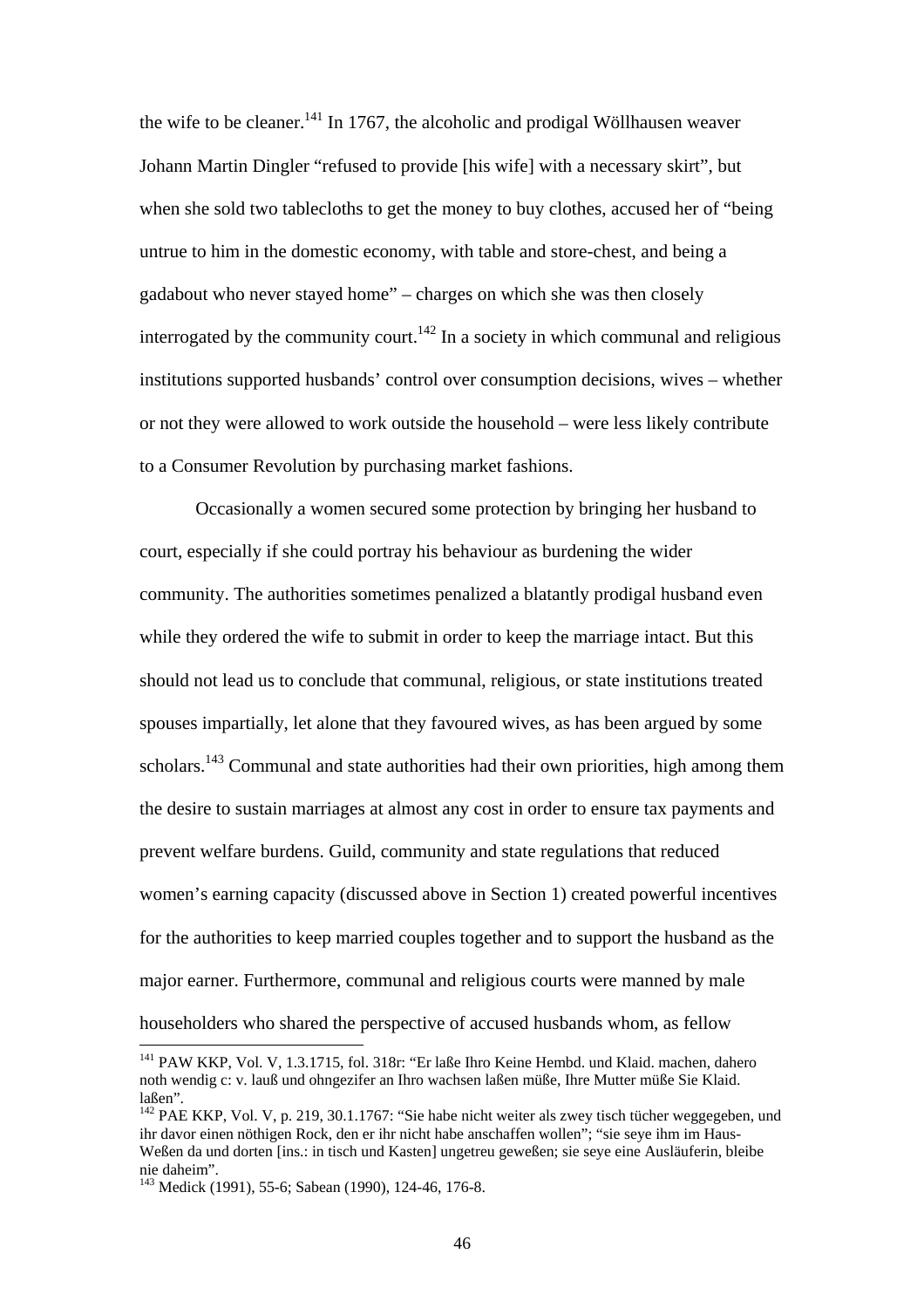the wife to be cleaner.[141] In 1767, the alcoholic and prodigal Wöllhausen weaver Johann Martin Dingler "refused to provide [his wife] with a necessary skirt", but when she sold two tablecloths to get the money to buy clothes, accused her of "being untrue to him in the domestic economy, with table and store-chest, and being a gadabout who never stayed home" – charges on which she was then closely interrogated by the community court.[142] In a society in which communal and religious institutions supported husbands' control over consumption decisions, wives – whether or not they were allowed to work outside the household – were less likely contribute to a Consumer Revolution by purchasing market fashions.

Occasionally a women secured some protection by bringing her husband to court, especially if she could portray his behaviour as burdening the wider community. The authorities sometimes penalized a blatantly prodigal husband even while they ordered the wife to submit in order to keep the marriage intact. But this should not lead us to conclude that communal, religious, or state institutions treated spouses impartially, let alone that they favoured wives, as has been argued by some scholars.[143] Communal and state authorities had their own priorities, high among them the desire to sustain marriages at almost any cost in order to ensure tax payments and prevent welfare burdens. Guild, community and state regulations that reduced women's earning capacity (discussed above in Section 1) created powerful incentives for the authorities to keep married couples together and to support the husband as the major earner. Furthermore, communal and religious courts were manned by male householders who shared the perspective of accused husbands whom, as fellow

---

[141] PAW KKP, Vol. V, 1.3.1715, fol. 318r: "Er laße Ihro Keine Hembd. und Klaid. machen, dahero noth wendig c: v. lauß und ohngezifer an Ihro wachsen laßen müße, Ihre Mutter müße Sie Klaid. laßen".

[142] PAE KKP, Vol. V, p. 219, 30.1.1767: "Sie habe nicht weiter als zwey tisch tücher weggegeben, und ihr davor einen nöthigen Rock, den er ihr nicht habe anschaffen wollen"; "sie seye ihm im Haus-Weßen da und dorten [ins.: in tisch und Kasten] ungetreu geweßen; sie seye eine Ausläuferin, bleibe nie daheim".

[143] Medick (1991), 55-6; Sabean (1990), 124-46, 176-8.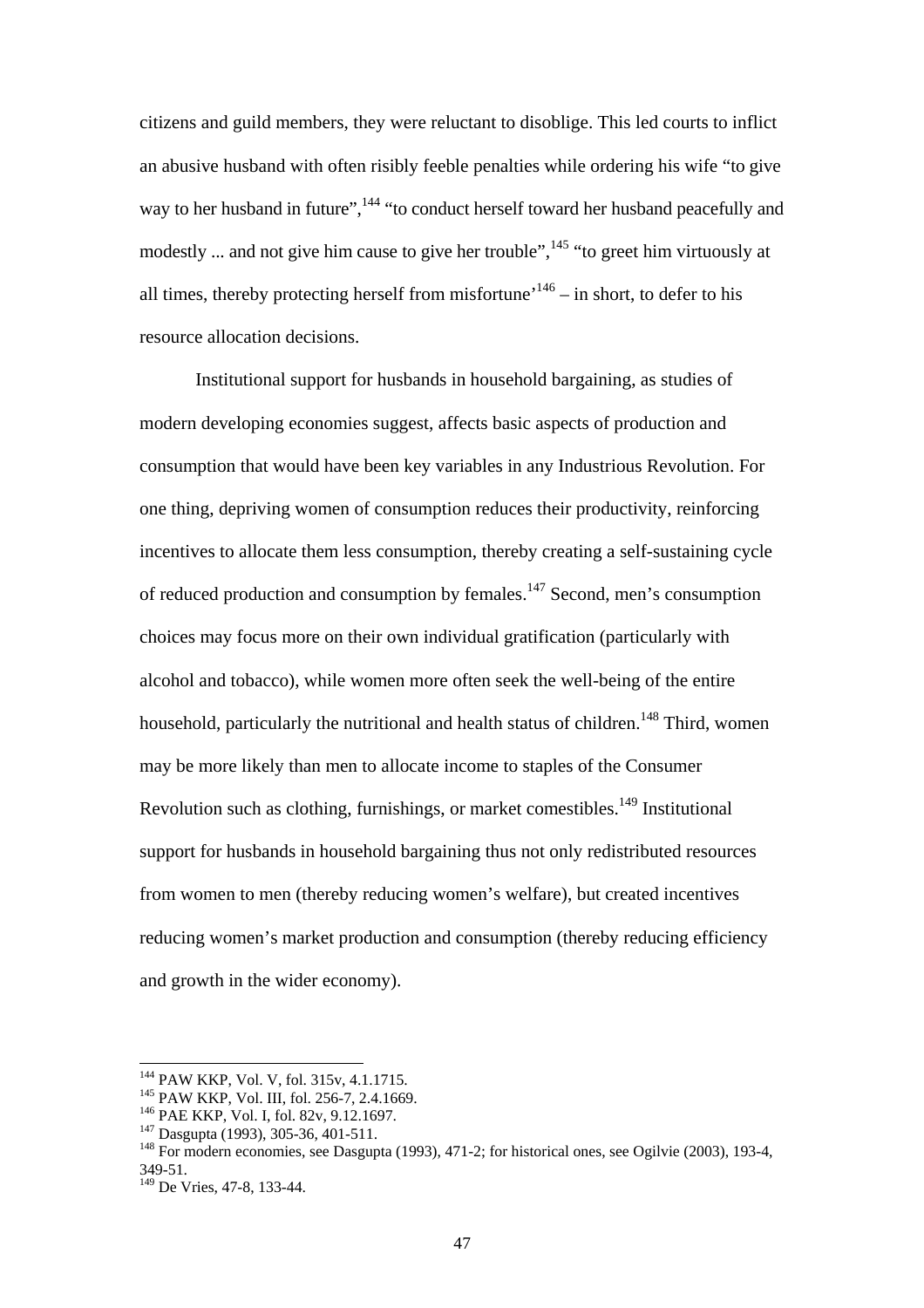citizens and guild members, they were reluctant to disoblige. This led courts to inflict an abusive husband with often risibly feeble penalties while ordering his wife "to give way to her husband in future",[144] "to conduct herself toward her husband peacefully and modestly ... and not give him cause to give her trouble",[145] "to greet him virtuously at all times, thereby protecting herself from misfortune'[146] – in short, to defer to his resource allocation decisions.

Institutional support for husbands in household bargaining, as studies of modern developing economies suggest, affects basic aspects of production and consumption that would have been key variables in any Industrious Revolution. For one thing, depriving women of consumption reduces their productivity, reinforcing incentives to allocate them less consumption, thereby creating a self-sustaining cycle of reduced production and consumption by females.[147] Second, men's consumption choices may focus more on their own individual gratification (particularly with alcohol and tobacco), while women more often seek the well-being of the entire household, particularly the nutritional and health status of children.[148] Third, women may be more likely than men to allocate income to staples of the Consumer Revolution such as clothing, furnishings, or market comestibles.[149] Institutional support for husbands in household bargaining thus not only redistributed resources from women to men (thereby reducing women's welfare), but created incentives reducing women's market production and consumption (thereby reducing efficiency and growth in the wider economy).

---

[144] PAW KKP, Vol. V, fol. 315v, 4.1.1715.
[145] PAW KKP, Vol. III, fol. 256-7, 2.4.1669.
[146] PAE KKP, Vol. I, fol. 82v, 9.12.1697.
[147] Dasgupta (1993), 305-36, 401-511.
[148] For modern economies, see Dasgupta (1993), 471-2; for historical ones, see Ogilvie (2003), 193-4, 349-51.
[149] De Vries, 47-8, 133-44.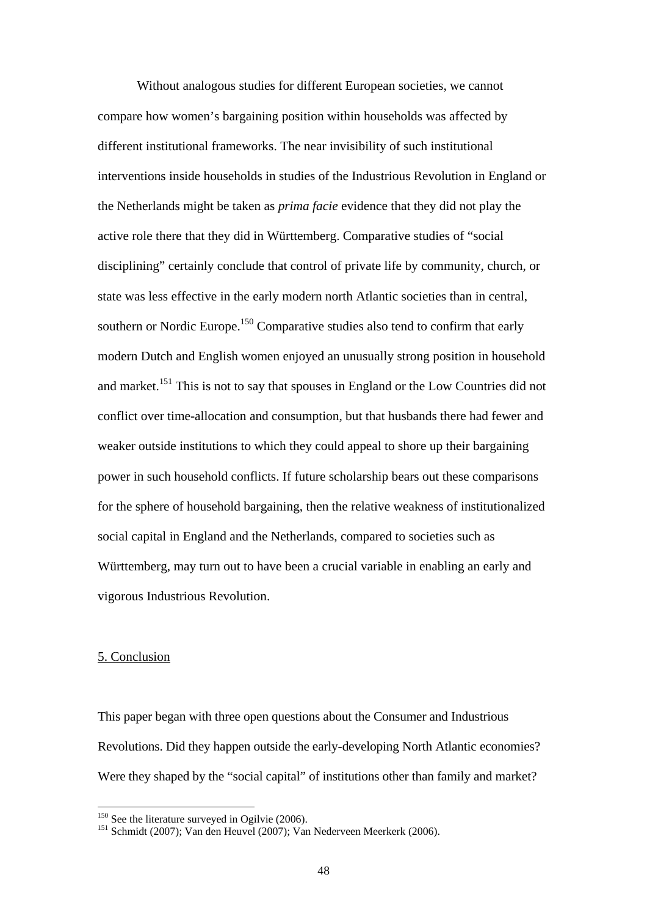Without analogous studies for different European societies, we cannot compare how women's bargaining position within households was affected by different institutional frameworks. The near invisibility of such institutional interventions inside households in studies of the Industrious Revolution in England or the Netherlands might be taken as *prima facie* evidence that they did not play the active role there that they did in Württemberg. Comparative studies of "social disciplining" certainly conclude that control of private life by community, church, or state was less effective in the early modern north Atlantic societies than in central, southern or Nordic Europe.[150] Comparative studies also tend to confirm that early modern Dutch and English women enjoyed an unusually strong position in household and market.[151] This is not to say that spouses in England or the Low Countries did not conflict over time-allocation and consumption, but that husbands there had fewer and weaker outside institutions to which they could appeal to shore up their bargaining power in such household conflicts. If future scholarship bears out these comparisons for the sphere of household bargaining, then the relative weakness of institutionalized social capital in England and the Netherlands, compared to societies such as Württemberg, may turn out to have been a crucial variable in enabling an early and vigorous Industrious Revolution.

## 5. Conclusion

This paper began with three open questions about the Consumer and Industrious Revolutions. Did they happen outside the early-developing North Atlantic economies? Were they shaped by the "social capital" of institutions other than family and market?

---

[150] See the literature surveyed in Ogilvie (2006).

[151] Schmidt (2007); Van den Heuvel (2007); Van Nederveen Meerkerk (2006).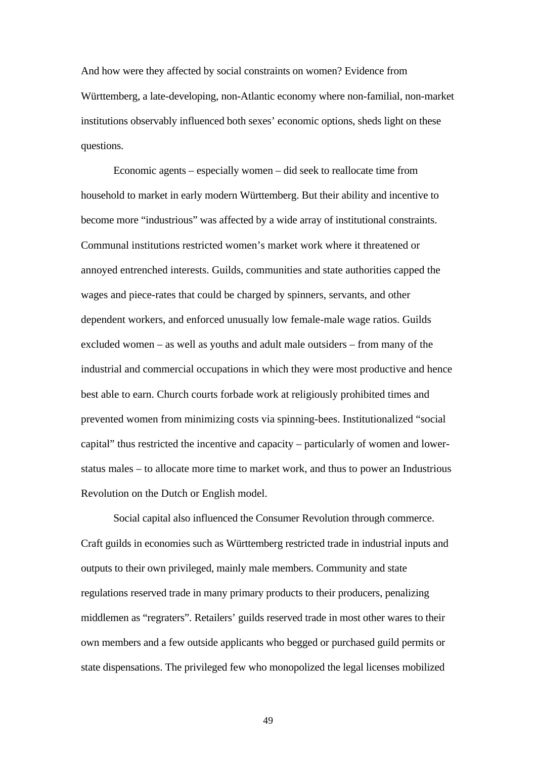And how were they affected by social constraints on women? Evidence from Württemberg, a late-developing, non-Atlantic economy where non-familial, non-market institutions observably influenced both sexes' economic options, sheds light on these questions.

Economic agents – especially women – did seek to reallocate time from household to market in early modern Württemberg. But their ability and incentive to become more "industrious" was affected by a wide array of institutional constraints. Communal institutions restricted women's market work where it threatened or annoyed entrenched interests. Guilds, communities and state authorities capped the wages and piece-rates that could be charged by spinners, servants, and other dependent workers, and enforced unusually low female-male wage ratios. Guilds excluded women – as well as youths and adult male outsiders – from many of the industrial and commercial occupations in which they were most productive and hence best able to earn. Church courts forbade work at religiously prohibited times and prevented women from minimizing costs via spinning-bees. Institutionalized "social capital" thus restricted the incentive and capacity – particularly of women and lower-status males – to allocate more time to market work, and thus to power an Industrious Revolution on the Dutch or English model.

Social capital also influenced the Consumer Revolution through commerce. Craft guilds in economies such as Württemberg restricted trade in industrial inputs and outputs to their own privileged, mainly male members. Community and state regulations reserved trade in many primary products to their producers, penalizing middlemen as "regraters". Retailers' guilds reserved trade in most other wares to their own members and a few outside applicants who begged or purchased guild permits or state dispensations. The privileged few who monopolized the legal licenses mobilized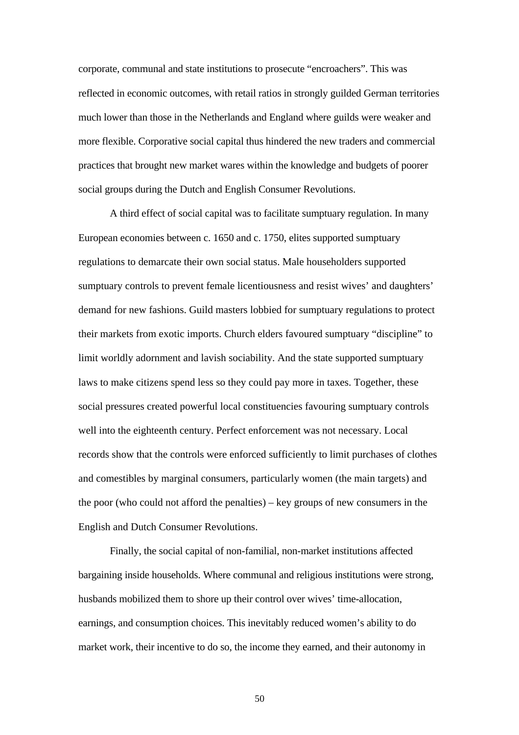corporate, communal and state institutions to prosecute “encroachers”. This was reflected in economic outcomes, with retail ratios in strongly guilded German territories much lower than those in the Netherlands and England where guilds were weaker and more flexible. Corporative social capital thus hindered the new traders and commercial practices that brought new market wares within the knowledge and budgets of poorer social groups during the Dutch and English Consumer Revolutions.

A third effect of social capital was to facilitate sumptuary regulation. In many European economies between c. 1650 and c. 1750, elites supported sumptuary regulations to demarcate their own social status. Male householders supported sumptuary controls to prevent female licentiousness and resist wives’ and daughters’ demand for new fashions. Guild masters lobbied for sumptuary regulations to protect their markets from exotic imports. Church elders favoured sumptuary “discipline” to limit worldly adornment and lavish sociability. And the state supported sumptuary laws to make citizens spend less so they could pay more in taxes. Together, these social pressures created powerful local constituencies favouring sumptuary controls well into the eighteenth century. Perfect enforcement was not necessary. Local records show that the controls were enforced sufficiently to limit purchases of clothes and comestibles by marginal consumers, particularly women (the main targets) and the poor (who could not afford the penalties) – key groups of new consumers in the English and Dutch Consumer Revolutions.

Finally, the social capital of non-familial, non-market institutions affected bargaining inside households. Where communal and religious institutions were strong, husbands mobilized them to shore up their control over wives’ time-allocation, earnings, and consumption choices. This inevitably reduced women’s ability to do market work, their incentive to do so, the income they earned, and their autonomy in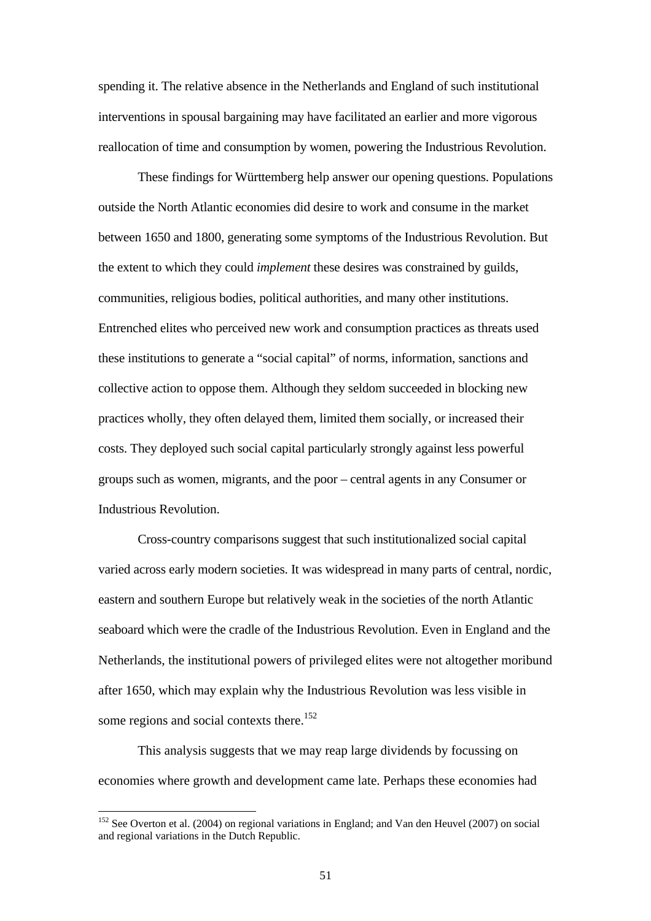spending it. The relative absence in the Netherlands and England of such institutional interventions in spousal bargaining may have facilitated an earlier and more vigorous reallocation of time and consumption by women, powering the Industrious Revolution.

These findings for Württemberg help answer our opening questions. Populations outside the North Atlantic economies did desire to work and consume in the market between 1650 and 1800, generating some symptoms of the Industrious Revolution. But the extent to which they could *implement* these desires was constrained by guilds, communities, religious bodies, political authorities, and many other institutions. Entrenched elites who perceived new work and consumption practices as threats used these institutions to generate a "social capital" of norms, information, sanctions and collective action to oppose them. Although they seldom succeeded in blocking new practices wholly, they often delayed them, limited them socially, or increased their costs. They deployed such social capital particularly strongly against less powerful groups such as women, migrants, and the poor – central agents in any Consumer or Industrious Revolution.

Cross-country comparisons suggest that such institutionalized social capital varied across early modern societies. It was widespread in many parts of central, nordic, eastern and southern Europe but relatively weak in the societies of the north Atlantic seaboard which were the cradle of the Industrious Revolution. Even in England and the Netherlands, the institutional powers of privileged elites were not altogether moribund after 1650, which may explain why the Industrious Revolution was less visible in some regions and social contexts there.[152]

This analysis suggests that we may reap large dividends by focussing on economies where growth and development came late. Perhaps these economies had

[152] See Overton et al. (2004) on regional variations in England; and Van den Heuvel (2007) on social and regional variations in the Dutch Republic.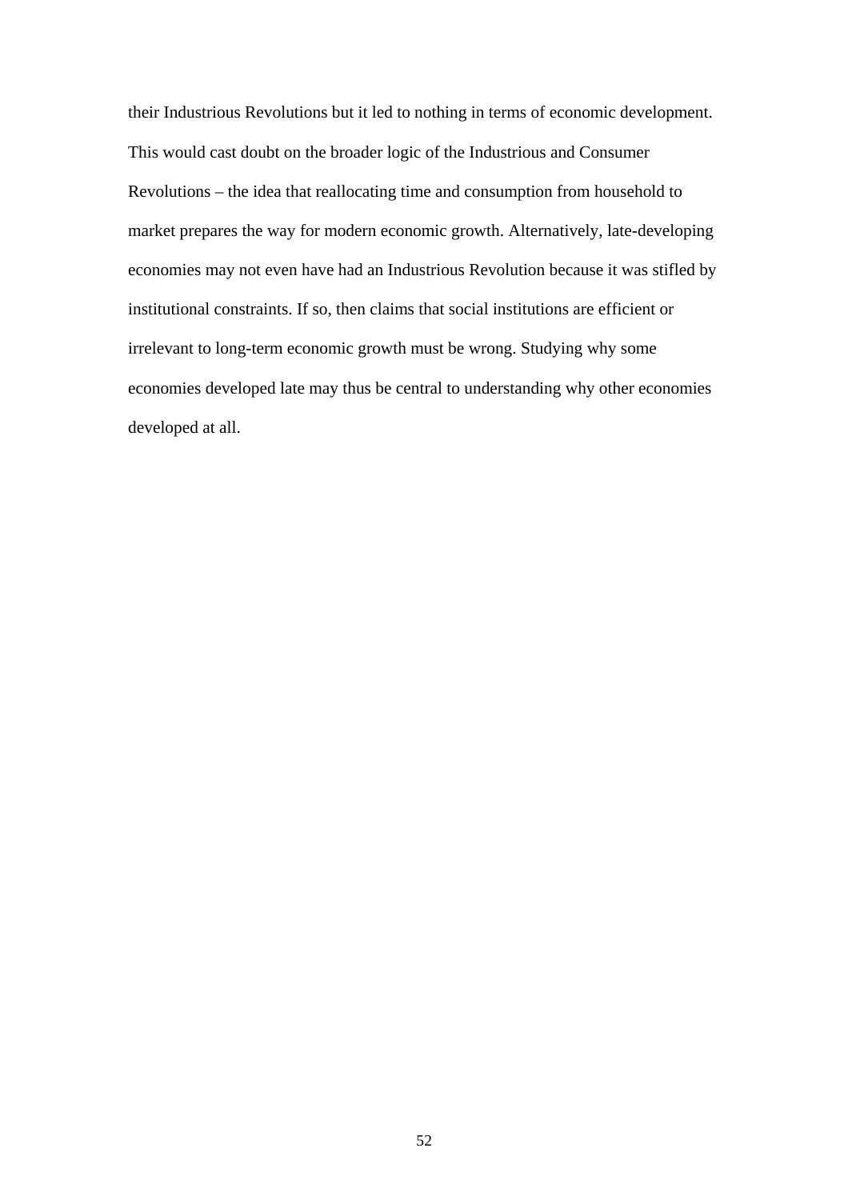their Industrious Revolutions but it led to nothing in terms of economic development. This would cast doubt on the broader logic of the Industrious and Consumer Revolutions – the idea that reallocating time and consumption from household to market prepares the way for modern economic growth. Alternatively, late-developing economies may not even have had an Industrious Revolution because it was stifled by institutional constraints. If so, then claims that social institutions are efficient or irrelevant to long-term economic growth must be wrong. Studying why some economies developed late may thus be central to understanding why other economies developed at all.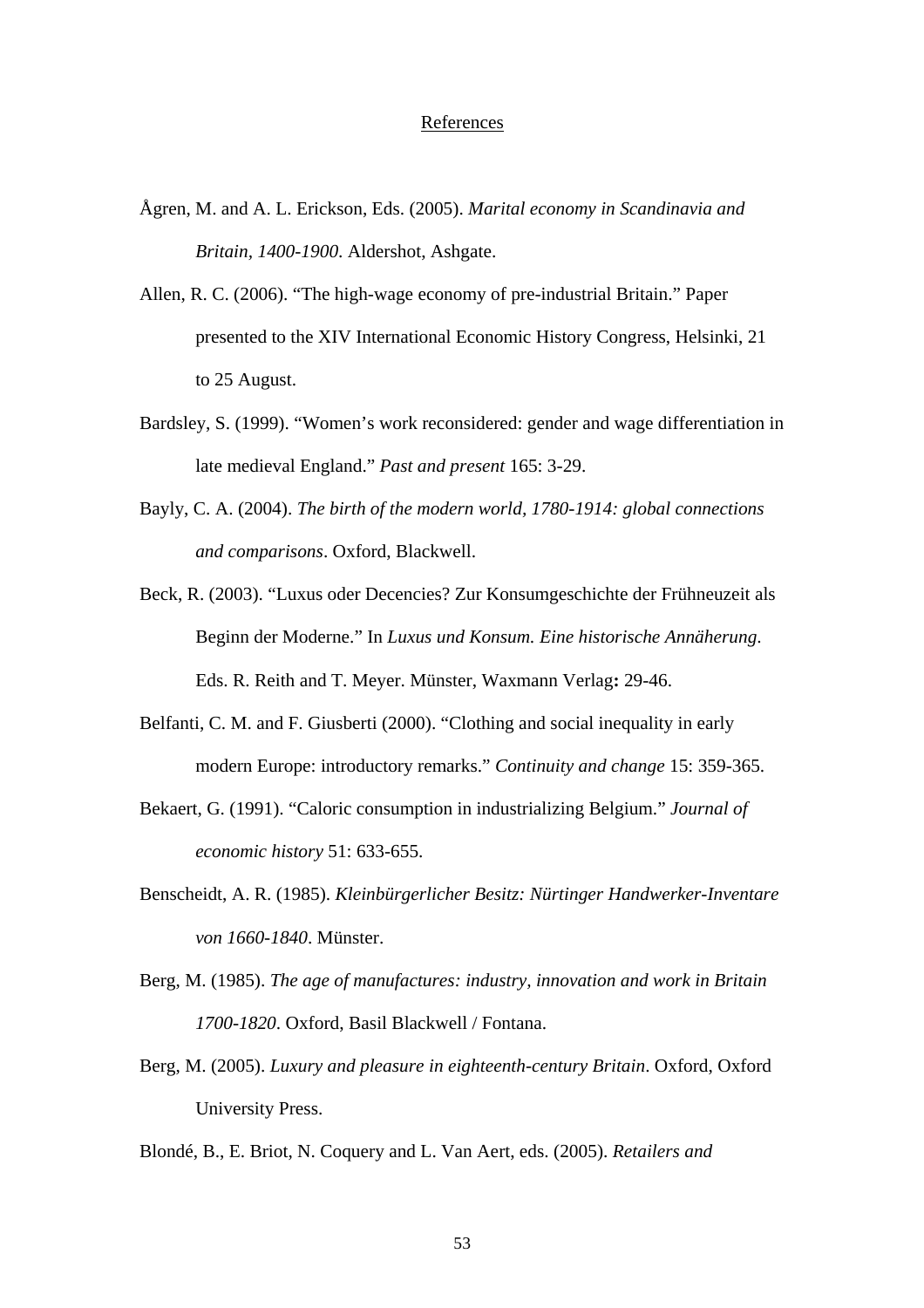References

Ågren, M. and A. L. Erickson, Eds. (2005). *Marital economy in Scandinavia and Britain, 1400-1900*. Aldershot, Ashgate.

Allen, R. C. (2006). "The high-wage economy of pre-industrial Britain." Paper presented to the XIV International Economic History Congress, Helsinki, 21 to 25 August.

Bardsley, S. (1999). "Women's work reconsidered: gender and wage differentiation in late medieval England." *Past and present* 165: 3-29.

Bayly, C. A. (2004). *The birth of the modern world, 1780-1914: global connections and comparisons*. Oxford, Blackwell.

Beck, R. (2003). "Luxus oder Decencies? Zur Konsumgeschichte der Frühneuzeit als Beginn der Moderne." In *Luxus und Konsum. Eine historische Annäherung*. Eds. R. Reith and T. Meyer. Münster, Waxmann Verlag**:** 29-46.

Belfanti, C. M. and F. Giusberti (2000). "Clothing and social inequality in early modern Europe: introductory remarks." *Continuity and change* 15: 359-365.

Bekaert, G. (1991). "Caloric consumption in industrializing Belgium." *Journal of economic history* 51: 633-655.

Benscheidt, A. R. (1985). *Kleinbürgerlicher Besitz: Nürtinger Handwerker-Inventare von 1660-1840*. Münster.

Berg, M. (1985). *The age of manufactures: industry, innovation and work in Britain 1700-1820*. Oxford, Basil Blackwell / Fontana.

Berg, M. (2005). *Luxury and pleasure in eighteenth-century Britain*. Oxford, Oxford University Press.

Blondé, B., E. Briot, N. Coquery and L. Van Aert, eds. (2005). *Retailers and*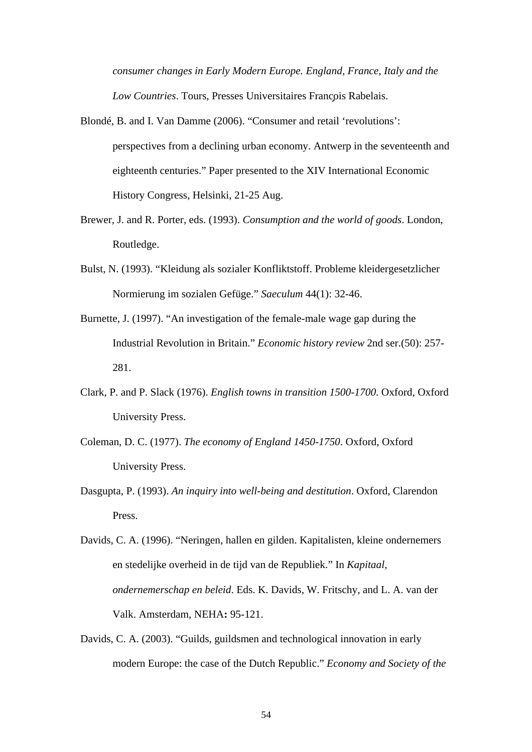*consumer changes in Early Modern Europe. England, France, Italy and the Low Countries*. Tours, Presses Universitaires François Rabelais.

Blondé, B. and I. Van Damme (2006). "Consumer and retail 'revolutions': perspectives from a declining urban economy. Antwerp in the seventeenth and eighteenth centuries." Paper presented to the XIV International Economic History Congress, Helsinki, 21-25 Aug.

Brewer, J. and R. Porter, eds. (1993). *Consumption and the world of goods*. London, Routledge.

Bulst, N. (1993). "Kleidung als sozialer Konfliktstoff. Probleme kleidergesetzlicher Normierung im sozialen Gefüge." *Saeculum* 44(1): 32-46.

Burnette, J. (1997). "An investigation of the female-male wage gap during the Industrial Revolution in Britain." *Economic history review* 2nd ser.(50): 257-281.

Clark, P. and P. Slack (1976). *English towns in transition 1500-1700*. Oxford, Oxford University Press.

Coleman, D. C. (1977). *The economy of England 1450-1750*. Oxford, Oxford University Press.

Dasgupta, P. (1993). *An inquiry into well-being and destitution*. Oxford, Clarendon Press.

Davids, C. A. (1996). "Neringen, hallen en gilden. Kapitalisten, kleine ondernemers en stedelijke overheid in de tijd van de Republiek." In *Kapitaal, ondernemerschap en beleid*. Eds. K. Davids, W. Fritschy, and L. A. van der Valk. Amsterdam, NEHA**:** 95-121.

Davids, C. A. (2003). "Guilds, guildsmen and technological innovation in early modern Europe: the case of the Dutch Republic." *Economy and Society of the*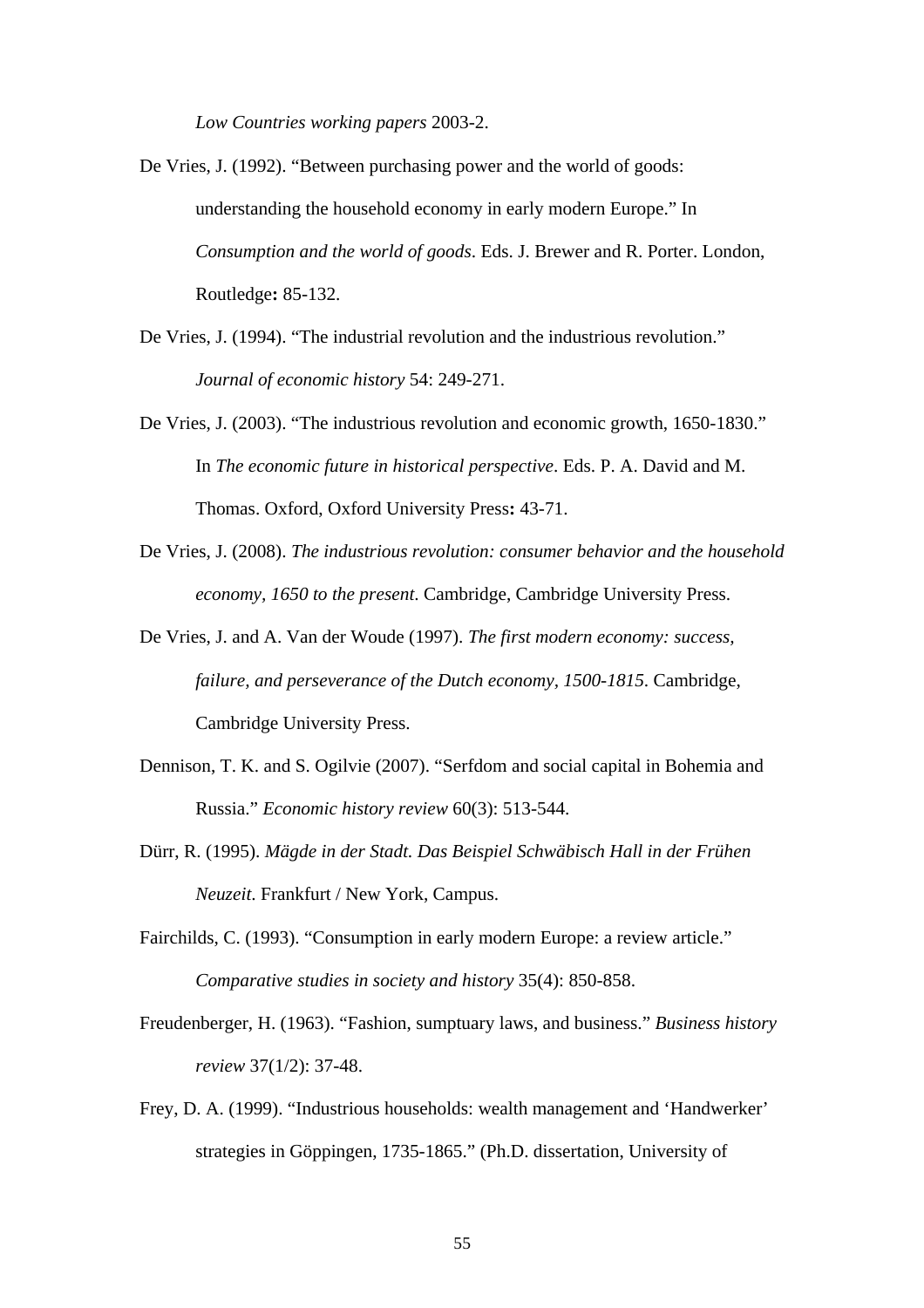*Low Countries working papers* 2003-2.

De Vries, J. (1992). "Between purchasing power and the world of goods: understanding the household economy in early modern Europe." In *Consumption and the world of goods*. Eds. J. Brewer and R. Porter. London, Routledge**:** 85-132.

De Vries, J. (1994). "The industrial revolution and the industrious revolution." *Journal of economic history* 54: 249-271.

De Vries, J. (2003). "The industrious revolution and economic growth, 1650-1830." In *The economic future in historical perspective*. Eds. P. A. David and M. Thomas. Oxford, Oxford University Press**:** 43-71.

De Vries, J. (2008). *The industrious revolution: consumer behavior and the household economy, 1650 to the present*. Cambridge, Cambridge University Press.

De Vries, J. and A. Van der Woude (1997). *The first modern economy: success, failure, and perseverance of the Dutch economy, 1500-1815*. Cambridge, Cambridge University Press.

Dennison, T. K. and S. Ogilvie (2007). "Serfdom and social capital in Bohemia and Russia." *Economic history review* 60(3): 513-544.

Dürr, R. (1995). *Mägde in der Stadt. Das Beispiel Schwäbisch Hall in der Frühen Neuzeit*. Frankfurt / New York, Campus.

Fairchilds, C. (1993). "Consumption in early modern Europe: a review article." *Comparative studies in society and history* 35(4): 850-858.

Freudenberger, H. (1963). "Fashion, sumptuary laws, and business." *Business history review* 37(1/2): 37-48.

Frey, D. A. (1999). "Industrious households: wealth management and 'Handwerker' strategies in Göppingen, 1735-1865." (Ph.D. dissertation, University of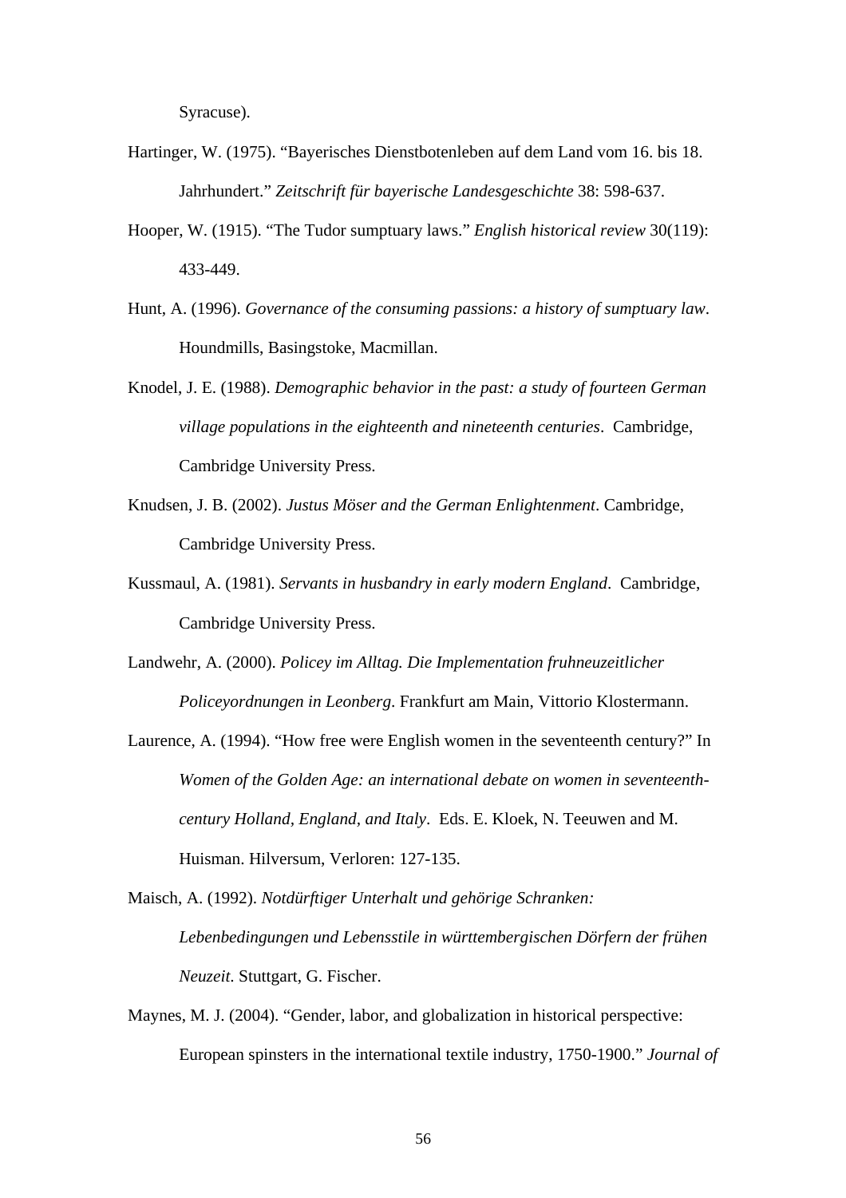Syracuse).

Hartinger, W. (1975). “Bayerisches Dienstbotenleben auf dem Land vom 16. bis 18. Jahrhundert.” *Zeitschrift für bayerische Landesgeschichte* 38: 598-637.

Hooper, W. (1915). “The Tudor sumptuary laws.” *English historical review* 30(119): 433-449.

Hunt, A. (1996). *Governance of the consuming passions: a history of sumptuary law*. Houndmills, Basingstoke, Macmillan.

Knodel, J. E. (1988). *Demographic behavior in the past: a study of fourteen German village populations in the eighteenth and nineteenth centuries*. Cambridge, Cambridge University Press.

Knudsen, J. B. (2002). *Justus Möser and the German Enlightenment*. Cambridge, Cambridge University Press.

Kussmaul, A. (1981). *Servants in husbandry in early modern England*. Cambridge, Cambridge University Press.

Landwehr, A. (2000). *Policey im Alltag. Die Implementation fruhneuzeitlicher Policeyordnungen in Leonberg*. Frankfurt am Main, Vittorio Klostermann.

Laurence, A. (1994). “How free were English women in the seventeenth century?” In *Women of the Golden Age: an international debate on women in seventeenth-century Holland, England, and Italy*. Eds. E. Kloek, N. Teeuwen and M. Huisman. Hilversum, Verloren: 127-135.

Maisch, A. (1992). *Notdürftiger Unterhalt und gehörige Schranken: Lebenbedingungen und Lebensstile in württembergischen Dörfern der frühen Neuzeit*. Stuttgart, G. Fischer.

Maynes, M. J. (2004). “Gender, labor, and globalization in historical perspective: European spinsters in the international textile industry, 1750-1900.” *Journal of*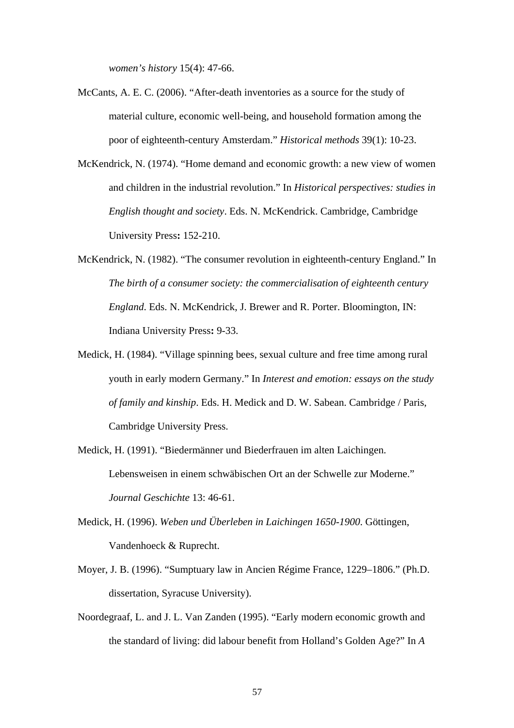*women's history* 15(4): 47-66.

McCants, A. E. C. (2006). "After-death inventories as a source for the study of material culture, economic well-being, and household formation among the poor of eighteenth-century Amsterdam." *Historical methods* 39(1): 10-23.

McKendrick, N. (1974). "Home demand and economic growth: a new view of women and children in the industrial revolution." In *Historical perspectives: studies in English thought and society*. Eds. N. McKendrick. Cambridge, Cambridge University Press**:** 152-210.

McKendrick, N. (1982). "The consumer revolution in eighteenth-century England." In *The birth of a consumer society: the commercialisation of eighteenth century England*. Eds. N. McKendrick, J. Brewer and R. Porter. Bloomington, IN: Indiana University Press**:** 9-33.

Medick, H. (1984). "Village spinning bees, sexual culture and free time among rural youth in early modern Germany." In *Interest and emotion: essays on the study of family and kinship*. Eds. H. Medick and D. W. Sabean. Cambridge / Paris, Cambridge University Press.

Medick, H. (1991). "Biedermänner und Biederfrauen im alten Laichingen. Lebensweisen in einem schwäbischen Ort an der Schwelle zur Moderne." *Journal Geschichte* 13: 46-61.

Medick, H. (1996). *Weben und Überleben in Laichingen 1650-1900*. Göttingen, Vandenhoeck & Ruprecht.

Moyer, J. B. (1996). "Sumptuary law in Ancien Régime France, 1229–1806." (Ph.D. dissertation, Syracuse University).

Noordegraaf, L. and J. L. Van Zanden (1995). "Early modern economic growth and the standard of living: did labour benefit from Holland's Golden Age?" In *A*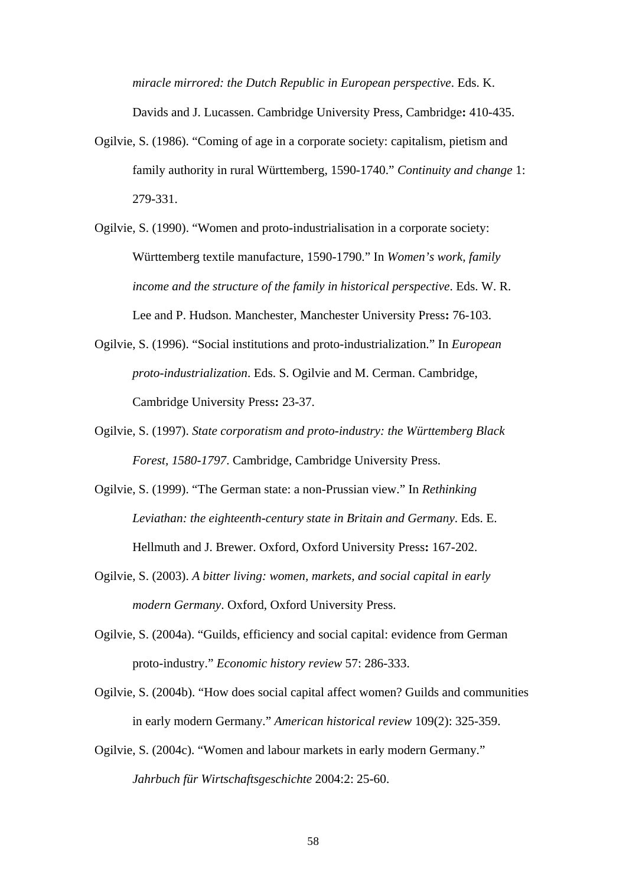*miracle mirrored: the Dutch Republic in European perspective*. Eds. K. Davids and J. Lucassen. Cambridge University Press, Cambridge**:** 410-435.

Ogilvie, S. (1986). "Coming of age in a corporate society: capitalism, pietism and family authority in rural Württemberg, 1590-1740." *Continuity and change* 1: 279-331.

Ogilvie, S. (1990). "Women and proto-industrialisation in a corporate society: Württemberg textile manufacture, 1590-1790." In *Women's work, family income and the structure of the family in historical perspective*. Eds. W. R. Lee and P. Hudson. Manchester, Manchester University Press**:** 76-103.

Ogilvie, S. (1996). "Social institutions and proto-industrialization." In *European proto-industrialization*. Eds. S. Ogilvie and M. Cerman. Cambridge, Cambridge University Press**:** 23-37.

Ogilvie, S. (1997). *State corporatism and proto-industry: the Württemberg Black Forest, 1580-1797*. Cambridge, Cambridge University Press.

Ogilvie, S. (1999). "The German state: a non-Prussian view." In *Rethinking Leviathan: the eighteenth-century state in Britain and Germany*. Eds. E. Hellmuth and J. Brewer. Oxford, Oxford University Press**:** 167-202.

Ogilvie, S. (2003). *A bitter living: women, markets, and social capital in early modern Germany*. Oxford, Oxford University Press.

Ogilvie, S. (2004a). "Guilds, efficiency and social capital: evidence from German proto-industry." *Economic history review* 57: 286-333.

Ogilvie, S. (2004b). "How does social capital affect women? Guilds and communities in early modern Germany." *American historical review* 109(2): 325-359.

Ogilvie, S. (2004c). "Women and labour markets in early modern Germany." *Jahrbuch für Wirtschaftsgeschichte* 2004:2: 25-60.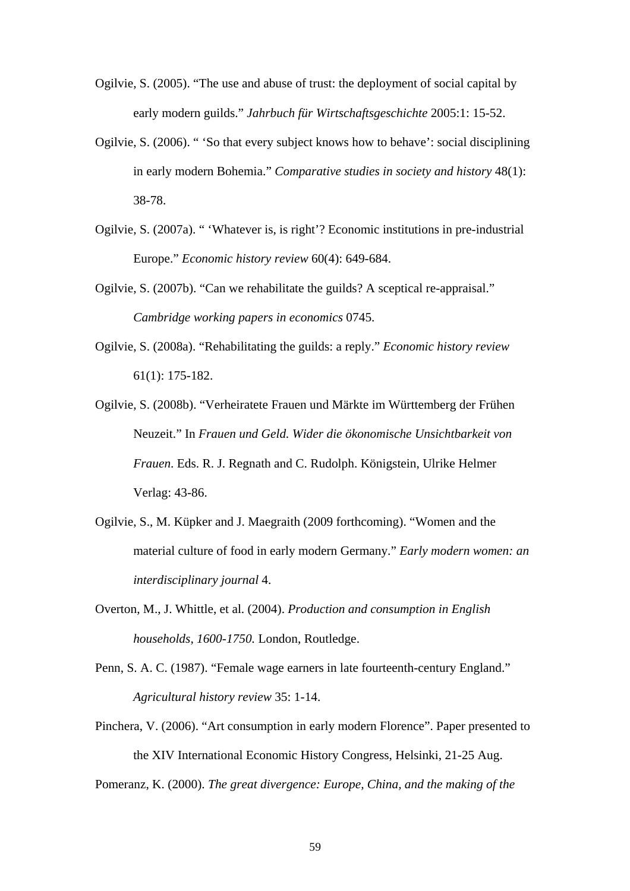Ogilvie, S. (2005). “The use and abuse of trust: the deployment of social capital by early modern guilds.” *Jahrbuch für Wirtschaftsgeschichte* 2005:1: 15-52.

Ogilvie, S. (2006). “ ‘So that every subject knows how to behave’: social disciplining in early modern Bohemia.” *Comparative studies in society and history* 48(1): 38-78.

Ogilvie, S. (2007a). “ ‘Whatever is, is right’? Economic institutions in pre-industrial Europe.” *Economic history review* 60(4): 649-684.

Ogilvie, S. (2007b). “Can we rehabilitate the guilds? A sceptical re-appraisal.” *Cambridge working papers in economics* 0745.

Ogilvie, S. (2008a). “Rehabilitating the guilds: a reply.” *Economic history review* 61(1): 175-182.

Ogilvie, S. (2008b). “Verheiratete Frauen und Märkte im Württemberg der Frühen Neuzeit.” In *Frauen und Geld. Wider die ökonomische Unsichtbarkeit von Frauen*. Eds. R. J. Regnath and C. Rudolph. Königstein, Ulrike Helmer Verlag: 43-86.

Ogilvie, S., M. Küpker and J. Maegraith (2009 forthcoming). “Women and the material culture of food in early modern Germany.” *Early modern women: an interdisciplinary journal* 4.

Overton, M., J. Whittle, et al. (2004). *Production and consumption in English households, 1600-1750.* London, Routledge.

Penn, S. A. C. (1987). “Female wage earners in late fourteenth-century England.” *Agricultural history review* 35: 1-14.

Pinchera, V. (2006). “Art consumption in early modern Florence”. Paper presented to the XIV International Economic History Congress, Helsinki, 21-25 Aug.

Pomeranz, K. (2000). *The great divergence: Europe, China, and the making of the*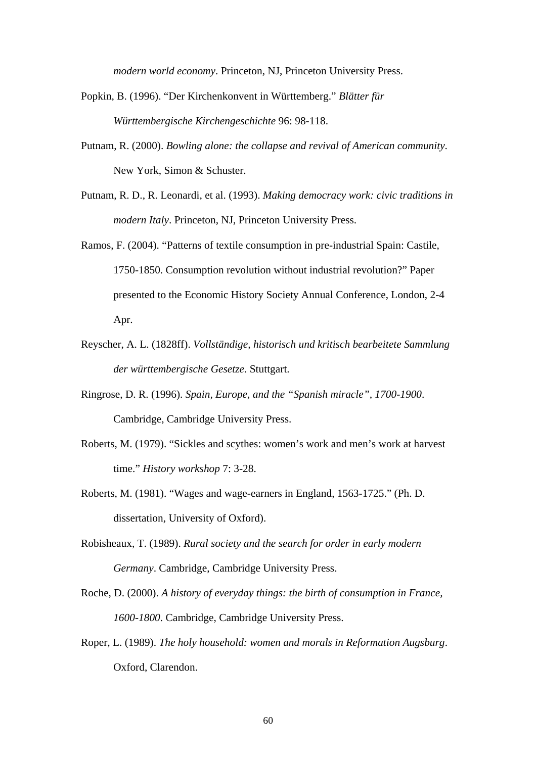*modern world economy*. Princeton, NJ, Princeton University Press.

Popkin, B. (1996). "Der Kirchenkonvent in Württemberg." *Blätter für Württembergische Kirchengeschichte* 96: 98-118.

Putnam, R. (2000). *Bowling alone: the collapse and revival of American community*. New York, Simon & Schuster.

Putnam, R. D., R. Leonardi, et al. (1993). *Making democracy work: civic traditions in modern Italy*. Princeton, NJ, Princeton University Press.

Ramos, F. (2004). "Patterns of textile consumption in pre-industrial Spain: Castile, 1750-1850. Consumption revolution without industrial revolution?" Paper presented to the Economic History Society Annual Conference, London, 2-4 Apr.

Reyscher, A. L. (1828ff). *Vollständige, historisch und kritisch bearbeitete Sammlung der württembergische Gesetze*. Stuttgart.

Ringrose, D. R. (1996). *Spain, Europe, and the "Spanish miracle", 1700-1900*. Cambridge, Cambridge University Press.

Roberts, M. (1979). "Sickles and scythes: women's work and men's work at harvest time." *History workshop* 7: 3-28.

Roberts, M. (1981). "Wages and wage-earners in England, 1563-1725." (Ph. D. dissertation, University of Oxford).

Robisheaux, T. (1989). *Rural society and the search for order in early modern Germany*. Cambridge, Cambridge University Press.

Roche, D. (2000). *A history of everyday things: the birth of consumption in France, 1600-1800*. Cambridge, Cambridge University Press.

Roper, L. (1989). *The holy household: women and morals in Reformation Augsburg*. Oxford, Clarendon.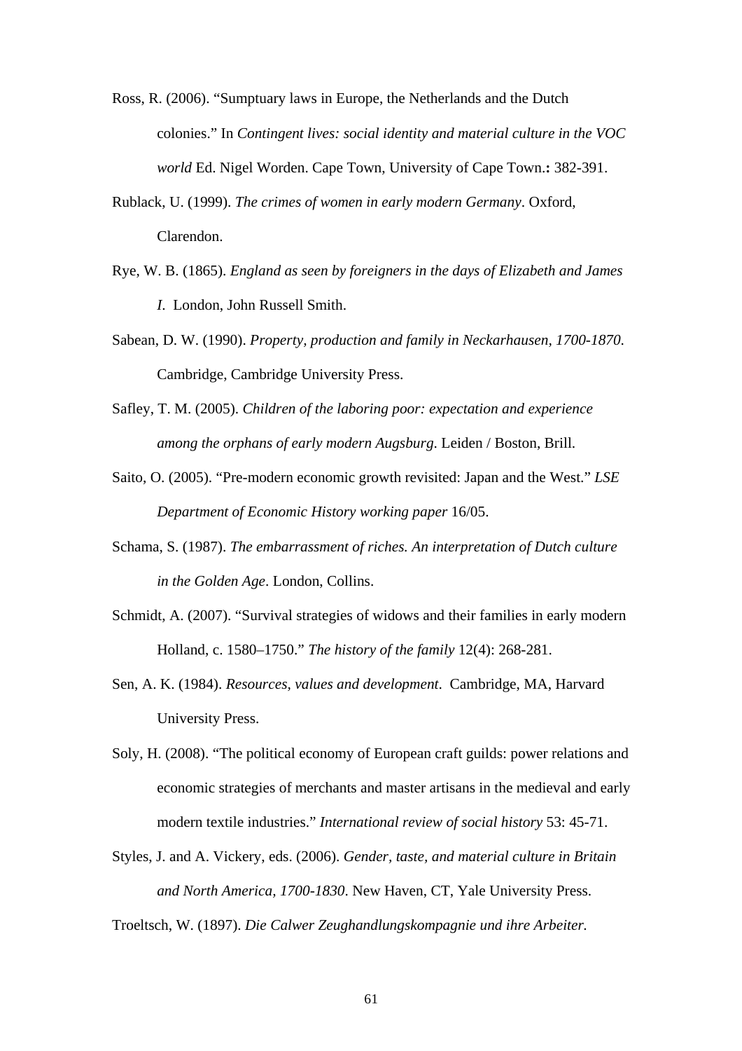Ross, R. (2006). “Sumptuary laws in Europe, the Netherlands and the Dutch colonies.” In *Contingent lives: social identity and material culture in the VOC world* Ed. Nigel Worden. Cape Town, University of Cape Town.**:** 382-391.

Rublack, U. (1999). *The crimes of women in early modern Germany*. Oxford, Clarendon.

Rye, W. B. (1865). *England as seen by foreigners in the days of Elizabeth and James I.* London, John Russell Smith.

Sabean, D. W. (1990). *Property, production and family in Neckarhausen, 1700-1870*. Cambridge, Cambridge University Press.

Safley, T. M. (2005). *Children of the laboring poor: expectation and experience among the orphans of early modern Augsburg*. Leiden / Boston, Brill.

Saito, O. (2005). “Pre-modern economic growth revisited: Japan and the West.” *LSE Department of Economic History working paper* 16/05.

Schama, S. (1987). *The embarrassment of riches. An interpretation of Dutch culture in the Golden Age*. London, Collins.

Schmidt, A. (2007). “Survival strategies of widows and their families in early modern Holland, c. 1580–1750.” *The history of the family* 12(4): 268-281.

Sen, A. K. (1984). *Resources, values and development*. Cambridge, MA, Harvard University Press.

Soly, H. (2008). “The political economy of European craft guilds: power relations and economic strategies of merchants and master artisans in the medieval and early modern textile industries.” *International review of social history* 53: 45-71.

Styles, J. and A. Vickery, eds. (2006). *Gender, taste, and material culture in Britain and North America, 1700-1830*. New Haven, CT, Yale University Press.

Troeltsch, W. (1897). *Die Calwer Zeughandlungskompagnie und ihre Arbeiter.*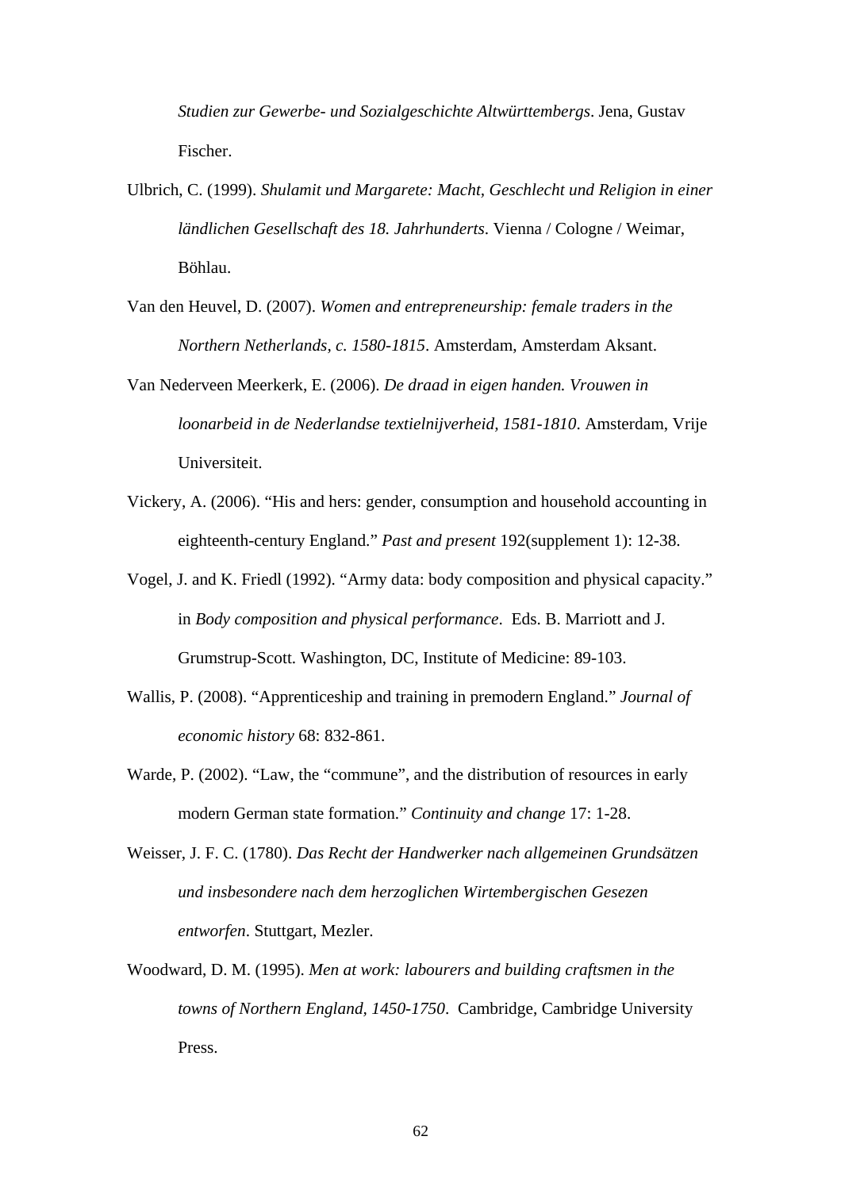*Studien zur Gewerbe- und Sozialgeschichte Altwürttembergs*. Jena, Gustav Fischer.

Ulbrich, C. (1999). *Shulamit und Margarete: Macht, Geschlecht und Religion in einer ländlichen Gesellschaft des 18. Jahrhunderts*. Vienna / Cologne / Weimar, Böhlau.

Van den Heuvel, D. (2007). *Women and entrepreneurship: female traders in the Northern Netherlands, c. 1580-1815*. Amsterdam, Amsterdam Aksant.

Van Nederveen Meerkerk, E. (2006). *De draad in eigen handen. Vrouwen in loonarbeid in de Nederlandse textielnijverheid, 1581-1810*. Amsterdam, Vrije Universiteit.

Vickery, A. (2006). "His and hers: gender, consumption and household accounting in eighteenth-century England." *Past and present* 192(supplement 1): 12-38.

Vogel, J. and K. Friedl (1992). "Army data: body composition and physical capacity." in *Body composition and physical performance*. Eds. B. Marriott and J. Grumstrup-Scott. Washington, DC, Institute of Medicine: 89-103.

Wallis, P. (2008). "Apprenticeship and training in premodern England." *Journal of economic history* 68: 832-861.

Warde, P. (2002). "Law, the "commune", and the distribution of resources in early modern German state formation." *Continuity and change* 17: 1-28.

Weisser, J. F. C. (1780). *Das Recht der Handwerker nach allgemeinen Grundsätzen und insbesondere nach dem herzoglichen Wirtembergischen Gesezen entworfen*. Stuttgart, Mezler.

Woodward, D. M. (1995). *Men at work: labourers and building craftsmen in the towns of Northern England, 1450-1750*. Cambridge, Cambridge University Press.